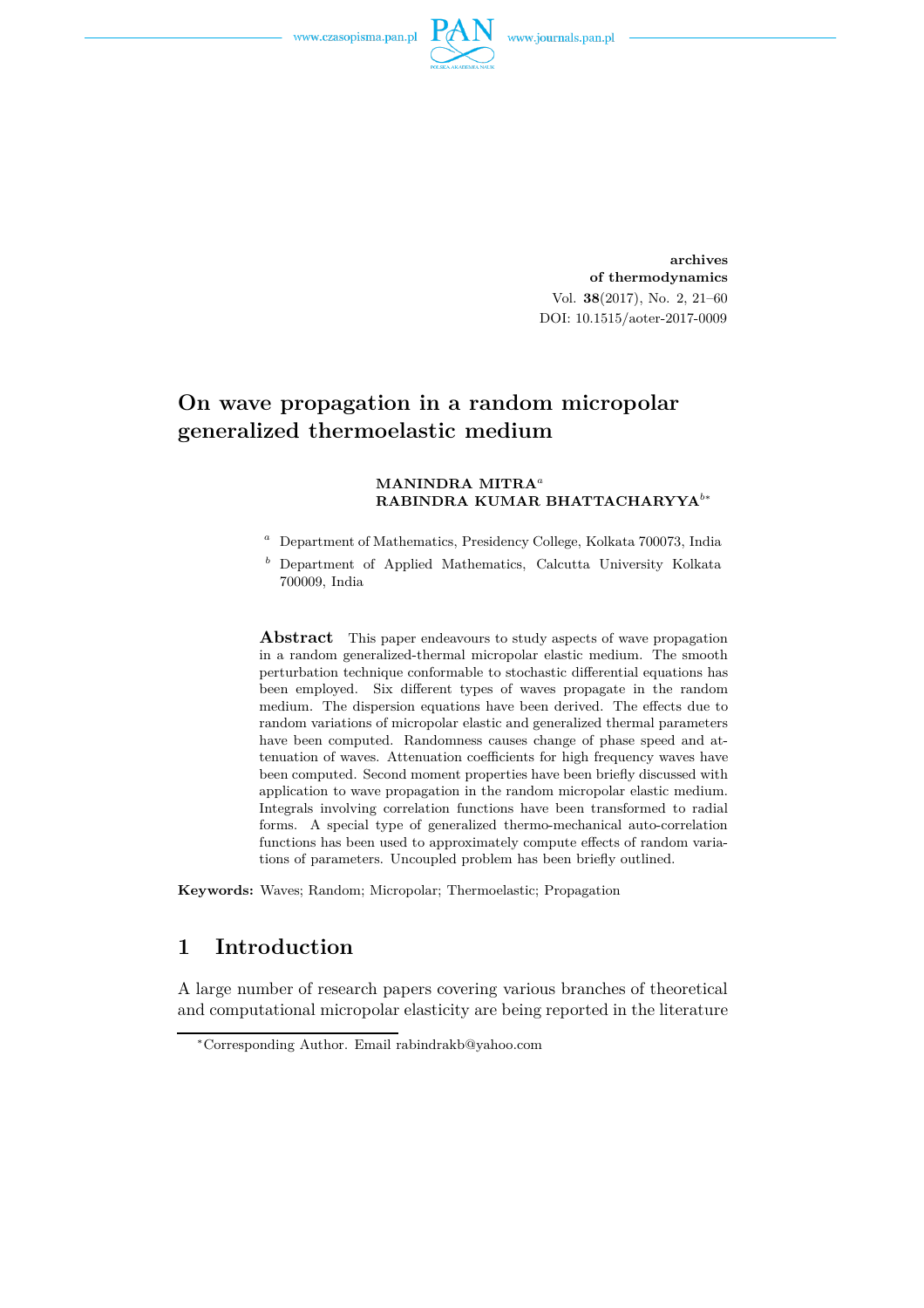**archives of thermodynamics**
Vol. **38**(2017), No. 2, 21–60
DOI: 10.1515/aoter-2017-0009

# On wave propagation in a random micropolar generalized thermoelastic medium

**MANINDRA MITRA**[a]
**RABINDRA KUMAR BHATTACHARYYA**[b*]

[a] Department of Mathematics, Presidency College, Kolkata 700073, India

[b] Department of Applied Mathematics, Calcutta University Kolkata 700009, India

**Abstract** This paper endeavours to study aspects of wave propagation in a random generalized-thermal micropolar elastic medium. The smooth perturbation technique conformable to stochastic differential equations has been employed. Six different types of waves propagate in the random medium. The dispersion equations have been derived. The effects due to random variations of micropolar elastic and generalized thermal parameters have been computed. Randomness causes change of phase speed and attenuation of waves. Attenuation coefficients for high frequency waves have been computed. Second moment properties have been briefly discussed with application to wave propagation in the random micropolar elastic medium. Integrals involving correlation functions have been transformed to radial forms. A special type of generalized thermo-mechanical auto-correlation functions has been used to approximately compute effects of random variations of parameters. Uncoupled problem has been briefly outlined.

**Keywords:** Waves; Random; Micropolar; Thermoelastic; Propagation

## 1 Introduction

A large number of research papers covering various branches of theoretical and computational micropolar elasticity are being reported in the literature

*Corresponding Author. Email rabindrakb@yahoo.com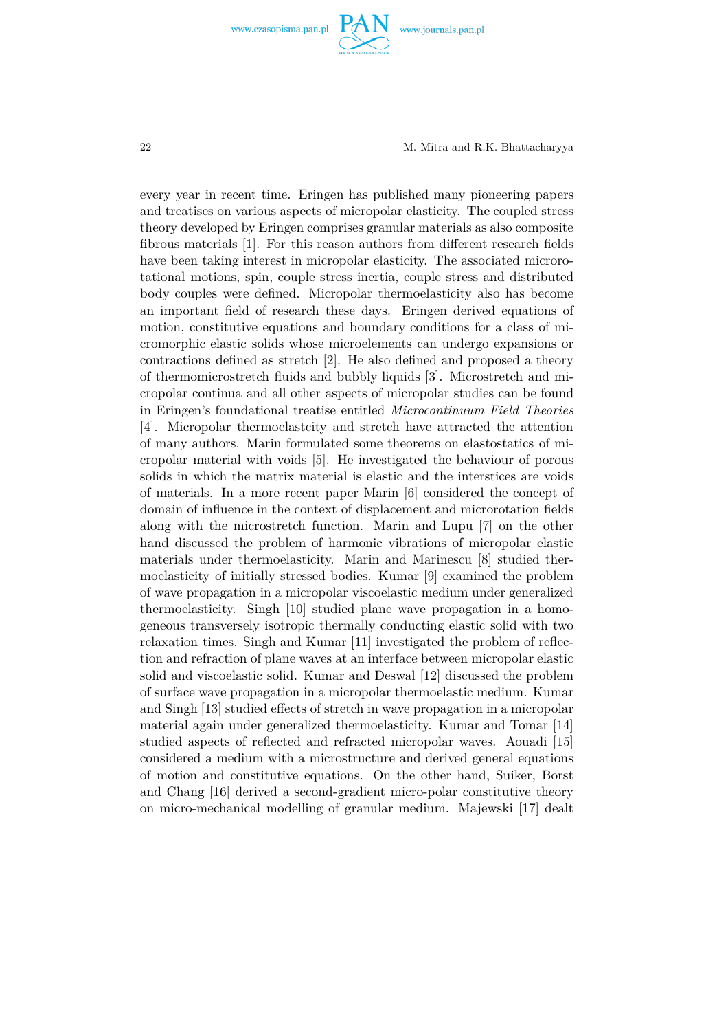every year in recent time. Eringen has published many pioneering papers and treatises on various aspects of micropolar elasticity. The coupled stress theory developed by Eringen comprises granular materials as also composite fibrous materials [1]. For this reason authors from different research fields have been taking interest in micropolar elasticity. The associated microrotational motions, spin, couple stress inertia, couple stress and distributed body couples were defined. Micropolar thermoelasticity also has become an important field of research these days. Eringen derived equations of motion, constitutive equations and boundary conditions for a class of micromorphic elastic solids whose microelements can undergo expansions or contractions defined as stretch [2]. He also defined and proposed a theory of thermomicrostretch fluids and bubbly liquids [3]. Microstretch and micropolar continua and all other aspects of micropolar studies can be found in Eringen's foundational treatise entitled *Microcontinuum Field Theories* [4]. Micropolar thermoelastcity and stretch have attracted the attention of many authors. Marin formulated some theorems on elastostatics of micropolar material with voids [5]. He investigated the behaviour of porous solids in which the matrix material is elastic and the interstices are voids of materials. In a more recent paper Marin [6] considered the concept of domain of influence in the context of displacement and microrotation fields along with the microstretch function. Marin and Lupu [7] on the other hand discussed the problem of harmonic vibrations of micropolar elastic materials under thermoelasticity. Marin and Marinescu [8] studied thermoelasticity of initially stressed bodies. Kumar [9] examined the problem of wave propagation in a micropolar viscoelastic medium under generalized thermoelasticity. Singh [10] studied plane wave propagation in a homogeneous transversely isotropic thermally conducting elastic solid with two relaxation times. Singh and Kumar [11] investigated the problem of reflection and refraction of plane waves at an interface between micropolar elastic solid and viscoelastic solid. Kumar and Deswal [12] discussed the problem of surface wave propagation in a micropolar thermoelastic medium. Kumar and Singh [13] studied effects of stretch in wave propagation in a micropolar material again under generalized thermoelasticity. Kumar and Tomar [14] studied aspects of reflected and refracted micropolar waves. Aouadi [15] considered a medium with a microstructure and derived general equations of motion and constitutive equations. On the other hand, Suiker, Borst and Chang [16] derived a second-gradient micro-polar constitutive theory on micro-mechanical modelling of granular medium. Majewski [17] dealt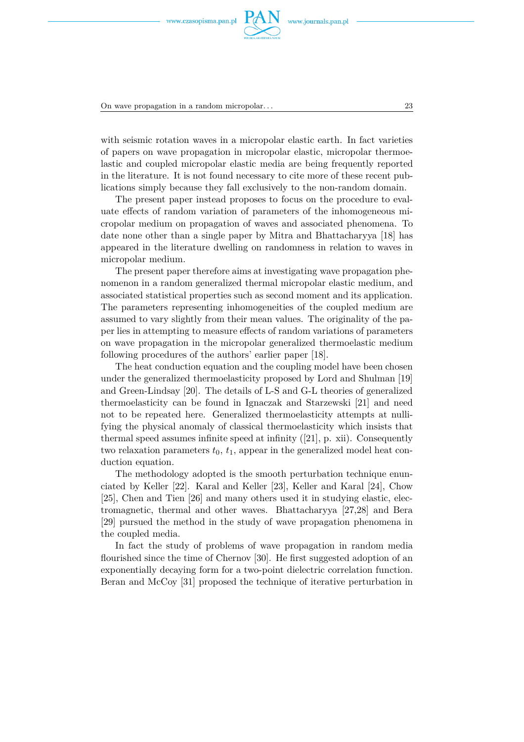with seismic rotation waves in a micropolar elastic earth. In fact varieties of papers on wave propagation in micropolar elastic, micropolar thermoelastic and coupled micropolar elastic media are being frequently reported in the literature. It is not found necessary to cite more of these recent publications simply because they fall exclusively to the non-random domain.

The present paper instead proposes to focus on the procedure to evaluate effects of random variation of parameters of the inhomogeneous micropolar medium on propagation of waves and associated phenomena. To date none other than a single paper by Mitra and Bhattacharyya [18] has appeared in the literature dwelling on randomness in relation to waves in micropolar medium.

The present paper therefore aims at investigating wave propagation phenomenon in a random generalized thermal micropolar elastic medium, and associated statistical properties such as second moment and its application. The parameters representing inhomogeneities of the coupled medium are assumed to vary slightly from their mean values. The originality of the paper lies in attempting to measure effects of random variations of parameters on wave propagation in the micropolar generalized thermoelastic medium following procedures of the authors' earlier paper [18].

The heat conduction equation and the coupling model have been chosen under the generalized thermoelasticity proposed by Lord and Shulman [19] and Green-Lindsay [20]. The details of L-S and G-L theories of generalized thermoelasticity can be found in Ignaczak and Starzewski [21] and need not to be repeated here. Generalized thermoelasticity attempts at nullifying the physical anomaly of classical thermoelasticity which insists that thermal speed assumes infinite speed at infinity ([21], p. xii). Consequently two relaxation parameters $t_0$, $t_1$, appear in the generalized model heat conduction equation.

The methodology adopted is the smooth perturbation technique enunciated by Keller [22]. Karal and Keller [23], Keller and Karal [24], Chow [25], Chen and Tien [26] and many others used it in studying elastic, electromagnetic, thermal and other waves. Bhattacharyya [27,28] and Bera [29] pursued the method in the study of wave propagation phenomena in the coupled media.

In fact the study of problems of wave propagation in random media flourished since the time of Chernov [30]. He first suggested adoption of an exponentially decaying form for a two-point dielectric correlation function. Beran and McCoy [31] proposed the technique of iterative perturbation in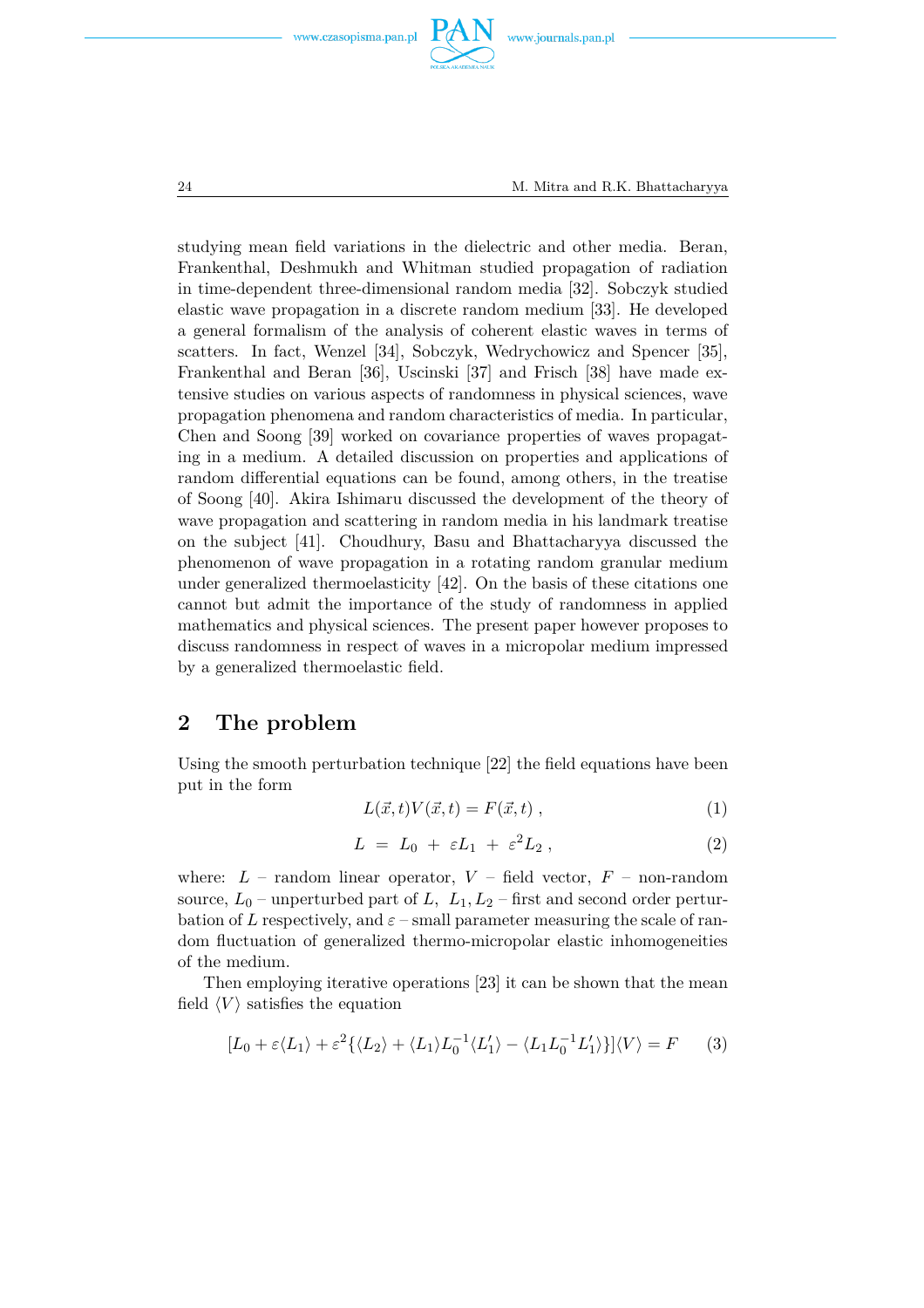studying mean field variations in the dielectric and other media. Beran, Frankenthal, Deshmukh and Whitman studied propagation of radiation in time-dependent three-dimensional random media [32]. Sobczyk studied elastic wave propagation in a discrete random medium [33]. He developed a general formalism of the analysis of coherent elastic waves in terms of scatters. In fact, Wenzel [34], Sobczyk, Wedrychowicz and Spencer [35], Frankenthal and Beran [36], Uscinski [37] and Frisch [38] have made extensive studies on various aspects of randomness in physical sciences, wave propagation phenomena and random characteristics of media. In particular, Chen and Soong [39] worked on covariance properties of waves propagating in a medium. A detailed discussion on properties and applications of random differential equations can be found, among others, in the treatise of Soong [40]. Akira Ishimaru discussed the development of the theory of wave propagation and scattering in random media in his landmark treatise on the subject [41]. Choudhury, Basu and Bhattacharyya discussed the phenomenon of wave propagation in a rotating random granular medium under generalized thermoelasticity [42]. On the basis of these citations one cannot but admit the importance of the study of randomness in applied mathematics and physical sciences. The present paper however proposes to discuss randomness in respect of waves in a micropolar medium impressed by a generalized thermoelastic field.

## 2 The problem

Using the smooth perturbation technique [22] the field equations have been put in the form

$$L(\vec{x},t)V(\vec{x},t) = F(\vec{x},t)\ , \tag{1}$$

$$L \ = \ L_0 \ + \ \varepsilon L_1 \ + \ \varepsilon^2 L_2\ , \tag{2}$$

where: $L$ – random linear operator, $V$ – field vector, $F$ – non-random source, $L_0$ – unperturbed part of $L$, $L_1, L_2$ – first and second order perturbation of $L$ respectively, and $\varepsilon$ – small parameter measuring the scale of random fluctuation of generalized thermo-micropolar elastic inhomogeneities of the medium.

Then employing iterative operations [23] it can be shown that the mean field $\langle V\rangle$ satisfies the equation

$$[L_0 + \varepsilon\langle L_1\rangle + \varepsilon^2\{\langle L_2\rangle + \langle L_1\rangle L_0^{-1}\langle L_1'\rangle - \langle L_1 L_0^{-1} L_1'\rangle\}]\langle V\rangle = F \tag{3}$$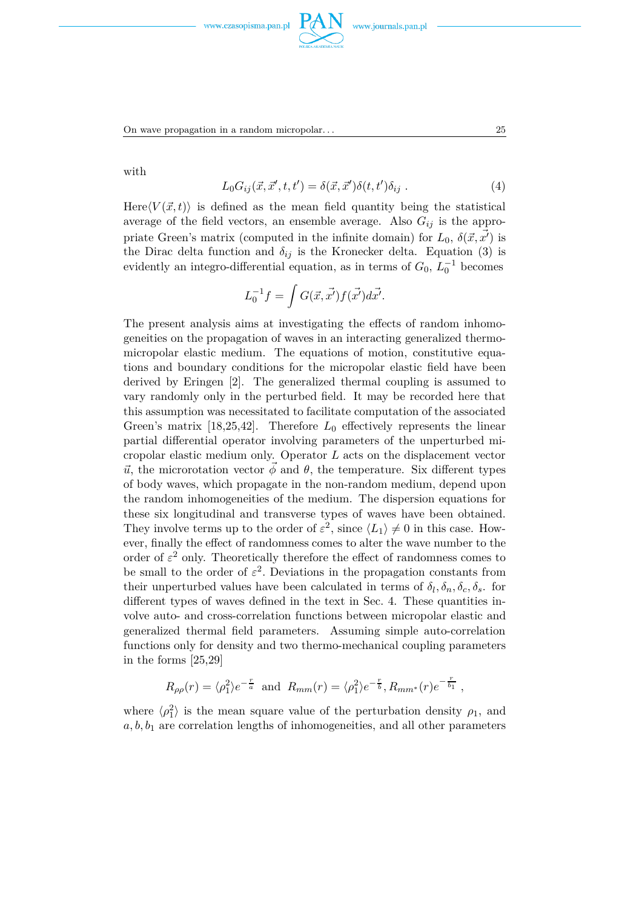with

$$L_0 G_{ij}(\vec{x}, \vec{x}', t, t') = \delta(\vec{x}, \vec{x}')\delta(t, t')\delta_{ij} \ . \tag{4}$$

Here$\langle V(\vec{x}, t)\rangle$ is defined as the mean field quantity being the statistical average of the field vectors, an ensemble average. Also $G_{ij}$ is the appropriate Green's matrix (computed in the infinite domain) for $L_0$, $\delta(\vec{x}, \vec{x'})$ is the Dirac delta function and $\delta_{ij}$ is the Kronecker delta. Equation (3) is evidently an integro-differential equation, as in terms of $G_0$, $L_0^{-1}$ becomes

$$L_0^{-1} f = \int G(\vec{x}, \vec{x'}) f(\vec{x'}) d\vec{x'}.$$

The present analysis aims at investigating the effects of random inhomogeneities on the propagation of waves in an interacting generalized thermomicropolar elastic medium. The equations of motion, constitutive equations and boundary conditions for the micropolar elastic field have been derived by Eringen [2]. The generalized thermal coupling is assumed to vary randomly only in the perturbed field. It may be recorded here that this assumption was necessitated to facilitate computation of the associated Green's matrix [18,25,42]. Therefore $L_0$ effectively represents the linear partial differential operator involving parameters of the unperturbed micropolar elastic medium only. Operator $L$ acts on the displacement vector $\vec{u}$, the microrotation vector $\vec{\phi}$ and $\theta$, the temperature. Six different types of body waves, which propagate in the non-random medium, depend upon the random inhomogeneities of the medium. The dispersion equations for these six longitudinal and transverse types of waves have been obtained. They involve terms up to the order of $\varepsilon^2$, since $\langle L_1\rangle \neq 0$ in this case. However, finally the effect of randomness comes to alter the wave number to the order of $\varepsilon^2$ only. Theoretically therefore the effect of randomness comes to be small to the order of $\varepsilon^2$. Deviations in the propagation constants from their unperturbed values have been calculated in terms of $\delta_l, \delta_n, \delta_c, \delta_s$. for different types of waves defined in the text in Sec. 4. These quantities involve auto- and cross-correlation functions between micropolar elastic and generalized thermal field parameters. Assuming simple auto-correlation functions only for density and two thermo-mechanical coupling parameters in the forms [25,29]

$$R_{\rho\rho}(r) = \langle\rho_1^2\rangle e^{-\frac{r}{a}} \ \text{ and } \ R_{mm}(r) = \langle\rho_1^2\rangle e^{-\frac{r}{b}}, R_{mm^*}(r) e^{-\frac{r}{b_1}} \ ,$$

where $\langle\rho_1^2\rangle$ is the mean square value of the perturbation density $\rho_1$, and $a, b, b_1$ are correlation lengths of inhomogeneities, and all other parameters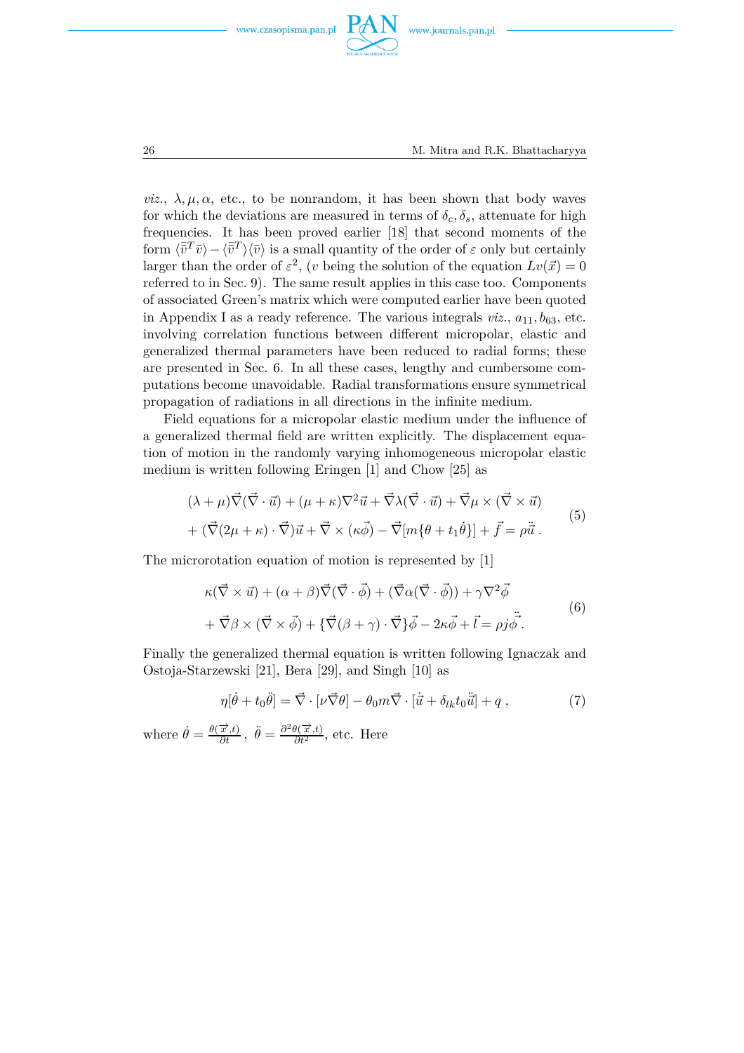*viz.*, $\lambda, \mu, \alpha$, etc., to be nonrandom, it has been shown that body waves for which the deviations are measured in terms of $\delta_c, \delta_s$, attenuate for high frequencies. It has been proved earlier [18] that second moments of the form $\langle \bar{\vec{v}}^T \bar{v} \rangle - \langle \bar{\vec{v}}^T \rangle \langle \bar{v} \rangle$ is a small quantity of the order of $\varepsilon$ only but certainly larger than the order of $\varepsilon^2$, ($v$ being the solution of the equation $Lv(\vec{x}) = 0$ referred to in Sec. 9). The same result applies in this case too. Components of associated Green's matrix which were computed earlier have been quoted in Appendix I as a ready reference. The various integrals *viz.*, $a_{11}, b_{63}$, etc. involving correlation functions between different micropolar, elastic and generalized thermal parameters have been reduced to radial forms; these are presented in Sec. 6. In all these cases, lengthy and cumbersome computations become unavoidable. Radial transformations ensure symmetrical propagation of radiations in all directions in the infinite medium.

Field equations for a micropolar elastic medium under the influence of a generalized thermal field are written explicitly. The displacement equation of motion in the randomly varying inhomogeneous micropolar elastic medium is written following Eringen [1] and Chow [25] as

$$
\begin{aligned}
&(\lambda+\mu)\vec{\nabla}(\vec{\nabla}\cdot\vec{u}) + (\mu+\kappa)\nabla^2\vec{u} + \vec{\nabla}\lambda(\vec{\nabla}\cdot\vec{u}) + \vec{\nabla}\mu\times(\vec{\nabla}\times\vec{u}) \\
&+ (\vec{\nabla}(2\mu+\kappa)\cdot\vec{\nabla})\vec{u} + \vec{\nabla}\times(\kappa\vec{\phi}) - \vec{\nabla}[m\{\theta + t_1\dot{\theta}\}] + \vec{f} = \rho\ddot{\vec{u}}\,.
\end{aligned}
\tag{5}
$$

The microrotation equation of motion is represented by [1]

$$
\begin{aligned}
&\kappa(\vec{\nabla}\times\vec{u}) + (\alpha+\beta)\vec{\nabla}(\vec{\nabla}\cdot\vec{\phi}) + (\vec{\nabla}\alpha(\vec{\nabla}\cdot\vec{\phi})) + \gamma\nabla^2\vec{\phi} \\
&+ \vec{\nabla}\beta\times(\vec{\nabla}\times\vec{\phi}) + \{\vec{\nabla}(\beta+\gamma)\cdot\vec{\nabla}\}\vec{\phi} - 2\kappa\vec{\phi} + \vec{l} = \rho j\ddot{\vec{\phi}}\,.
\end{aligned}
\tag{6}
$$

Finally the generalized thermal equation is written following Ignaczak and Ostoja-Starzewski [21], Bera [29], and Singh [10] as

$$
\eta[\dot{\theta} + t_0\ddot{\theta}] = \vec{\nabla}\cdot[\nu\vec{\nabla}\theta] - \theta_0 m\vec{\nabla}\cdot[\dot{\vec{u}} + \delta_{lk}t_0\ddot{\vec{u}}] + q\,,
\tag{7}
$$

where $\dot{\theta} = \frac{\theta(\vec{x},t)}{\partial t}$, $\ddot{\theta} = \frac{\partial^2\theta(\vec{x},t)}{\partial t^2}$, etc. Here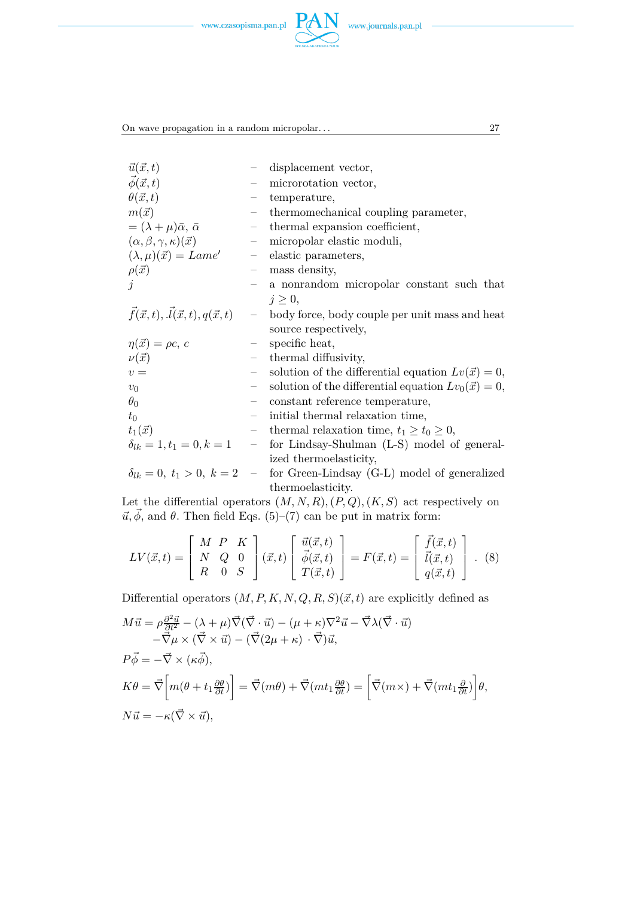| | | |
|---|---|---|
| $\vec{u}(\vec{x},t)$ | – | displacement vector, |
| $\vec{\phi}(\vec{x},t)$ | – | microrotation vector, |
| $\theta(\vec{x},t)$ | – | temperature, |
| $m(\vec{x})$ | – | thermomechanical coupling parameter, |
| $= (\lambda+\mu)\bar{\alpha},\ \bar{\alpha}$ | – | thermal expansion coefficient, |
| $(\alpha,\beta,\gamma,\kappa)(\vec{x})$ | – | micropolar elastic moduli, |
| $(\lambda,\mu)(\vec{x}) = Lame'$ | – | elastic parameters, |
| $\rho(\vec{x})$ | – | mass density, |
| $j$ | – | a nonrandom micropolar constant such that $j \geq 0$, |
| $\vec{f}(\vec{x},t), .\vec{l}(\vec{x},t), q(\vec{x},t)$ | – | body force, body couple per unit mass and heat source respectively, |
| $\eta(\vec{x}) = \rho c,\ c$ | – | specific heat, |
| $\nu(\vec{x})$ | – | thermal diffusivity, |
| $v =$ | – | solution of the differential equation $Lv(\vec{x}) = 0$, |
| $v_0$ | – | solution of the differential equation $Lv_0(\vec{x}) = 0$, |
| $\theta_0$ | – | constant reference temperature, |
| $t_0$ | – | initial thermal relaxation time, |
| $t_1(\vec{x})$ | – | thermal relaxation time, $t_1 \geq t_0 \geq 0$, |
| $\delta_{lk} = 1, t_1 = 0, k = 1$ | – | for Lindsay-Shulman (L-S) model of generalized thermoelasticity, |
| $\delta_{lk} = 0,\ t_1 > 0,\ k = 2$ | – | for Green-Lindsay (G-L) model of generalized thermoelasticity. |

Let the differential operators $(M,N,R),(P,Q),(K,S)$ act respectively on $\vec{u},\vec{\phi}$, and $\theta$. Then field Eqs. (5)–(7) can be put in matrix form:

$$LV(\vec{x},t) = \begin{bmatrix} M & P & K \\ N & Q & 0 \\ R & 0 & S \end{bmatrix}(\vec{x},t) \begin{bmatrix} \vec{u}(\vec{x},t) \\ \vec{\phi}(\vec{x},t) \\ T(\vec{x},t) \end{bmatrix} = F(\vec{x},t) = \begin{bmatrix} \vec{f}(\vec{x},t) \\ \vec{l}(\vec{x},t) \\ q(\vec{x},t) \end{bmatrix}. \quad (8)$$

Differential operators $(M,P,K,N,Q,R,S)(\vec{x},t)$ are explicitly defined as

$$\begin{aligned} M\vec{u} &= \rho\frac{\partial^2\vec{u}}{\partial t^2} - (\lambda+\mu)\vec{\nabla}(\vec{\nabla}\cdot\vec{u}) - (\mu+\kappa)\nabla^2\vec{u} - \vec{\nabla}\lambda(\vec{\nabla}\cdot\vec{u}) \\ &\quad -\vec{\nabla}\mu\times(\vec{\nabla}\times\vec{u}) - (\vec{\nabla}(2\mu+\kappa)\cdot\vec{\nabla})\vec{u}, \\ P\vec{\phi} &= -\vec{\nabla}\times(\kappa\vec{\phi}), \\ K\theta &= \vec{\nabla}\Big[m(\theta + t_1\tfrac{\partial\theta}{\partial t})\Big] = \vec{\nabla}(m\theta) + \vec{\nabla}(mt_1\tfrac{\partial\theta}{\partial t}) = \Big[\vec{\nabla}(m\times) + \vec{\nabla}(mt_1\tfrac{\partial}{\partial t})\Big]\theta, \\ N\vec{u} &= -\kappa(\vec{\nabla}\times\vec{u}), \end{aligned}$$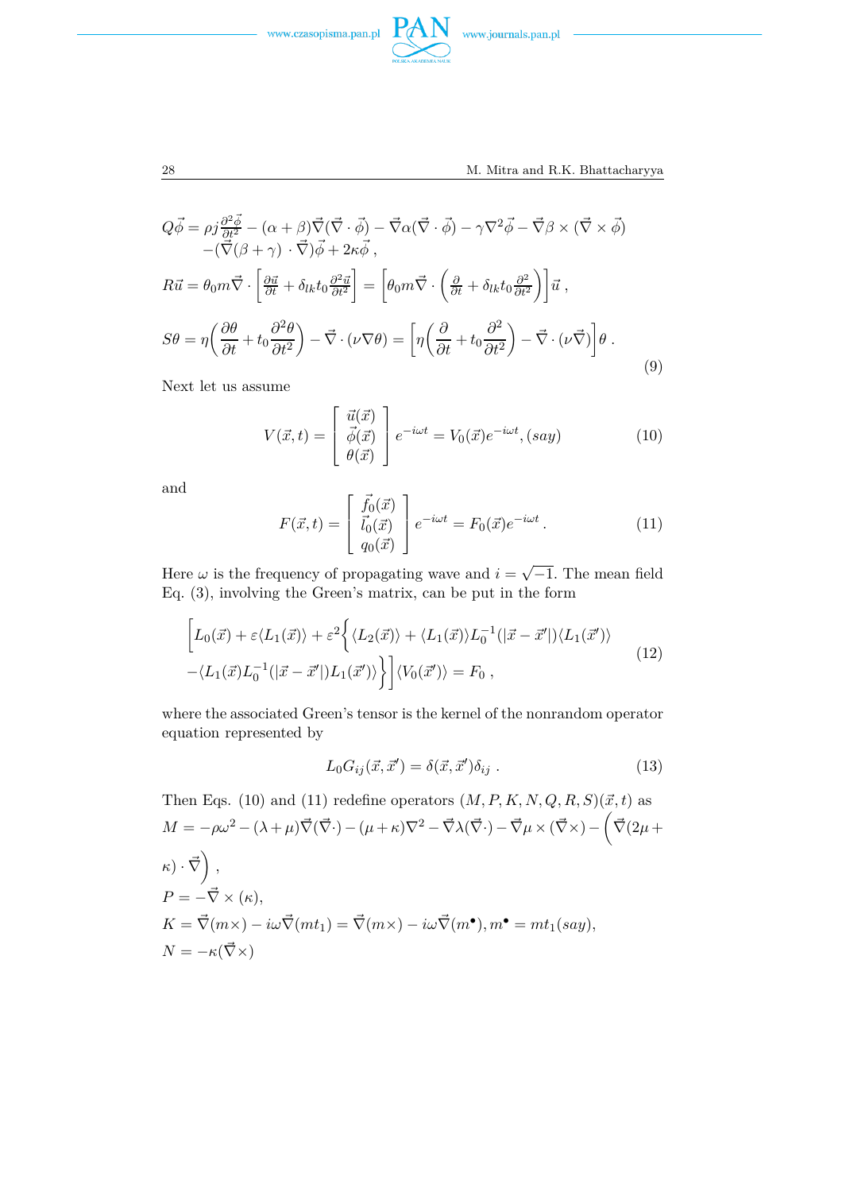$$
\begin{aligned}
Q\vec{\phi} &= \rho j \frac{\partial^2 \vec{\phi}}{\partial t^2} - (\alpha+\beta)\vec{\nabla}(\vec{\nabla}\cdot\vec{\phi}) - \vec{\nabla}\alpha(\vec{\nabla}\cdot\vec{\phi}) - \gamma\nabla^2\vec{\phi} - \vec{\nabla}\beta\times(\vec{\nabla}\times\vec{\phi}) \\
&\quad -(\vec{\nabla}(\beta+\gamma)\cdot\vec{\nabla})\vec{\phi} + 2\kappa\vec{\phi}\,, \\
R\vec{u} &= \theta_0 m\vec{\nabla}\cdot\left[\frac{\partial\vec{u}}{\partial t} + \delta_{lk}t_0\frac{\partial^2\vec{u}}{\partial t^2}\right] = \left[\theta_0 m\vec{\nabla}\cdot\left(\frac{\partial}{\partial t} + \delta_{lk}t_0\frac{\partial^2}{\partial t^2}\right)\right]\vec{u}\,, \\
S\theta &= \eta\left(\frac{\partial\theta}{\partial t} + t_0\frac{\partial^2\theta}{\partial t^2}\right) - \vec{\nabla}\cdot(\nu\nabla\theta) = \left[\eta\left(\frac{\partial}{\partial t} + t_0\frac{\partial^2}{\partial t^2}\right) - \vec{\nabla}\cdot(\nu\vec{\nabla})\right]\theta\,.
\end{aligned}
\tag{9}
$$

Next let us assume

$$
V(\vec{x},t) = \begin{bmatrix} \vec{u}(\vec{x}) \\ \vec{\phi}(\vec{x}) \\ \theta(\vec{x}) \end{bmatrix} e^{-i\omega t} = V_0(\vec{x})e^{-i\omega t}, (say) \tag{10}
$$

and

$$
F(\vec{x},t) = \begin{bmatrix} \vec{f_0}(\vec{x}) \\ \vec{l_0}(\vec{x}) \\ q_0(\vec{x}) \end{bmatrix} e^{-i\omega t} = F_0(\vec{x})e^{-i\omega t}\,. \tag{11}
$$

Here $\omega$ is the frequency of propagating wave and $i = \sqrt{-1}$. The mean field Eq. (3), involving the Green's matrix, can be put in the form

$$
\begin{aligned}
&\Big[L_0(\vec{x}) + \varepsilon\langle L_1(\vec{x})\rangle + \varepsilon^2\Big\{\langle L_2(\vec{x})\rangle + \langle L_1(\vec{x})\rangle L_0^{-1}(|\vec{x}-\vec{x}'|)\langle L_1(\vec{x}')\rangle \\
&-\langle L_1(\vec{x})L_0^{-1}(|\vec{x}-\vec{x}'|)L_1(\vec{x}')\rangle\Big\}\Big]\langle V_0(\vec{x}')\rangle = F_0\,,
\end{aligned}
\tag{12}
$$

where the associated Green's tensor is the kernel of the nonrandom operator equation represented by

$$
L_0 G_{ij}(\vec{x},\vec{x}') = \delta(\vec{x},\vec{x}')\delta_{ij}\,. \tag{13}
$$

Then Eqs. (10) and (11) redefine operators $(M,P,K,N,Q,R,S)(\vec{x},t)$ as

$M = -\rho\omega^2 - (\lambda+\mu)\vec{\nabla}(\vec{\nabla}\cdot) - (\mu+\kappa)\nabla^2 - \vec{\nabla}\lambda(\vec{\nabla}\cdot) - \vec{\nabla}\mu\times(\vec{\nabla}\times) - \Big(\vec{\nabla}(2\mu+\kappa)\cdot\vec{\nabla}\Big)\,,$

$P = -\vec{\nabla}\times(\kappa),$

$K = \vec{\nabla}(m\times) - i\omega\vec{\nabla}(mt_1) = \vec{\nabla}(m\times) - i\omega\vec{\nabla}(m^\bullet), m^\bullet = mt_1(say),$

$N = -\kappa(\vec{\nabla}\times)$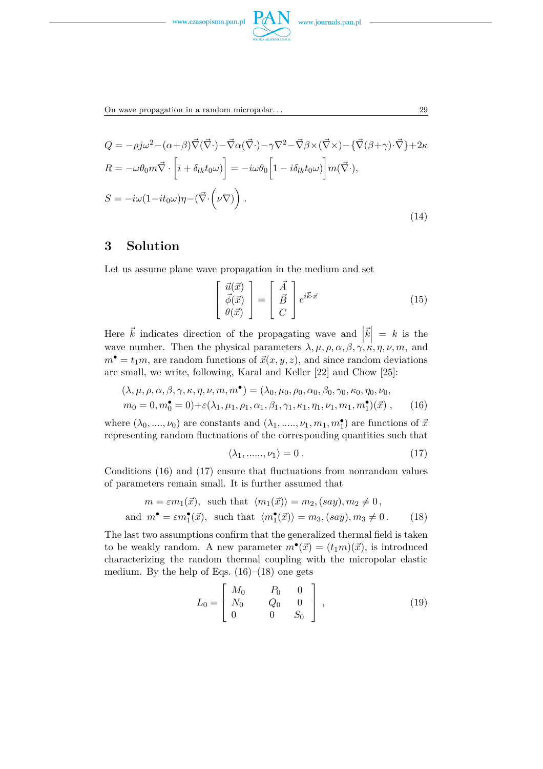$$Q = -\rho j\omega^2 - (\alpha+\beta)\vec{\nabla}(\vec{\nabla}\cdot) - \vec{\nabla}\alpha(\vec{\nabla}\cdot) - \gamma\nabla^2 - \vec{\nabla}\beta\times(\vec{\nabla}\times) - \{\vec{\nabla}(\beta+\gamma)\cdot\vec{\nabla}\} + 2\kappa$$

$$R = -\omega\theta_0 m\vec{\nabla}\cdot\Big[i + \delta_{lk}t_0\omega)\Big] = -i\omega\theta_0\Big[1 - i\delta_{lk}t_0\omega)\Big]m(\vec{\nabla}\cdot),$$

$$S = -i\omega(1 - it_0\omega)\eta - (\vec{\nabla}\cdot\Big(\nu\nabla)\Big)\,. \tag{14}$$

## 3 Solution

Let us assume plane wave propagation in the medium and set

$$\begin{bmatrix} \vec{u}(\vec{x}) \\ \vec{\phi}(\vec{x}) \\ \theta(\vec{x}) \end{bmatrix} = \begin{bmatrix} \vec{A} \\ \vec{B} \\ C \end{bmatrix} e^{i\vec{k}\cdot\vec{x}} \tag{15}$$

Here $\vec{k}$ indicates direction of the propagating wave and $\left|\vec{k}\right| = k$ is the wave number. Then the physical parameters $\lambda, \mu, \rho, \alpha, \beta, \gamma, \kappa, \eta, \nu, m,$ and $m^\bullet = t_1 m$, are random functions of $\vec{x}(x, y, z)$, and since random deviations are small, we write, following, Karal and Keller [22] and Chow [25]:

$$\begin{aligned}(\lambda, \mu, \rho, \alpha, \beta, \gamma, \kappa, \eta, \nu, m, m^\bullet) = (\lambda_0, \mu_0, \rho_0, \alpha_0, \beta_0, \gamma_0, \kappa_0, \eta_0, \nu_0,\\ m_0 = 0, m_0^\bullet = 0) + \varepsilon(\lambda_1, \mu_1, \rho_1, \alpha_1, \beta_1, \gamma_1, \kappa_1, \eta_1, \nu_1, m_1, m_1^\bullet)(\vec{x})\,,\end{aligned} \tag{16}$$

where $(\lambda_0, ...., \nu_0)$ are constants and $(\lambda_1, ....., \nu_1, m_1, m_1^\bullet)$ are functions of $\vec{x}$ representing random fluctuations of the corresponding quantities such that

$$\langle\lambda_1, ......, \nu_1\rangle = 0\,. \tag{17}$$

Conditions (16) and (17) ensure that fluctuations from nonrandom values of parameters remain small. It is further assumed that

$$\begin{aligned} m = \varepsilon m_1(\vec{x}),\ \text{ such that }\ \langle m_1(\vec{x})\rangle = m_2, (say), m_2 \neq 0\,,\\ \text{and }\ m^\bullet = \varepsilon m_1^\bullet(\vec{x}),\ \text{ such that }\ \langle m_1^\bullet(\vec{x})\rangle = m_3, (say), m_3 \neq 0\,.\end{aligned} \tag{18}$$

The last two assumptions confirm that the generalized thermal field is taken to be weakly random. A new parameter $m^\bullet(\vec{x}) = (t_1 m)(\vec{x})$, is introduced characterizing the random thermal coupling with the micropolar elastic medium. By the help of Eqs. (16)–(18) one gets

$$L_0 = \begin{bmatrix} M_0 & P_0 & 0 \\ N_0 & Q_0 & 0 \\ 0 & 0 & S_0 \end{bmatrix}, \tag{19}$$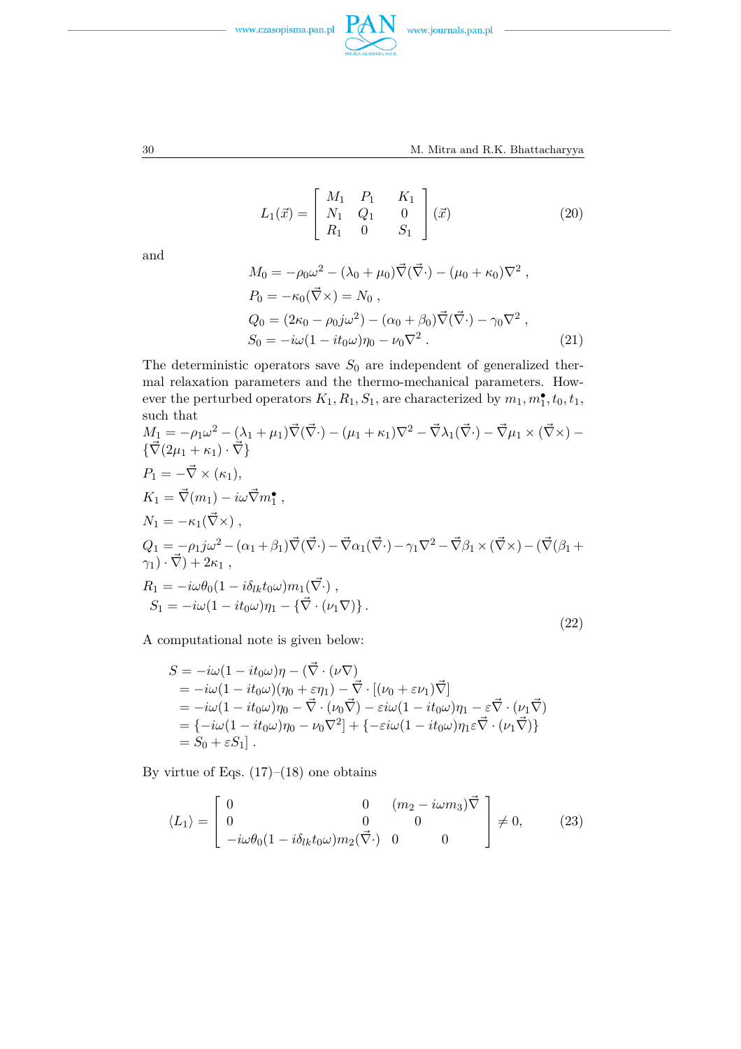$$L_1(\vec{x}) = \begin{bmatrix} M_1 & P_1 & K_1 \\ N_1 & Q_1 & 0 \\ R_1 & 0 & S_1 \end{bmatrix} (\vec{x}) \tag{20}$$

and

$$\begin{aligned}
M_0 &= -\rho_0\omega^2 - (\lambda_0 + \mu_0)\vec{\nabla}(\vec{\nabla}\cdot) - (\mu_0 + \kappa_0)\nabla^2 \,, \\
P_0 &= -\kappa_0(\vec{\nabla}\times) = N_0 \,, \\
Q_0 &= (2\kappa_0 - \rho_0 j\omega^2) - (\alpha_0 + \beta_0)\vec{\nabla}(\vec{\nabla}\cdot) - \gamma_0\nabla^2 \,, \\
S_0 &= -i\omega(1 - it_0\omega)\eta_0 - \nu_0\nabla^2 \,.
\end{aligned} \tag{21}$$

The deterministic operators save $S_0$ are independent of generalized thermal relaxation parameters and the thermo-mechanical parameters. However the perturbed operators $K_1, R_1, S_1$, are characterized by $m_1, m_1^\bullet, t_0, t_1$, such that

$$\begin{aligned}
&M_1 = -\rho_1\omega^2 - (\lambda_1 + \mu_1)\vec{\nabla}(\vec{\nabla}\cdot) - (\mu_1 + \kappa_1)\nabla^2 - \vec{\nabla}\lambda_1(\vec{\nabla}\cdot) - \vec{\nabla}\mu_1 \times (\vec{\nabla}\times) - \{\vec{\nabla}(2\mu_1 + \kappa_1)\cdot\vec{\nabla}\} \\
&P_1 = -\vec{\nabla}\times(\kappa_1), \\
&K_1 = \vec{\nabla}(m_1) - i\omega\vec{\nabla}m_1^\bullet \,, \\
&N_1 = -\kappa_1(\vec{\nabla}\times) \,, \\
&Q_1 = -\rho_1 j\omega^2 - (\alpha_1 + \beta_1)\vec{\nabla}(\vec{\nabla}\cdot) - \vec{\nabla}\alpha_1(\vec{\nabla}\cdot) - \gamma_1\nabla^2 - \vec{\nabla}\beta_1 \times (\vec{\nabla}\times) - (\vec{\nabla}(\beta_1 + \gamma_1)\cdot\vec{\nabla}) + 2\kappa_1 \,, \\
&R_1 = -i\omega\theta_0(1 - i\delta_{lk}t_0\omega)m_1(\vec{\nabla}\cdot) \,, \\
&S_1 = -i\omega(1 - it_0\omega)\eta_1 - \{\vec{\nabla}\cdot(\nu_1\nabla)\} \,.
\end{aligned} \tag{22}$$

A computational note is given below:

$$\begin{aligned}
S &= -i\omega(1 - it_0\omega)\eta - (\vec{\nabla}\cdot(\nu\nabla)) \\
&= -i\omega(1 - it_0\omega)(\eta_0 + \varepsilon\eta_1) - \vec{\nabla}\cdot[(\nu_0 + \varepsilon\nu_1)\vec{\nabla}] \\
&= -i\omega(1 - it_0\omega)\eta_0 - \vec{\nabla}\cdot(\nu_0\vec{\nabla}) - \varepsilon i\omega(1 - it_0\omega)\eta_1 - \varepsilon\vec{\nabla}\cdot(\nu_1\vec{\nabla}) \\
&= \{-i\omega(1 - it_0\omega)\eta_0 - \nu_0\nabla^2] + \{-\varepsilon i\omega(1 - it_0\omega)\eta_1\varepsilon\vec{\nabla}\cdot(\nu_1\vec{\nabla})\} \\
&= S_0 + \varepsilon S_1] \,.
\end{aligned}$$

By virtue of Eqs. (17)–(18) one obtains

$$\langle L_1 \rangle = \begin{bmatrix} 0 & 0 & (m_2 - i\omega m_3)\vec{\nabla} \\ 0 & 0 & 0 \\ -i\omega\theta_0(1 - i\delta_{lk}t_0\omega)m_2(\vec{\nabla}\cdot) & 0 & 0 \end{bmatrix} \neq 0, \tag{23}$$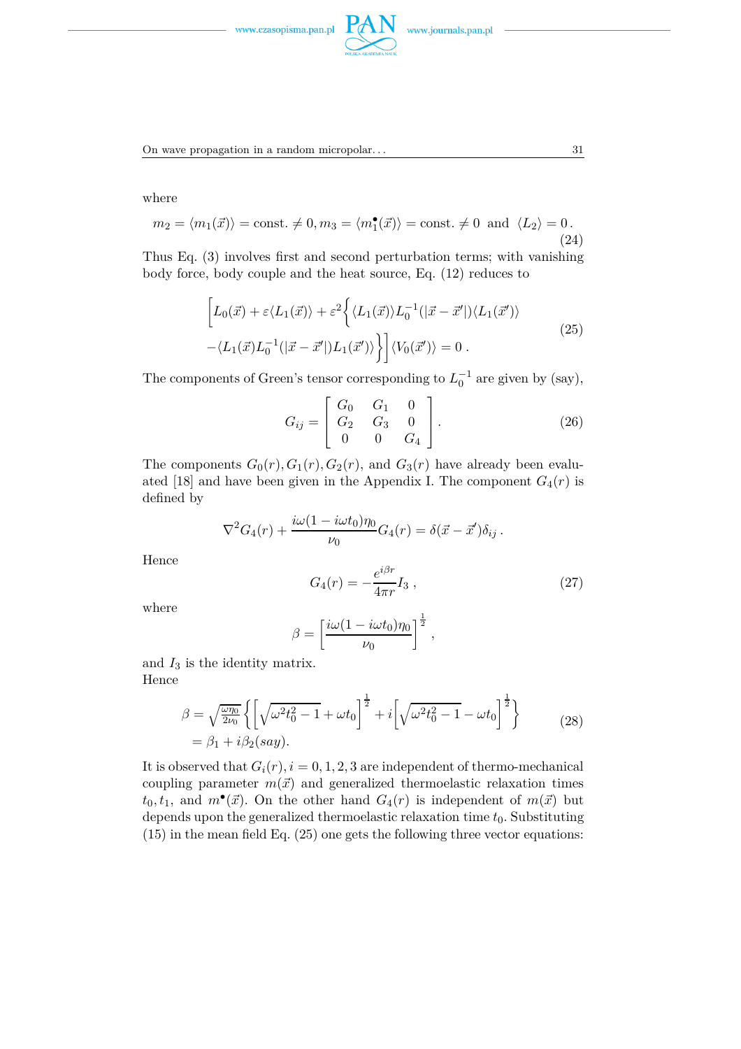where

$$m_2 = \langle m_1(\vec{x})\rangle = \text{const.} \neq 0, m_3 = \langle m_1^{\bullet}(\vec{x})\rangle = \text{const.} \neq 0 \;\text{ and }\; \langle L_2\rangle = 0\,. \tag{24}$$

Thus Eq. (3) involves first and second perturbation terms; with vanishing body force, body couple and the heat source, Eq. (12) reduces to

$$\begin{aligned}\Big[L_0(\vec{x}) + \varepsilon\langle L_1(\vec{x})\rangle + \varepsilon^2\Big\{&\langle L_1(\vec{x})\rangle L_0^{-1}(|\vec{x}-\vec{x}'|)\langle L_1(\vec{x}')\rangle \\ &-\langle L_1(\vec{x})L_0^{-1}(|\vec{x}-\vec{x}'|)L_1(\vec{x}')\rangle\Big\}\Big]\langle V_0(\vec{x}')\rangle = 0\,.\end{aligned} \tag{25}$$

The components of Green's tensor corresponding to $L_0^{-1}$ are given by (say),

$$G_{ij} = \begin{bmatrix} G_0 & G_1 & 0 \\ G_2 & G_3 & 0 \\ 0 & 0 & G_4 \end{bmatrix}. \tag{26}$$

The components $G_0(r), G_1(r), G_2(r)$, and $G_3(r)$ have already been evaluated [18] and have been given in the Appendix I. The component $G_4(r)$ is defined by

$$\nabla^2 G_4(r) + \frac{i\omega(1-i\omega t_0)\eta_0}{\nu_0}G_4(r) = \delta(\vec{x}-\vec{x}')\delta_{ij}\,.$$

Hence

$$G_4(r) = -\frac{e^{i\beta r}}{4\pi r}I_3\,, \tag{27}$$

where

$$\beta = \left[\frac{i\omega(1-i\omega t_0)\eta_0}{\nu_0}\right]^{\frac{1}{2}},$$

and $I_3$ is the identity matrix.
Hence

$$\begin{aligned}\beta &= \sqrt{\tfrac{\omega\eta_0}{2\nu_0}}\left\{\left[\sqrt{\omega^2 t_0^2 - 1} + \omega t_0\right]^{\frac{1}{2}} + i\left[\sqrt{\omega^2 t_0^2 - 1} - \omega t_0\right]^{\frac{1}{2}}\right\} \\ &= \beta_1 + i\beta_2 (say).\end{aligned} \tag{28}$$

It is observed that $G_i(r), i = 0,1,2,3$ are independent of thermo-mechanical coupling parameter $m(\vec{x})$ and generalized thermoelastic relaxation times $t_0, t_1$, and $m^{\bullet}(\vec{x})$. On the other hand $G_4(r)$ is independent of $m(\vec{x})$ but depends upon the generalized thermoelastic relaxation time $t_0$. Substituting (15) in the mean field Eq. (25) one gets the following three vector equations: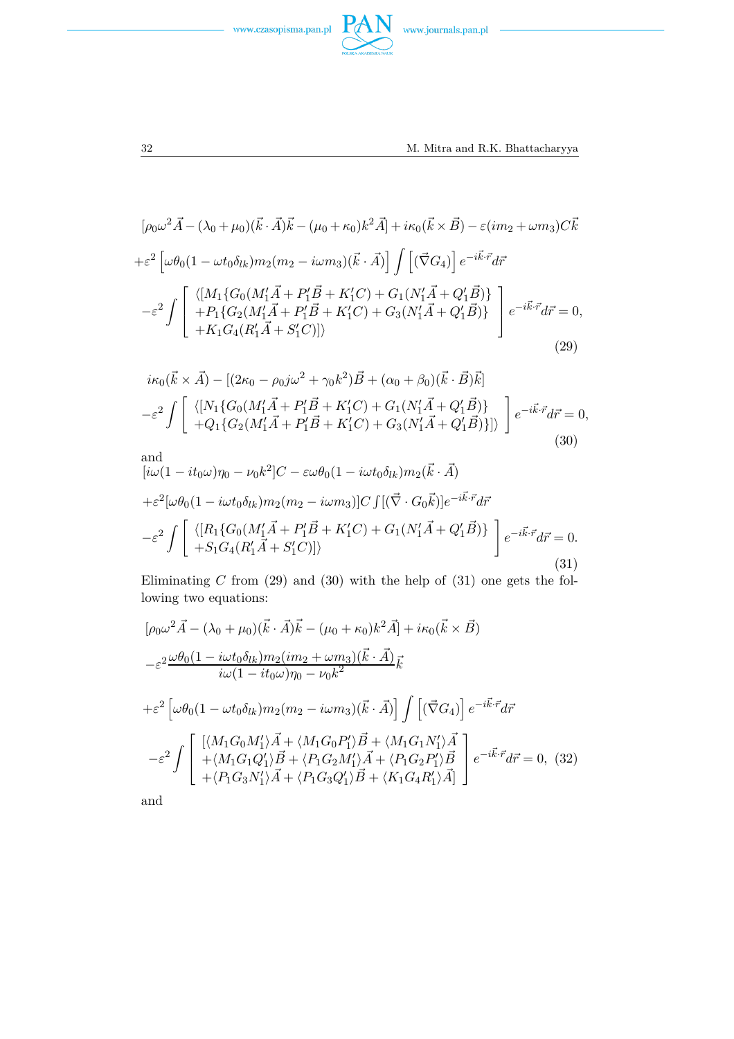$$[\rho_0\omega^2\vec{A} - (\lambda_0+\mu_0)(\vec{k}\cdot\vec{A})\vec{k} - (\mu_0+\kappa_0)k^2\vec{A}] + i\kappa_0(\vec{k}\times\vec{B}) - \varepsilon(im_2+\omega m_3)C\vec{k}$$

$$+\varepsilon^2\left[\omega\theta_0(1-\omega t_0\delta_{lk})m_2(m_2-i\omega m_3)(\vec{k}\cdot\vec{A})\right]\int\left[(\vec{\nabla}G_4)\right]e^{-i\vec{k}\cdot\vec{r}}d\vec{r}$$

$$-\varepsilon^2\int\left[\begin{array}{l}\langle[M_1\{G_0(M_1'\vec{A}+P_1'\vec{B}+K_1'C)+G_1(N_1'\vec{A}+Q_1'\vec{B})\}\\ +P_1\{G_2(M_1'\vec{A}+P_1'\vec{B}+K_1'C)+G_3(N_1'\vec{A}+Q_1'\vec{B})\}\\ +K_1G_4(R_1'\vec{A}+S_1'C)]\rangle\end{array}\right]e^{-i\vec{k}\cdot\vec{r}}d\vec{r}=0, \tag{29}$$

$$i\kappa_0(\vec{k}\times\vec{A}) - [(2\kappa_0-\rho_0 j\omega^2+\gamma_0k^2)\vec{B}+(\alpha_0+\beta_0)(\vec{k}\cdot\vec{B})\vec{k}]$$

$$-\varepsilon^2\int\left[\begin{array}{l}\langle[N_1\{G_0(M_1'\vec{A}+P_1'\vec{B}+K_1'C)+G_1(N_1'\vec{A}+Q_1'\vec{B})\}\\ +Q_1\{G_2(M_1'\vec{A}+P_1'\vec{B}+K_1'C)+G_3(N_1'\vec{A}+Q_1'\vec{B})\}]\rangle\end{array}\right]e^{-i\vec{k}\cdot\vec{r}}d\vec{r}=0, \tag{30}$$

and

$$[i\omega(1-it_0\omega)\eta_0-\nu_0k^2]C-\varepsilon\omega\theta_0(1-i\omega t_0\delta_{lk})m_2(\vec{k}\cdot\vec{A})$$

$$+\varepsilon^2[\omega\theta_0(1-i\omega t_0\delta_{lk})m_2(m_2-i\omega m_3)]C\int[(\vec{\nabla}\cdot G_0\vec{k})]e^{-i\vec{k}\cdot\vec{r}}d\vec{r}$$

$$-\varepsilon^2\int\left[\begin{array}{l}\langle[R_1\{G_0(M_1'\vec{A}+P_1'\vec{B}+K_1'C)+G_1(N_1'\vec{A}+Q_1'\vec{B})\}\\ +S_1G_4(R_1'\vec{A}+S_1'C)]\rangle\end{array}\right]e^{-i\vec{k}\cdot\vec{r}}d\vec{r}=0. \tag{31}$$

Eliminating $C$ from (29) and (30) with the help of (31) one gets the following two equations:

$$[\rho_0\omega^2\vec{A} - (\lambda_0+\mu_0)(\vec{k}\cdot\vec{A})\vec{k} - (\mu_0+\kappa_0)k^2\vec{A}] + i\kappa_0(\vec{k}\times\vec{B})$$

$$-\varepsilon^2\frac{\omega\theta_0(1-i\omega t_0\delta_{lk})m_2(im_2+\omega m_3)(\vec{k}\cdot\vec{A})}{i\omega(1-it_0\omega)\eta_0-\nu_0k^2}\vec{k}$$

$$+\varepsilon^2\left[\omega\theta_0(1-\omega t_0\delta_{lk})m_2(m_2-i\omega m_3)(\vec{k}\cdot\vec{A})\right]\int\left[(\vec{\nabla}G_4)\right]e^{-i\vec{k}\cdot\vec{r}}d\vec{r}$$

$$-\varepsilon^2\int\left[\begin{array}{l}[\langle M_1G_0M_1'\rangle\vec{A}+\langle M_1G_0P_1'\rangle\vec{B}+\langle M_1G_1N_1'\rangle\vec{A}\\ +\langle M_1G_1Q_1'\rangle\vec{B}+\langle P_1G_2M_1'\rangle\vec{A}+\langle P_1G_2P_1'\rangle\vec{B}\\ +\langle P_1G_3N_1'\rangle\vec{A}+\langle P_1G_3Q_1'\rangle\vec{B}+\langle K_1G_4R_1'\rangle\vec{A}]\end{array}\right]e^{-i\vec{k}\cdot\vec{r}}d\vec{r}=0, \tag{32}$$

and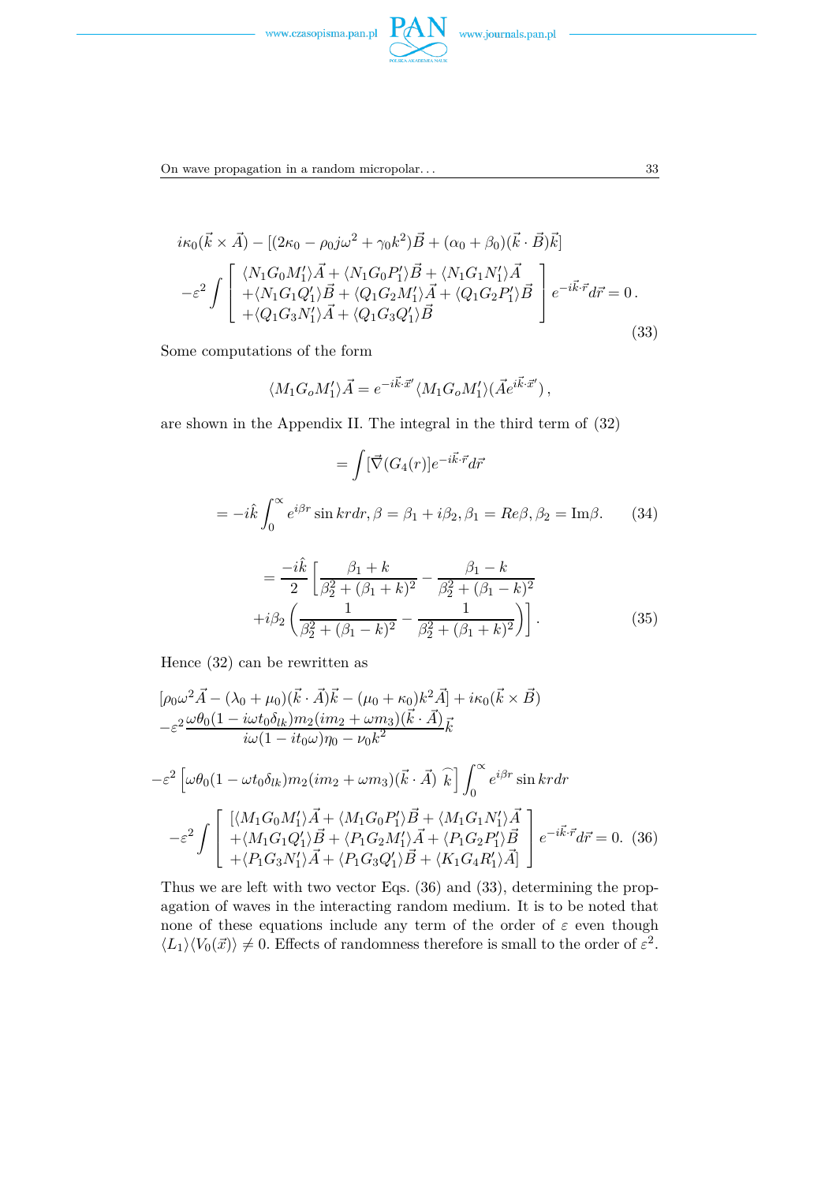$$
\begin{aligned}
&i\kappa_0(\vec{k}\times\vec{A}) - [(2\kappa_0 - \rho_0 j\omega^2 + \gamma_0 k^2)\vec{B} + (\alpha_0+\beta_0)(\vec{k}\cdot\vec{B})\vec{k}] \\
&-\varepsilon^2\int\left[\begin{array}{l}\langle N_1G_0M_1'\rangle\vec{A} + \langle N_1G_0P_1'\rangle\vec{B} + \langle N_1G_1N_1'\rangle\vec{A} \\ +\langle N_1G_1Q_1'\rangle\vec{B} + \langle Q_1G_2M_1'\rangle\vec{A} + \langle Q_1G_2P_1'\rangle\vec{B} \\ +\langle Q_1G_3N_1'\rangle\vec{A} + \langle Q_1G_3Q_1'\rangle\vec{B}\end{array}\right] e^{-i\vec{k}\cdot\vec{r}}d\vec{r} = 0\,.
\end{aligned}
\tag{33}
$$

Some computations of the form

$$
\langle M_1G_oM_1'\rangle\vec{A} = e^{-i\vec{k}\cdot\vec{x}'}\langle M_1G_oM_1'\rangle(\vec{A}e^{i\vec{k}\cdot\vec{x}'})\,,
$$

are shown in the Appendix II. The integral in the third term of (32)

$$
= \int[\vec{\nabla}(G_4(r)]e^{-i\vec{k}\cdot\vec{r}}d\vec{r}
$$

$$
= -i\hat{k}\int_0^\infty e^{i\beta r}\sin kr dr, \beta = \beta_1 + i\beta_2, \beta_1 = Re\beta, \beta_2 = \mathrm{Im}\beta. \tag{34}
$$

$$
\begin{aligned}
&= \frac{-i\hat{k}}{2}\left[\frac{\beta_1+k}{\beta_2^2+(\beta_1+k)^2} - \frac{\beta_1-k}{\beta_2^2+(\beta_1-k)^2}\right. \\
&\left. +i\beta_2\left(\frac{1}{\beta_2^2+(\beta_1-k)^2} - \frac{1}{\beta_2^2+(\beta_1+k)^2}\right)\right].
\end{aligned}
\tag{35}
$$

Hence (32) can be rewritten as

$$
\begin{aligned}
&[\rho_0\omega^2\vec{A} - (\lambda_0+\mu_0)(\vec{k}\cdot\vec{A})\vec{k} - (\mu_0+\kappa_0)k^2\vec{A}] + i\kappa_0(\vec{k}\times\vec{B}) \\
&-\varepsilon^2\frac{\omega\theta_0(1-i\omega t_0\delta_{lk})m_2(im_2+\omega m_3)(\vec{k}\cdot\vec{A})}{i\omega(1-it_0\omega)\eta_0 - \nu_0 k^2}\vec{k} \\
&-\varepsilon^2\left[\omega\theta_0(1-\omega t_0\delta_{lk})m_2(im_2+\omega m_3)(\vec{k}\cdot\vec{A})\ \widehat{k}\right]\int_0^\infty e^{i\beta r}\sin kr dr \\
&-\varepsilon^2\int\left[\begin{array}{l}[\langle M_1G_0M_1'\rangle\vec{A} + \langle M_1G_0P_1'\rangle\vec{B} + \langle M_1G_1N_1'\rangle\vec{A} \\ +\langle M_1G_1Q_1'\rangle\vec{B} + \langle P_1G_2M_1'\rangle\vec{A} + \langle P_1G_2P_1'\rangle\vec{B} \\ +\langle P_1G_3N_1'\rangle\vec{A} + \langle P_1G_3Q_1'\rangle\vec{B} + \langle K_1G_4R_1'\rangle\vec{A}]\end{array}\right] e^{-i\vec{k}\cdot\vec{r}}d\vec{r} = 0.
\end{aligned}
\tag{36}
$$

Thus we are left with two vector Eqs. (36) and (33), determining the propagation of waves in the interacting random medium. It is to be noted that none of these equations include any term of the order of $\varepsilon$ even though $\langle L_1\rangle\langle V_0(\vec{x})\rangle \neq 0$. Effects of randomness therefore is small to the order of $\varepsilon^2$.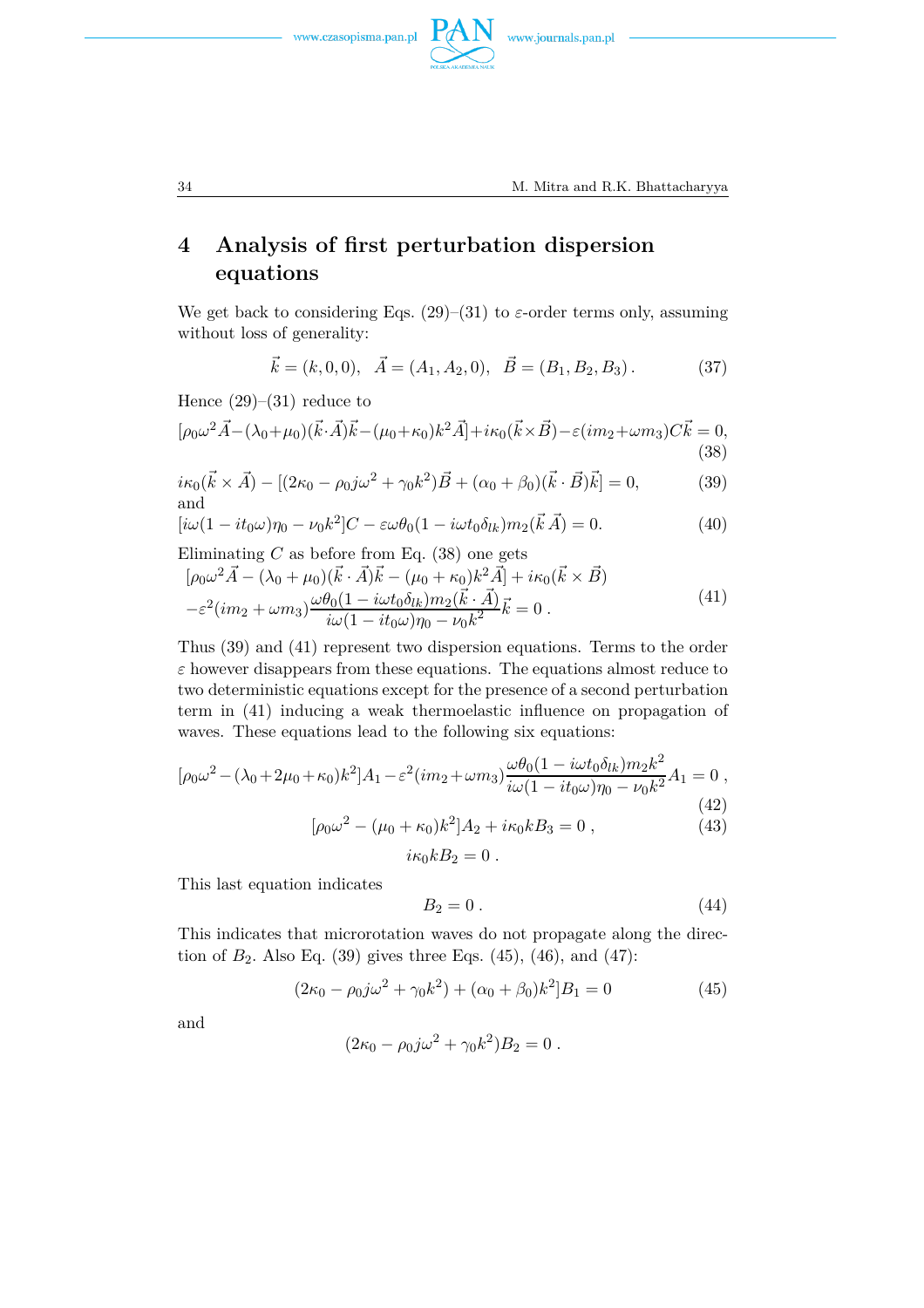## 4 Analysis of first perturbation dispersion equations

We get back to considering Eqs. (29)–(31) to $\varepsilon$-order terms only, assuming without loss of generality:

$$\vec{k} = (k, 0, 0), \quad \vec{A} = (A_1, A_2, 0), \quad \vec{B} = (B_1, B_2, B_3) \,. \tag{37}$$

Hence (29)–(31) reduce to

$$[\rho_0\omega^2\vec{A} - (\lambda_0+\mu_0)(\vec{k}\cdot\vec{A})\vec{k} - (\mu_0+\kappa_0)k^2\vec{A}] + i\kappa_0(\vec{k}\times\vec{B}) - \varepsilon(im_2+\omega m_3)C\vec{k} = 0, \tag{38}$$

$$i\kappa_0(\vec{k}\times\vec{A}) - [(2\kappa_0 - \rho_0 j\omega^2 + \gamma_0 k^2)\vec{B} + (\alpha_0+\beta_0)(\vec{k}\cdot\vec{B})\vec{k}] = 0, \tag{39}$$

and

$$[i\omega(1 - it_0\omega)\eta_0 - \nu_0 k^2]C - \varepsilon\omega\theta_0(1 - i\omega t_0\delta_{lk})m_2(\vec{k}\,\vec{A}) = 0. \tag{40}$$

Eliminating $C$ as before from Eq. (38) one gets

$$\begin{aligned}
&[\rho_0\omega^2\vec{A} - (\lambda_0+\mu_0)(\vec{k}\cdot\vec{A})\vec{k} - (\mu_0+\kappa_0)k^2\vec{A}] + i\kappa_0(\vec{k}\times\vec{B}) \\
&-\varepsilon^2(im_2+\omega m_3)\frac{\omega\theta_0(1 - i\omega t_0\delta_{lk})m_2(\vec{k}\cdot\vec{A})}{i\omega(1 - it_0\omega)\eta_0 - \nu_0 k^2}\vec{k} = 0 \,.
\end{aligned} \tag{41}$$

Thus (39) and (41) represent two dispersion equations. Terms to the order $\varepsilon$ however disappears from these equations. The equations almost reduce to two deterministic equations except for the presence of a second perturbation term in (41) inducing a weak thermoelastic influence on propagation of waves. These equations lead to the following six equations:

$$[\rho_0\omega^2 - (\lambda_0+2\mu_0+\kappa_0)k^2]A_1 - \varepsilon^2(im_2+\omega m_3)\frac{\omega\theta_0(1 - i\omega t_0\delta_{lk})m_2 k^2}{i\omega(1 - it_0\omega)\eta_0 - \nu_0 k^2}A_1 = 0 \,, \tag{42}$$

$$[\rho_0\omega^2 - (\mu_0+\kappa_0)k^2]A_2 + i\kappa_0 k B_3 = 0 \,, \tag{43}$$

$$i\kappa_0 k B_2 = 0 \,.$$

This last equation indicates

$$B_2 = 0 \,. \tag{44}$$

This indicates that microrotation waves do not propagate along the direction of $B_2$. Also Eq. (39) gives three Eqs. (45), (46), and (47):

$$(2\kappa_0 - \rho_0 j\omega^2 + \gamma_0 k^2) + (\alpha_0+\beta_0)k^2]B_1 = 0 \tag{45}$$

and

$$(2\kappa_0 - \rho_0 j\omega^2 + \gamma_0 k^2)B_2 = 0 \,.$$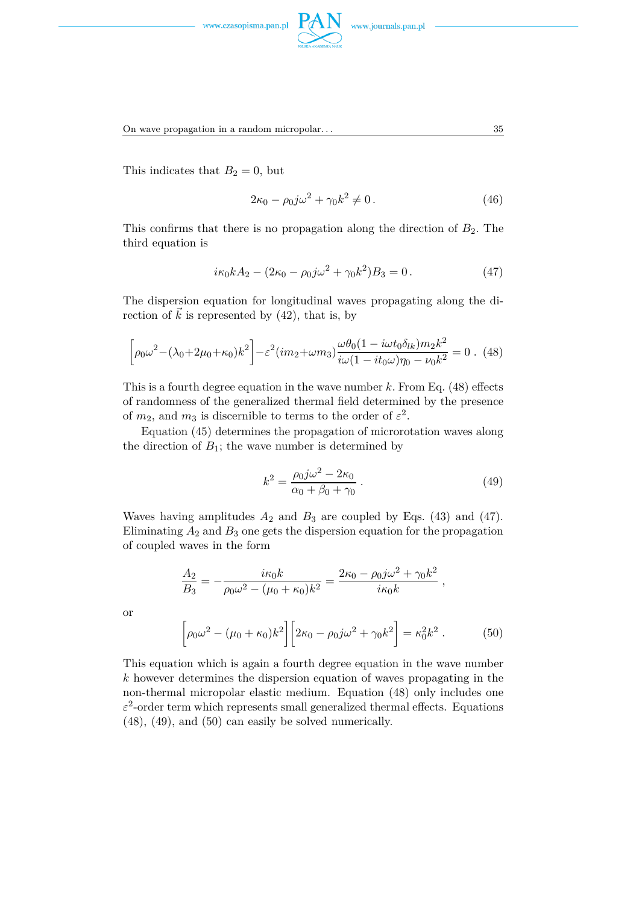This indicates that $B_2 = 0$, but

$$2\kappa_0 - \rho_0 j\omega^2 + \gamma_0 k^2 \neq 0\,. \tag{46}$$

This confirms that there is no propagation along the direction of $B_2$. The third equation is

$$i\kappa_0 k A_2 - (2\kappa_0 - \rho_0 j\omega^2 + \gamma_0 k^2)B_3 = 0\,. \tag{47}$$

The dispersion equation for longitudinal waves propagating along the direction of $\vec{k}$ is represented by (42), that is, by

$$\Big[\rho_0\omega^2 - (\lambda_0 + 2\mu_0 + \kappa_0)k^2\Big] - \varepsilon^2(im_2 + \omega m_3)\frac{\omega\theta_0(1 - i\omega t_0\delta_{lk})m_2k^2}{i\omega(1 - it_0\omega)\eta_0 - \nu_0 k^2} = 0\,. \tag{48}$$

This is a fourth degree equation in the wave number $k$. From Eq. (48) effects of randomness of the generalized thermal field determined by the presence of $m_2$, and $m_3$ is discernible to terms to the order of $\varepsilon^2$.

Equation (45) determines the propagation of microrotation waves along the direction of $B_1$; the wave number is determined by

$$k^2 = \frac{\rho_0 j\omega^2 - 2\kappa_0}{\alpha_0 + \beta_0 + \gamma_0}\,. \tag{49}$$

Waves having amplitudes $A_2$ and $B_3$ are coupled by Eqs. (43) and (47). Eliminating $A_2$ and $B_3$ one gets the dispersion equation for the propagation of coupled waves in the form

$$\frac{A_2}{B_3} = -\frac{i\kappa_0 k}{\rho_0\omega^2 - (\mu_0 + \kappa_0)k^2} = \frac{2\kappa_0 - \rho_0 j\omega^2 + \gamma_0 k^2}{i\kappa_0 k}\,,$$

or

$$\Big[\rho_0\omega^2 - (\mu_0 + \kappa_0)k^2\Big]\Big[2\kappa_0 - \rho_0 j\omega^2 + \gamma_0 k^2\Big] = \kappa_0^2 k^2\,. \tag{50}$$

This equation which is again a fourth degree equation in the wave number $k$ however determines the dispersion equation of waves propagating in the non-thermal micropolar elastic medium. Equation (48) only includes one $\varepsilon^2$-order term which represents small generalized thermal effects. Equations (48), (49), and (50) can easily be solved numerically.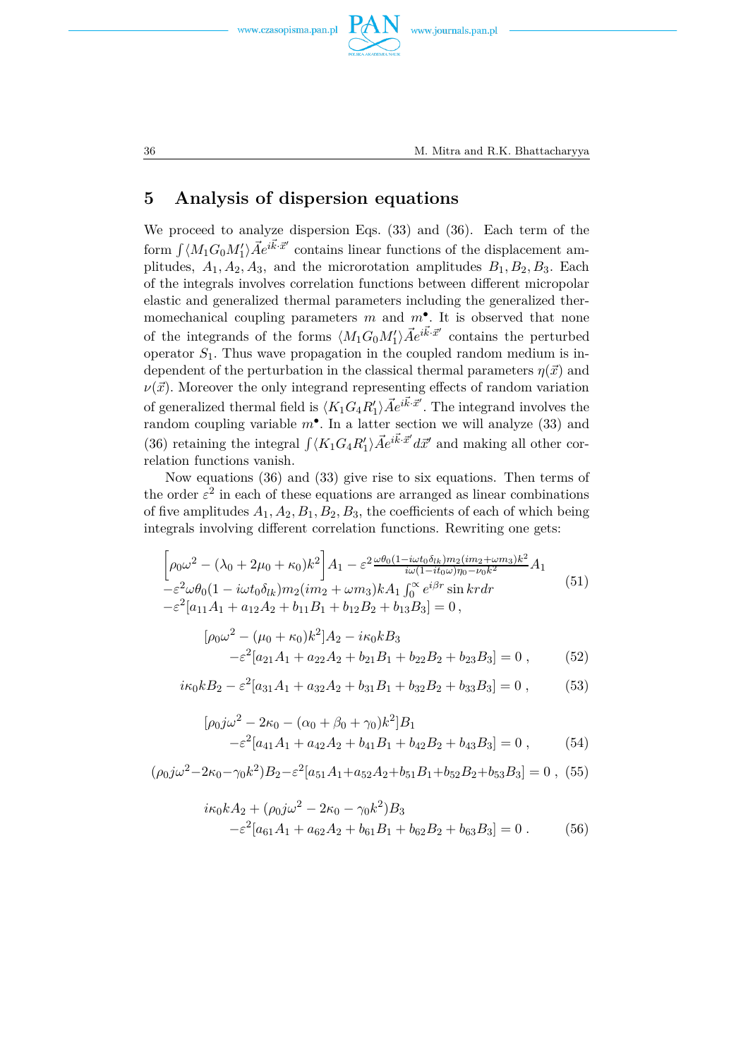## 5 Analysis of dispersion equations

We proceed to analyze dispersion Eqs. (33) and (36). Each term of the form $\int \langle M_1 G_0 M_1' \rangle \vec{A} e^{i\vec{k}\cdot\vec{x}'}$ contains linear functions of the displacement amplitudes, $A_1, A_2, A_3$, and the microrotation amplitudes $B_1, B_2, B_3$. Each of the integrals involves correlation functions between different micropolar elastic and generalized thermal parameters including the generalized thermomechanical coupling parameters $m$ and $m^{\bullet}$. It is observed that none of the integrands of the forms $\langle M_1 G_0 M_1' \rangle \vec{A} e^{i\vec{k}\cdot\vec{x}'}$ contains the perturbed operator $S_1$. Thus wave propagation in the coupled random medium is independent of the perturbation in the classical thermal parameters $\eta(\vec{x})$ and $\nu(\vec{x})$. Moreover the only integrand representing effects of random variation of generalized thermal field is $\langle K_1 G_4 R_1' \rangle \vec{A} e^{i\vec{k}\cdot\vec{x}'}$. The integrand involves the random coupling variable $m^{\bullet}$. In a latter section we will analyze (33) and (36) retaining the integral $\int \langle K_1 G_4 R_1' \rangle \vec{A} e^{i\vec{k}\cdot\vec{x}'} d\vec{x}'$ and making all other correlation functions vanish.

Now equations (36) and (33) give rise to six equations. Then terms of the order $\varepsilon^2$ in each of these equations are arranged as linear combinations of five amplitudes $A_1, A_2, B_1, B_2, B_3$, the coefficients of each of which being integrals involving different correlation functions. Rewriting one gets:

$$
\begin{aligned}
&\left[\rho_0\omega^2 - (\lambda_0 + 2\mu_0 + \kappa_0)k^2\right] A_1 - \varepsilon^2 \tfrac{\omega\theta_0(1 - i\omega t_0\delta_{lk}) m_2 (i m_2 + \omega m_3) k^2}{i\omega(1 - i t_0\omega)\eta_0 - \nu_0 k^2} A_1 \\
&-\varepsilon^2 \omega\theta_0 (1 - i\omega t_0 \delta_{lk}) m_2 (i m_2 + \omega m_3) k A_1 \int_0^\infty e^{i\beta r} \sin kr dr \\
&-\varepsilon^2 [a_{11}A_1 + a_{12}A_2 + b_{11}B_1 + b_{12}B_2 + b_{13}B_3] = 0\,,
\end{aligned}
\tag{51}
$$

$$
\begin{aligned}
&[\rho_0\omega^2 - (\mu_0 + \kappa_0)k^2] A_2 - i\kappa_0 k B_3 \\
&\qquad - \varepsilon^2 [a_{21}A_1 + a_{22}A_2 + b_{21}B_1 + b_{22}B_2 + b_{23}B_3] = 0\,,
\end{aligned}
\tag{52}
$$

$$
i\kappa_0 k B_2 - \varepsilon^2 [a_{31}A_1 + a_{32}A_2 + b_{31}B_1 + b_{32}B_2 + b_{33}B_3] = 0\,,
\tag{53}
$$

$$
\begin{aligned}
&[\rho_0 j\omega^2 - 2\kappa_0 - (\alpha_0 + \beta_0 + \gamma_0)k^2] B_1 \\
&\qquad - \varepsilon^2 [a_{41}A_1 + a_{42}A_2 + b_{41}B_1 + b_{42}B_2 + b_{43}B_3] = 0\,,
\end{aligned}
\tag{54}
$$

$$
(\rho_0 j\omega^2 - 2\kappa_0 - \gamma_0 k^2) B_2 - \varepsilon^2 [a_{51}A_1 + a_{52}A_2 + b_{51}B_1 + b_{52}B_2 + b_{53}B_3] = 0\,,
\tag{55}
$$

$$
\begin{aligned}
&i\kappa_0 k A_2 + (\rho_0 j\omega^2 - 2\kappa_0 - \gamma_0 k^2) B_3 \\
&\qquad - \varepsilon^2 [a_{61}A_1 + a_{62}A_2 + b_{61}B_1 + b_{62}B_2 + b_{63}B_3] = 0\,.
\end{aligned}
\tag{56}
$$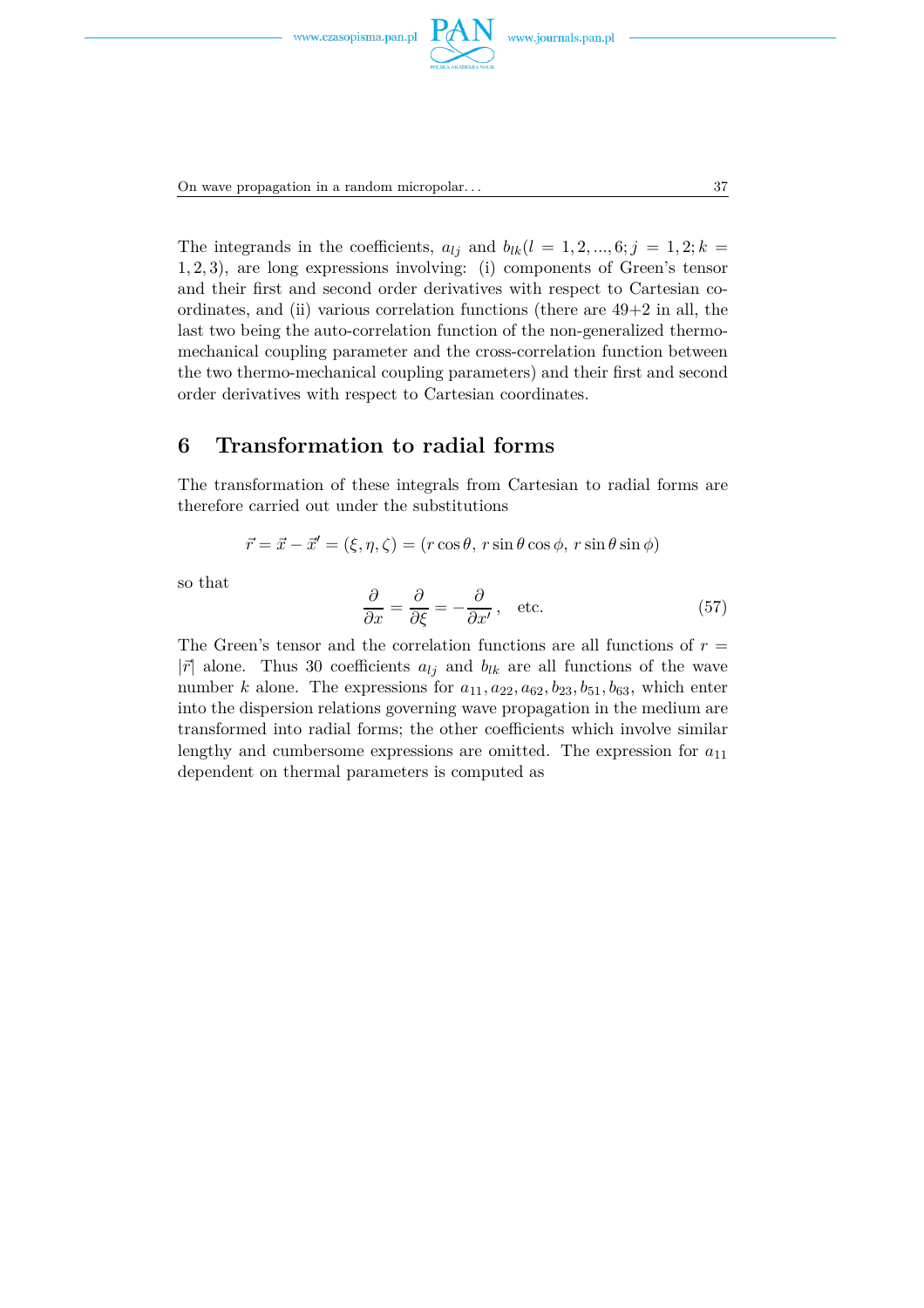The integrands in the coefficients, $a_{lj}$ and $b_{lk}(l = 1, 2, ..., 6; j = 1, 2; k = 1, 2, 3)$, are long expressions involving: (i) components of Green's tensor and their first and second order derivatives with respect to Cartesian coordinates, and (ii) various correlation functions (there are 49+2 in all, the last two being the auto-correlation function of the non-generalized thermo-mechanical coupling parameter and the cross-correlation function between the two thermo-mechanical coupling parameters) and their first and second order derivatives with respect to Cartesian coordinates.

## 6 Transformation to radial forms

The transformation of these integrals from Cartesian to radial forms are therefore carried out under the substitutions

$$\vec{r} = \vec{x} - \vec{x}' = (\xi, \eta, \zeta) = (r\cos\theta,\ r\sin\theta\cos\phi,\ r\sin\theta\sin\phi)$$

so that

$$\frac{\partial}{\partial x} = \frac{\partial}{\partial \xi} = -\frac{\partial}{\partial x'}\,, \quad \text{etc.} \tag{57}$$

The Green's tensor and the correlation functions are all functions of $r = |\vec{r}|$ alone. Thus 30 coefficients $a_{lj}$ and $b_{lk}$ are all functions of the wave number $k$ alone. The expressions for $a_{11}, a_{22}, a_{62}, b_{23}, b_{51}, b_{63}$, which enter into the dispersion relations governing wave propagation in the medium are transformed into radial forms; the other coefficients which involve similar lengthy and cumbersome expressions are omitted. The expression for $a_{11}$ dependent on thermal parameters is computed as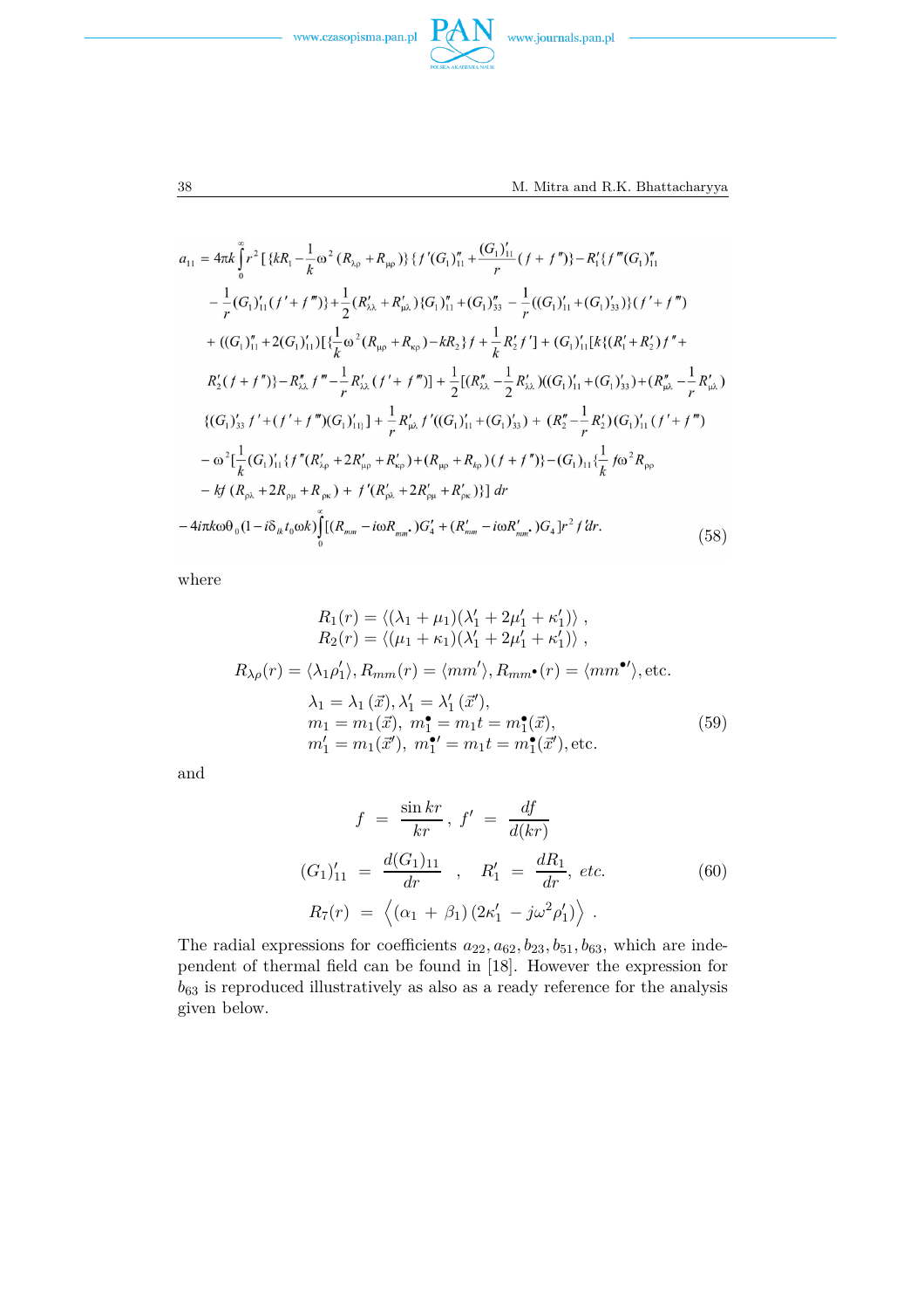$$
\begin{aligned}
a_{11} = {} & 4\pi k\int_0^\infty r^2 [\{kR_1 - \frac{1}{k}\omega^2(R_{\lambda\rho}+R_{\mu\rho})\}\{f'(G_1)''_{11} + \frac{(G_1)'_{11}}{r}(f+f'')\} - R'_1\{f'''(G_1)''_{11} \\
& - \frac{1}{r}(G_1)'_{11}(f'+f''')\} + \frac{1}{2}(R'_{\lambda\lambda}+R'_{\mu\lambda})\{G_1)''_{11} + (G_1)''_{33} - \frac{1}{r}((G_1)'_{11}+(G_1)'_{33})\}(f'+f''') \\
& + ((G_1)''_{11} + 2(G_1)'_{11})[\{\frac{1}{k}\omega^2(R_{\mu\rho}+R_{\kappa\rho}) - kR_2\}f + \frac{1}{k}R'_2 f'] + (G_1)'_{11}[k\{(R'_1+R'_2)f''+ \\
& R'_2(f+f'')\} - R''_{\lambda\lambda}f''' - \frac{1}{r}R'_{\lambda\lambda}(f'+f''')] + \frac{1}{2}[(R''_{\lambda\lambda} - \frac{1}{2}R'_{\lambda\lambda})((G_1)'_{11}+(G_1)'_{33}) + (R''_{\mu\lambda} - \frac{1}{r}R'_{\mu\lambda}) \\
& \{(G_1)'_{33}f' + (f'+f''')(G_1)'_{11\}}] + \frac{1}{r}R'_{\mu\lambda}f'((G_1)'_{11}+(G_1)'_{33}) + (R''_2 - \frac{1}{r}R'_2)(G_1)'_{11}(f'+f''') \\
& - \omega^2[\frac{1}{k}(G_1)'_{11}\{f''(R'_{\lambda\rho}+2R'_{\mu\rho}+R'_{\kappa\rho}) + (R_{\mu\rho}+R_{k\rho})(f+f'')\} - (G_1)_{11}\{\frac{1}{k}f\omega^2 R_{\rho\rho} \\
& - kf(R_{\rho\lambda}+2R_{\rho\mu}+R_{\rho\kappa}) + f'(R'_{\rho\lambda}+2R'_{\rho\mu}+R'_{\rho\kappa})\}]\,dr \\
& - 4i\pi k\omega\theta_0(1 - i\delta_{ik}t_0\omega k)\int_0^\infty [(R_{mm} - i\omega R_{mm^\bullet})G'_4 + (R'_{mm} - i\omega R'_{mm^\bullet})G_4]r^2 f'dr.
\end{aligned}
\tag{58}
$$

where

$$
\begin{aligned}
R_1(r) &= \langle(\lambda_1+\mu_1)(\lambda'_1+2\mu'_1+\kappa'_1)\rangle, \\
R_2(r) &= \langle(\mu_1+\kappa_1)(\lambda'_1+2\mu'_1+\kappa'_1)\rangle, \\
R_{\lambda\rho}(r) &= \langle\lambda_1\rho'_1\rangle, R_{mm}(r) = \langle mm'\rangle, R_{mm^\bullet}(r) = \langle mm^{\bullet\prime}\rangle, \text{etc.} \\
\lambda_1 &= \lambda_1(\vec{x}), \lambda'_1 = \lambda'_1(\vec{x}'), \\
m_1 &= m_1(\vec{x}),\ m_1^\bullet = m_1 t = m_1^\bullet(\vec{x}), \\
m'_1 &= m_1(\vec{x}'),\ m_1^{\bullet\prime} = m_1 t = m_1^\bullet(\vec{x}'), \text{etc.}
\end{aligned}
\tag{59}
$$

and

$$
\begin{aligned}
f &= \frac{\sin kr}{kr},\ f' = \frac{df}{d(kr)} \\
(G_1)'_{11} &= \frac{d(G_1)_{11}}{dr},\quad R'_1 = \frac{dR_1}{dr},\ etc. \\
R_7(r) &= \left\langle(\alpha_1+\beta_1)(2\kappa'_1 - j\omega^2\rho'_1)\right\rangle.
\end{aligned}
\tag{60}
$$

The radial expressions for coefficients $a_{22}, a_{62}, b_{23}, b_{51}, b_{63}$, which are independent of thermal field can be found in [18]. However the expression for $b_{63}$ is reproduced illustratively as also as a ready reference for the analysis given below.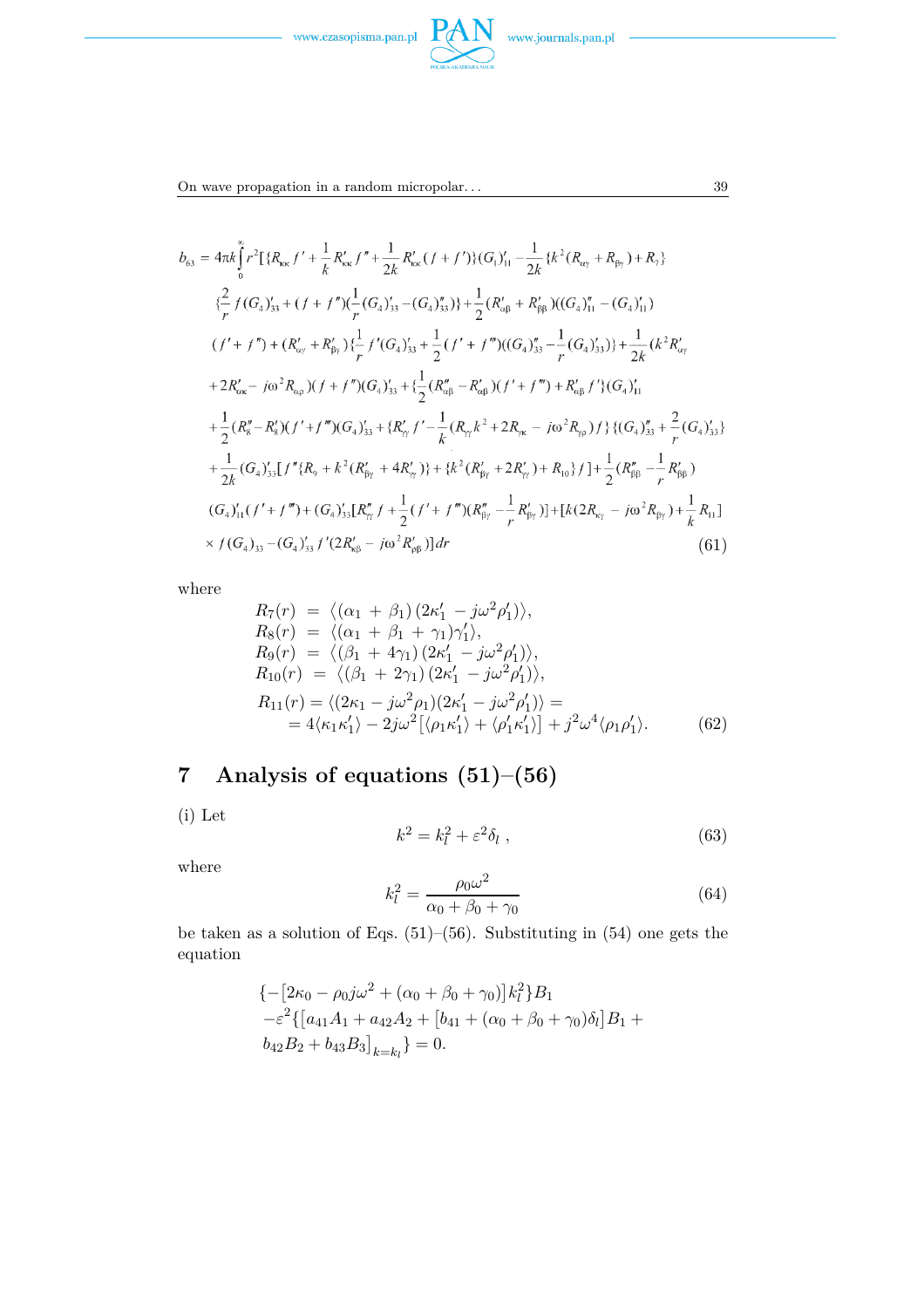$$
\begin{aligned}
b_{63} = {} & 4\pi k \int_0^\infty r^2 [\{R_{\kappa\kappa} f' + \frac{1}{k} R'_{\kappa\kappa} f'' + \frac{1}{2k} R'_{\kappa\kappa}(f + f')\}(G_1)'_{11} - \frac{1}{2k}\{k^2(R_{\alpha\gamma} + R_{\beta\gamma}) + R_7\} \\
& \{\frac{2}{r} f (G_4)'_{33} + (f + f'')(\frac{1}{r}(G_4)'_{33} - (G_4)''_{33})\} + \frac{1}{2}(R'_{\alpha\beta} + R'_{\beta\beta})((G_4)''_{11} - (G_4)'_{11}) \\
& (f' + f'') + (R'_{\alpha\gamma} + R'_{\beta\gamma})\{\frac{1}{r} f' (G_4)'_{33} + \frac{1}{2}(f' + f''')((G_4)''_{33} - \frac{1}{r}(G_4)'_{33})\} + \frac{1}{2k}(k^2 R'_{\alpha\gamma} \\
& + 2R'_{\alpha\kappa} - j\omega^2 R_{\alpha\rho})(f + f'')(G_4)'_{33} + \{\frac{1}{2}(R''_{\alpha\beta} - R'_{\alpha\beta})(f' + f''') + R'_{\alpha\beta} f'\}(G_4)'_{11} \\
& + \frac{1}{2}(R''_8 - R'_8)(f' + f''')(G_4)'_{33} + \{R'_{\gamma\gamma} f' - \frac{1}{k}(R_{\gamma\gamma} k^2 + 2R_{\gamma\kappa} - j\omega^2 R_{\gamma\rho}) f\}\{(G_4)''_{33} + \frac{2}{r}(G_4)'_{33}\} \\
& + \frac{1}{2k}(G_4)'_{33}[f''\{R_9 + k^2(R'_{\beta\gamma} + 4R'_{\gamma\gamma})\} + \{k^2(R'_{\beta\gamma} + 2R'_{\gamma\gamma}) + R_{10}\} f] + \frac{1}{2}(R''_{\beta\beta} - \frac{1}{r} R'_{\beta\beta}) \\
& (G_4)'_{11}(f' + f''') + (G_4)'_{33}[R''_{\gamma\gamma} f + \frac{1}{2}(f' + f''')(R''_{\beta\gamma} - \frac{1}{r} R'_{\beta\gamma})] + [k(2R_{\kappa\gamma} - j\omega^2 R_{\beta\gamma}) + \frac{1}{k} R_{11}] \\
& \times f (G_4)_{33} - (G_4)'_{33} f'(2R'_{\kappa\beta} - j\omega^2 R'_{\rho\beta})] dr
\end{aligned}
\tag{61}
$$

where

$$
\begin{aligned}
R_7(r) &= \langle (\alpha_1 + \beta_1)(2\kappa'_1 - j\omega^2 \rho'_1) \rangle, \\
R_8(r) &= \langle (\alpha_1 + \beta_1 + \gamma_1)\gamma'_1 \rangle, \\
R_9(r) &= \langle (\beta_1 + 4\gamma_1)(2\kappa'_1 - j\omega^2 \rho'_1) \rangle, \\
R_{10}(r) &= \langle (\beta_1 + 2\gamma_1)(2\kappa'_1 - j\omega^2 \rho'_1) \rangle, \\
R_{11}(r) &= \langle (2\kappa_1 - j\omega^2 \rho_1)(2\kappa'_1 - j\omega^2 \rho'_1) \rangle = \\
&= 4\langle \kappa_1 \kappa'_1 \rangle - 2j\omega^2 [\langle \rho_1 \kappa'_1 \rangle + \langle \rho'_1 \kappa'_1 \rangle] + j^2 \omega^4 \langle \rho_1 \rho'_1 \rangle.
\end{aligned}
\tag{62}
$$

# 7 Analysis of equations (51)–(56)

(i) Let

$$
k^2 = k_l^2 + \varepsilon^2 \delta_l \,, \tag{63}
$$

where

$$
k_l^2 = \frac{\rho_0 \omega^2}{\alpha_0 + \beta_0 + \gamma_0} \tag{64}
$$

be taken as a solution of Eqs. (51)–(56). Substituting in (54) one gets the equation

$$
\begin{aligned}
& \{-[2\kappa_0 - \rho_0 j\omega^2 + (\alpha_0 + \beta_0 + \gamma_0)] k_l^2\} B_1 \\
& -\varepsilon^2 \{[a_{41} A_1 + a_{42} A_2 + [b_{41} + (\alpha_0 + \beta_0 + \gamma_0)\delta_l] B_1 + \\
& b_{42} B_2 + b_{43} B_3]_{k=k_l}\} = 0.
\end{aligned}
$$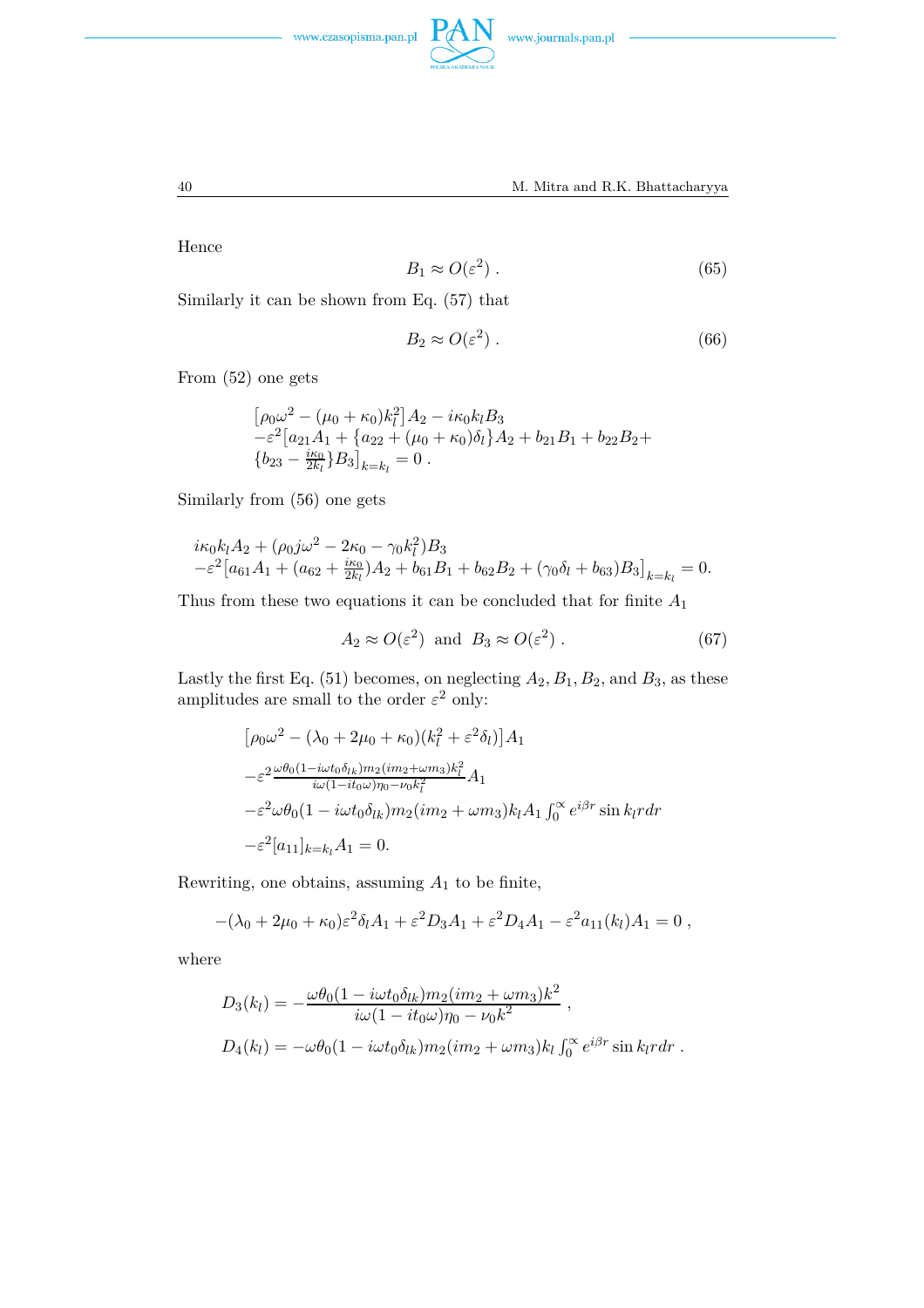Hence

$$B_1 \approx O(\varepsilon^2)\ . \tag{65}$$

Similarly it can be shown from Eq. (57) that

$$B_2 \approx O(\varepsilon^2)\ . \tag{66}$$

From (52) one gets

$$\begin{aligned}
&\big[\rho_0\omega^2 - (\mu_0+\kappa_0)k_l^2\big]A_2 - i\kappa_0 k_l B_3 \\
&-\varepsilon^2\big[a_{21}A_1 + \{a_{22} + (\mu_0+\kappa_0)\delta_l\}A_2 + b_{21}B_1 + b_{22}B_2 + \\
&\{b_{23} - \tfrac{i\kappa_0}{2k_l}\}B_3\big]_{k=k_l} = 0\ .
\end{aligned}$$

Similarly from (56) one gets

$$\begin{aligned}
&i\kappa_0 k_l A_2 + (\rho_0 j\omega^2 - 2\kappa_0 - \gamma_0 k_l^2)B_3 \\
&-\varepsilon^2\big[a_{61}A_1 + (a_{62} + \tfrac{i\kappa_0}{2k_l})A_2 + b_{61}B_1 + b_{62}B_2 + (\gamma_0\delta_l + b_{63})B_3\big]_{k=k_l} = 0.
\end{aligned}$$

Thus from these two equations it can be concluded that for finite $A_1$

$$A_2 \approx O(\varepsilon^2)\ \text{ and }\ B_3 \approx O(\varepsilon^2)\ . \tag{67}$$

Lastly the first Eq. (51) becomes, on neglecting $A_2, B_1, B_2$, and $B_3$, as these amplitudes are small to the order $\varepsilon^2$ only:

$$\begin{aligned}
&\big[\rho_0\omega^2 - (\lambda_0 + 2\mu_0 + \kappa_0)(k_l^2 + \varepsilon^2\delta_l)\big]A_1 \\
&-\varepsilon^2 \frac{\omega\theta_0(1-i\omega t_0\delta_{lk})m_2(im_2+\omega m_3)k_l^2}{i\omega(1-it_0\omega)\eta_0 - \nu_0 k_l^2}A_1 \\
&-\varepsilon^2\omega\theta_0(1-i\omega t_0\delta_{lk})m_2(im_2+\omega m_3)k_l A_1 \int_0^\infty e^{i\beta r}\sin k_l r dr \\
&-\varepsilon^2[a_{11}]_{k=k_l}A_1 = 0.
\end{aligned}$$

Rewriting, one obtains, assuming $A_1$ to be finite,

$$-(\lambda_0 + 2\mu_0 + \kappa_0)\varepsilon^2\delta_l A_1 + \varepsilon^2 D_3 A_1 + \varepsilon^2 D_4 A_1 - \varepsilon^2 a_{11}(k_l)A_1 = 0\ ,$$

where

$$\begin{aligned}
D_3(k_l) &= -\frac{\omega\theta_0(1-i\omega t_0\delta_{lk})m_2(im_2+\omega m_3)k^2}{i\omega(1-it_0\omega)\eta_0 - \nu_0 k^2}\ , \\
D_4(k_l) &= -\omega\theta_0(1-i\omega t_0\delta_{lk})m_2(im_2+\omega m_3)k_l \int_0^\infty e^{i\beta r}\sin k_l r dr\ .
\end{aligned}$$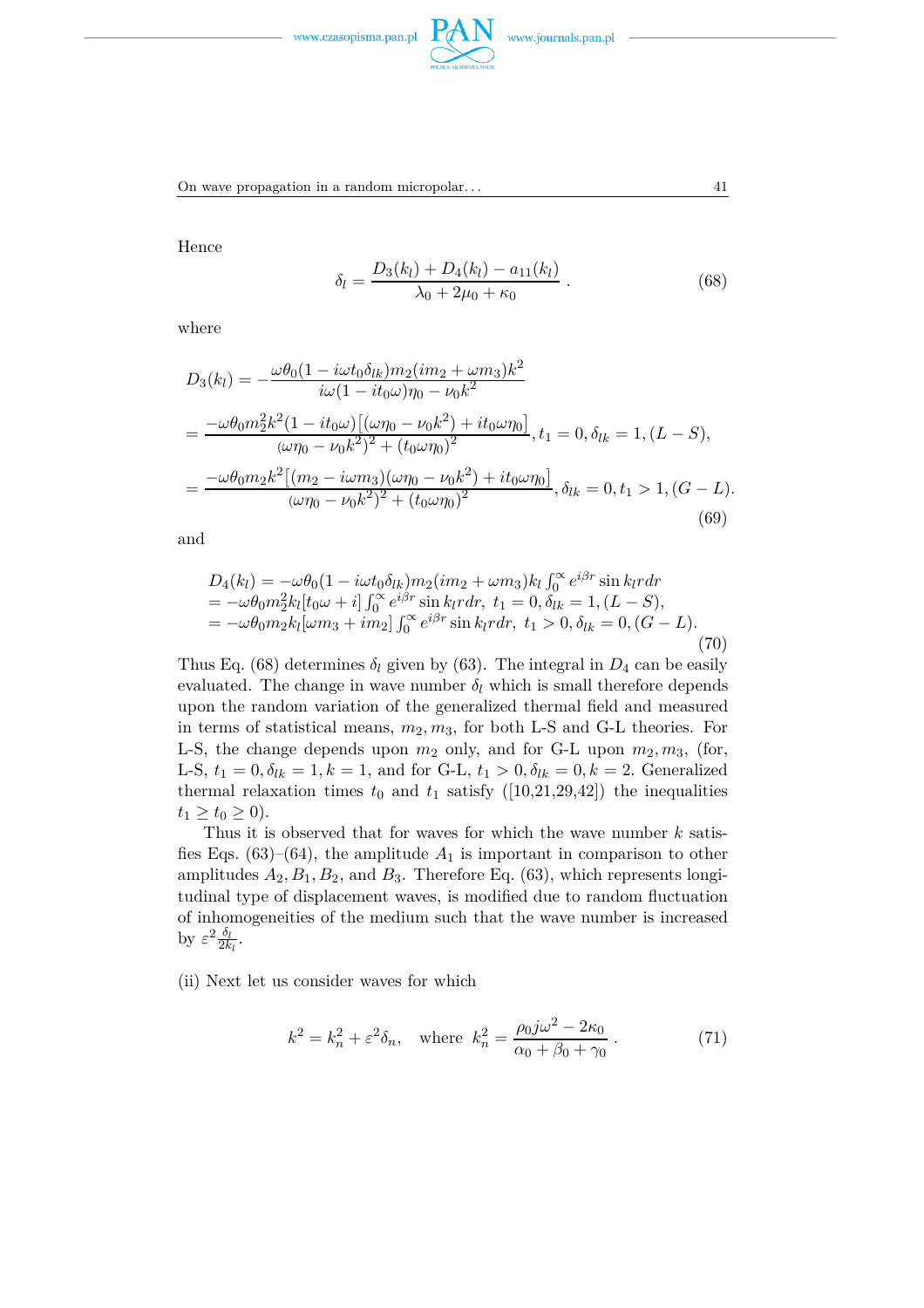Hence

$$\delta_l = \frac{D_3(k_l) + D_4(k_l) - a_{11}(k_l)}{\lambda_0 + 2\mu_0 + \kappa_0}\,. \tag{68}$$

where

$$\begin{aligned}
D_3(k_l) &= -\frac{\omega\theta_0(1 - i\omega t_0\delta_{lk})m_2(im_2 + \omega m_3)k^2}{i\omega(1 - it_0\omega)\eta_0 - \nu_0 k^2} \\
&= \frac{-\omega\theta_0 m_2^2 k^2(1 - it_0\omega)\big[(\omega\eta_0 - \nu_0 k^2) + it_0\omega\eta_0\big]}{(\omega\eta_0 - \nu_0 k^2)^2 + (t_0\omega\eta_0)^2}, t_1 = 0, \delta_{lk} = 1, (L-S), \\
&= \frac{-\omega\theta_0 m_2 k^2\big[(m_2 - i\omega m_3)(\omega\eta_0 - \nu_0 k^2) + it_0\omega\eta_0\big]}{(\omega\eta_0 - \nu_0 k^2)^2 + (t_0\omega\eta_0)^2}, \delta_{lk} = 0, t_1 > 1, (G-L).
\end{aligned} \tag{69}$$

and

$$\begin{aligned}
D_4(k_l) &= -\omega\theta_0(1 - i\omega t_0\delta_{lk})m_2(im_2 + \omega m_3)k_l \textstyle\int_0^\infty e^{i\beta r}\sin k_l r dr \\
&= -\omega\theta_0 m_2^2 k_l[t_0\omega + i] \textstyle\int_0^\infty e^{i\beta r}\sin k_l r dr,\ t_1 = 0, \delta_{lk} = 1, (L-S), \\
&= -\omega\theta_0 m_2 k_l[\omega m_3 + im_2] \textstyle\int_0^\infty e^{i\beta r}\sin k_l r dr,\ t_1 > 0, \delta_{lk} = 0, (G-L).
\end{aligned} \tag{70}$$

Thus Eq. (68) determines $\delta_l$ given by (63). The integral in $D_4$ can be easily evaluated. The change in wave number $\delta_l$ which is small therefore depends upon the random variation of the generalized thermal field and measured in terms of statistical means, $m_2, m_3$, for both L-S and G-L theories. For L-S, the change depends upon $m_2$ only, and for G-L upon $m_2, m_3$, (for, L-S, $t_1 = 0, \delta_{lk} = 1, k = 1$, and for G-L, $t_1 > 0, \delta_{lk} = 0, k = 2$. Generalized thermal relaxation times $t_0$ and $t_1$ satisfy ([10,21,29,42]) the inequalities $t_1 \geq t_0 \geq 0$).

Thus it is observed that for waves for which the wave number $k$ satisfies Eqs. (63)–(64), the amplitude $A_1$ is important in comparison to other amplitudes $A_2, B_1, B_2$, and $B_3$. Therefore Eq. (63), which represents longitudinal type of displacement waves, is modified due to random fluctuation of inhomogeneities of the medium such that the wave number is increased by $\varepsilon^2 \frac{\delta_l}{2k_l}$.

(ii) Next let us consider waves for which

$$k^2 = k_n^2 + \varepsilon^2\delta_n, \quad \text{where } k_n^2 = \frac{\rho_0 j\omega^2 - 2\kappa_0}{\alpha_0 + \beta_0 + \gamma_0}\,. \tag{71}$$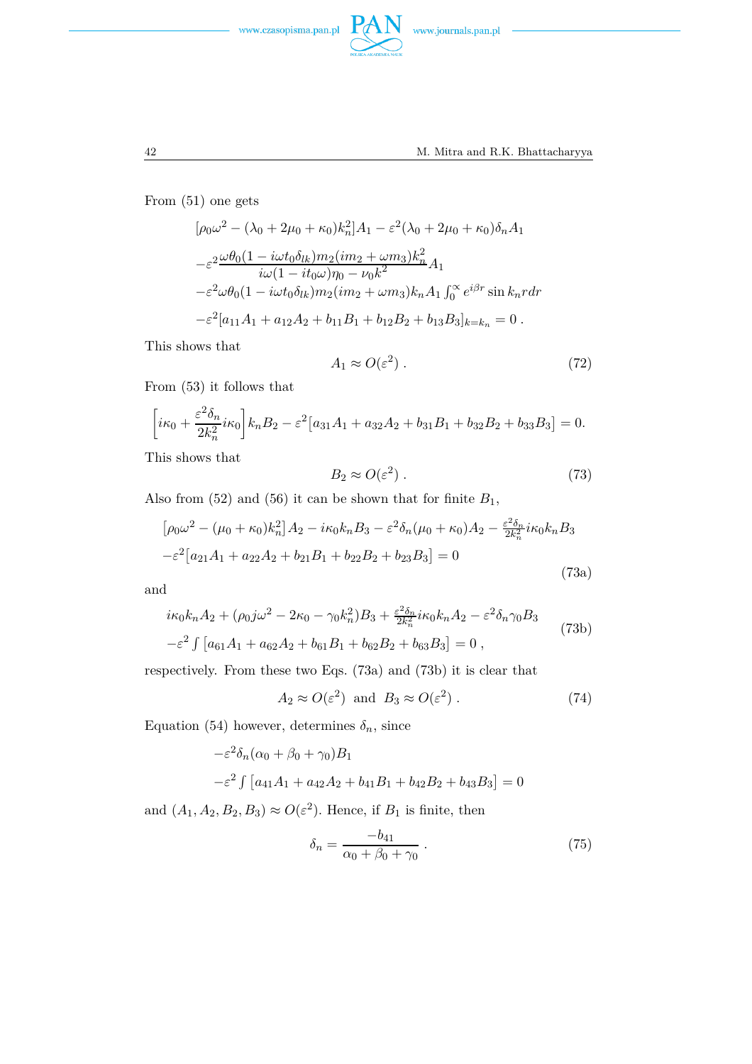From (51) one gets

$$
\begin{aligned}
&[\rho_0\omega^2 - (\lambda_0 + 2\mu_0 + \kappa_0)k_n^2]A_1 - \varepsilon^2(\lambda_0 + 2\mu_0 + \kappa_0)\delta_n A_1 \\
&-\varepsilon^2 \frac{\omega\theta_0(1 - i\omega t_0\delta_{lk})m_2(im_2 + \omega m_3)k_n^2}{i\omega(1 - it_0\omega)\eta_0 - \nu_0 k^2} A_1 \\
&-\varepsilon^2\omega\theta_0(1 - i\omega t_0\delta_{lk})m_2(im_2 + \omega m_3)k_n A_1 \int_0^\infty e^{i\beta r}\sin k_n r dr \\
&-\varepsilon^2[a_{11}A_1 + a_{12}A_2 + b_{11}B_1 + b_{12}B_2 + b_{13}B_3]_{k=k_n} = 0\,.
\end{aligned}
$$

This shows that

$$
A_1 \approx O(\varepsilon^2)\,. \tag{72}
$$

From (53) it follows that

$$
\left[i\kappa_0 + \frac{\varepsilon^2\delta_n}{2k_n^2}i\kappa_0\right]k_n B_2 - \varepsilon^2\left[a_{31}A_1 + a_{32}A_2 + b_{31}B_1 + b_{32}B_2 + b_{33}B_3\right] = 0.
$$

This shows that

$$
B_2 \approx O(\varepsilon^2)\,. \tag{73}
$$

Also from (52) and (56) it can be shown that for finite $B_1$,

$$
\begin{aligned}
&\left[\rho_0\omega^2 - (\mu_0 + \kappa_0)k_n^2\right]A_2 - i\kappa_0 k_n B_3 - \varepsilon^2\delta_n(\mu_0 + \kappa_0)A_2 - \tfrac{\varepsilon^2\delta_n}{2k_n^2}i\kappa_0 k_n B_3 \\
&-\varepsilon^2\left[a_{21}A_1 + a_{22}A_2 + b_{21}B_1 + b_{22}B_2 + b_{23}B_3\right] = 0
\end{aligned}
\tag{73a}
$$

and

$$
\begin{aligned}
&i\kappa_0 k_n A_2 + (\rho_0 j\omega^2 - 2\kappa_0 - \gamma_0 k_n^2)B_3 + \tfrac{\varepsilon^2\delta_n}{2k_n^2}i\kappa_0 k_n A_2 - \varepsilon^2\delta_n\gamma_0 B_3 \\
&-\varepsilon^2\int\left[a_{61}A_1 + a_{62}A_2 + b_{61}B_1 + b_{62}B_2 + b_{63}B_3\right] = 0\,,
\end{aligned}
\tag{73b}
$$

respectively. From these two Eqs. (73a) and (73b) it is clear that

$$
A_2 \approx O(\varepsilon^2) \text{ and } B_3 \approx O(\varepsilon^2)\,. \tag{74}
$$

Equation (54) however, determines $\delta_n$, since

$$
\begin{aligned}
&-\varepsilon^2\delta_n(\alpha_0 + \beta_0 + \gamma_0)B_1 \\
&-\varepsilon^2\int\left[a_{41}A_1 + a_{42}A_2 + b_{41}B_1 + b_{42}B_2 + b_{43}B_3\right] = 0
\end{aligned}
$$

and $(A_1, A_2, B_2, B_3) \approx O(\varepsilon^2)$. Hence, if $B_1$ is finite, then

$$
\delta_n = \frac{-b_{41}}{\alpha_0 + \beta_0 + \gamma_0}\,. \tag{75}
$$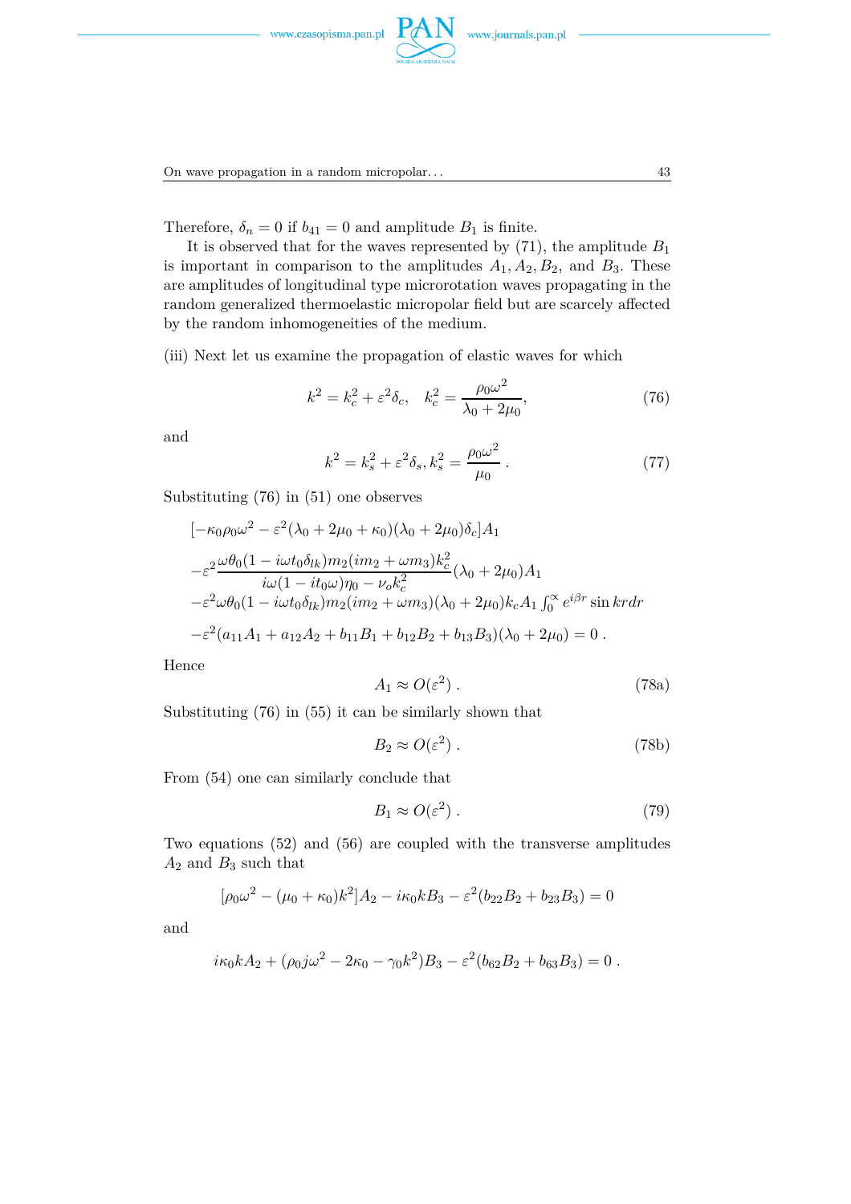Therefore, $\delta_n = 0$ if $b_{41} = 0$ and amplitude $B_1$ is finite.

It is observed that for the waves represented by (71), the amplitude $B_1$ is important in comparison to the amplitudes $A_1, A_2, B_2$, and $B_3$. These are amplitudes of longitudinal type microrotation waves propagating in the random generalized thermoelastic micropolar field but are scarcely affected by the random inhomogeneities of the medium.

(iii) Next let us examine the propagation of elastic waves for which

$$k^2 = k_c^2 + \varepsilon^2\delta_c, \quad k_c^2 = \frac{\rho_0\omega^2}{\lambda_0 + 2\mu_0}, \tag{76}$$

and

$$k^2 = k_s^2 + \varepsilon^2\delta_s, k_s^2 = \frac{\rho_0\omega^2}{\mu_0} \, . \tag{77}$$

Substituting (76) in (51) one observes

$$
\begin{aligned}
&[-\kappa_0\rho_0\omega^2 - \varepsilon^2(\lambda_0 + 2\mu_0 + \kappa_0)(\lambda_0 + 2\mu_0)\delta_c]A_1 \\
&-\varepsilon^2 \frac{\omega\theta_0(1 - i\omega t_0\delta_{lk})m_2(im_2 + \omega m_3)k_c^2}{i\omega(1 - it_0\omega)\eta_0 - \nu_o k_c^2}(\lambda_0 + 2\mu_0)A_1 \\
&-\varepsilon^2\omega\theta_0(1 - i\omega t_0\delta_{lk})m_2(im_2 + \omega m_3)(\lambda_0 + 2\mu_0)k_c A_1 \int_0^\infty e^{i\beta r}\sin kr dr \\
&-\varepsilon^2(a_{11}A_1 + a_{12}A_2 + b_{11}B_1 + b_{12}B_2 + b_{13}B_3)(\lambda_0 + 2\mu_0) = 0 \, .
\end{aligned}
$$

Hence

$$A_1 \approx O(\varepsilon^2) \, . \tag{78a}$$

Substituting (76) in (55) it can be similarly shown that

$$B_2 \approx O(\varepsilon^2) \, . \tag{78b}$$

From (54) one can similarly conclude that

$$B_1 \approx O(\varepsilon^2) \, . \tag{79}$$

Two equations (52) and (56) are coupled with the transverse amplitudes $A_2$ and $B_3$ such that

$$[\rho_0\omega^2 - (\mu_0 + \kappa_0)k^2]A_2 - i\kappa_0 kB_3 - \varepsilon^2(b_{22}B_2 + b_{23}B_3) = 0$$

and

$$i\kappa_0 kA_2 + (\rho_0 j\omega^2 - 2\kappa_0 - \gamma_0 k^2)B_3 - \varepsilon^2(b_{62}B_2 + b_{63}B_3) = 0 \, .$$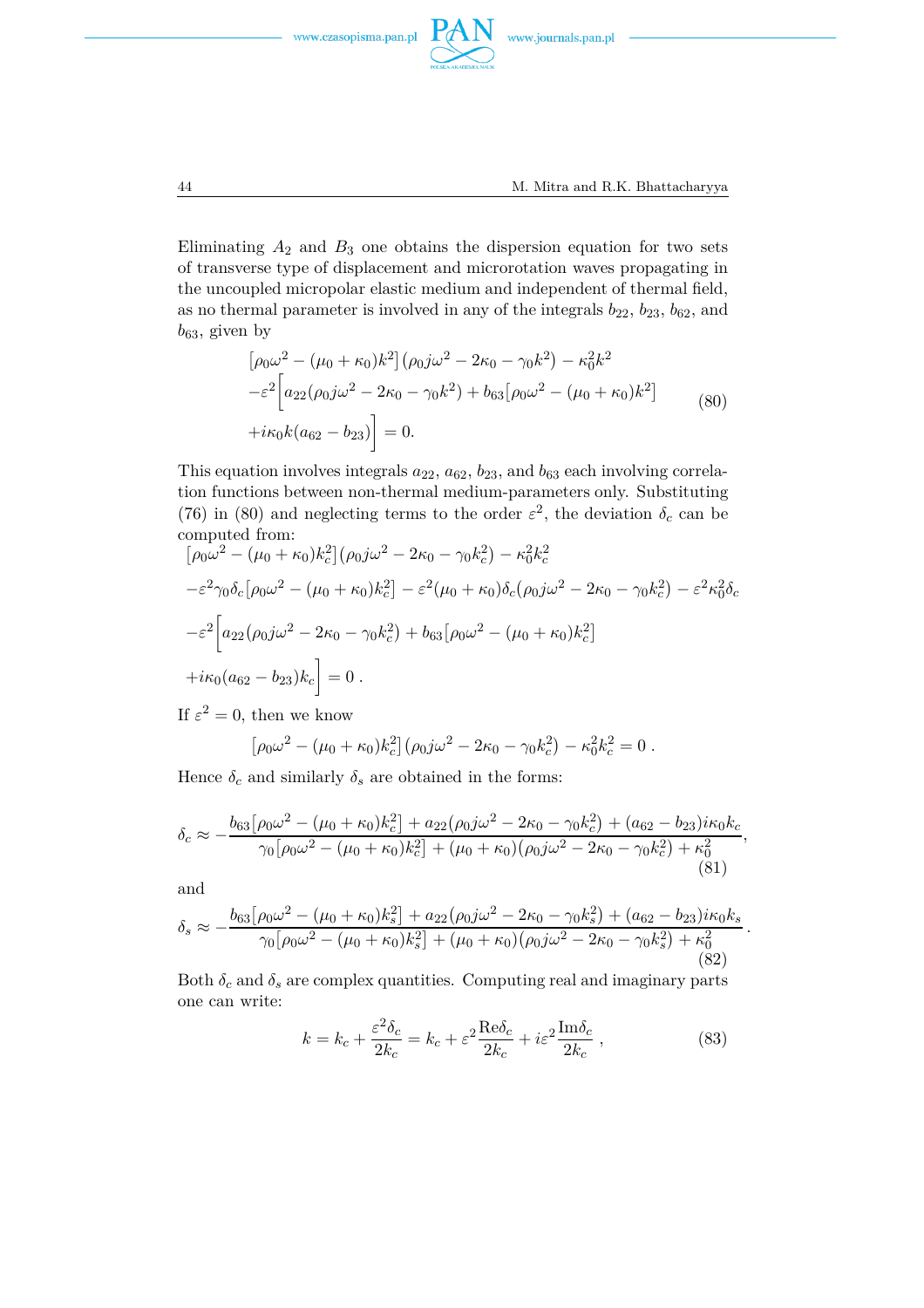Eliminating $A_2$ and $B_3$ one obtains the dispersion equation for two sets of transverse type of displacement and microrotation waves propagating in the uncoupled micropolar elastic medium and independent of thermal field, as no thermal parameter is involved in any of the integrals $b_{22}$, $b_{23}$, $b_{62}$, and $b_{63}$, given by

$$
\begin{aligned}
&\left[\rho_0\omega^2 - (\mu_0+\kappa_0)k^2\right]\left(\rho_0 j\omega^2 - 2\kappa_0 - \gamma_0 k^2\right) - \kappa_0^2 k^2 \\
&-\varepsilon^2\Big[a_{22}(\rho_0 j\omega^2 - 2\kappa_0 - \gamma_0 k^2) + b_{63}\left[\rho_0\omega^2 - (\mu_0+\kappa_0)k^2\right] \\
&+i\kappa_0 k(a_{62} - b_{23})\Big] = 0.
\end{aligned}
\tag{80}
$$

This equation involves integrals $a_{22}$, $a_{62}$, $b_{23}$, and $b_{63}$ each involving correlation functions between non-thermal medium-parameters only. Substituting (76) in (80) and neglecting terms to the order $\varepsilon^2$, the deviation $\delta_c$ can be computed from:

$$
\begin{aligned}
&\left[\rho_0\omega^2 - (\mu_0+\kappa_0)k_c^2\right]\left(\rho_0 j\omega^2 - 2\kappa_0 - \gamma_0 k_c^2\right) - \kappa_0^2 k_c^2 \\
&-\varepsilon^2\gamma_0\delta_c\left[\rho_0\omega^2 - (\mu_0+\kappa_0)k_c^2\right] - \varepsilon^2(\mu_0+\kappa_0)\delta_c\left(\rho_0 j\omega^2 - 2\kappa_0 - \gamma_0 k_c^2\right) - \varepsilon^2\kappa_0^2\delta_c \\
&-\varepsilon^2\Big[a_{22}\left(\rho_0 j\omega^2 - 2\kappa_0 - \gamma_0 k_c^2\right) + b_{63}\left[\rho_0\omega^2 - (\mu_0+\kappa_0)k_c^2\right] \\
&+i\kappa_0(a_{62} - b_{23})k_c\Big] = 0\,.
\end{aligned}
$$

If $\varepsilon^2 = 0$, then we know

$$
\left[\rho_0\omega^2 - (\mu_0+\kappa_0)k_c^2\right]\left(\rho_0 j\omega^2 - 2\kappa_0 - \gamma_0 k_c^2\right) - \kappa_0^2 k_c^2 = 0\,.
$$

Hence $\delta_c$ and similarly $\delta_s$ are obtained in the forms:

$$
\delta_c \approx -\frac{b_{63}\left[\rho_0\omega^2 - (\mu_0+\kappa_0)k_c^2\right] + a_{22}\left(\rho_0 j\omega^2 - 2\kappa_0 - \gamma_0 k_c^2\right) + (a_{62} - b_{23})i\kappa_0 k_c}{\gamma_0\left[\rho_0\omega^2 - (\mu_0+\kappa_0)k_c^2\right] + (\mu_0+\kappa_0)\left(\rho_0 j\omega^2 - 2\kappa_0 - \gamma_0 k_c^2\right) + \kappa_0^2}, \tag{81}
$$

and

$$
\delta_s \approx -\frac{b_{63}\left[\rho_0\omega^2 - (\mu_0+\kappa_0)k_s^2\right] + a_{22}\left(\rho_0 j\omega^2 - 2\kappa_0 - \gamma_0 k_s^2\right) + (a_{62} - b_{23})i\kappa_0 k_s}{\gamma_0\left[\rho_0\omega^2 - (\mu_0+\kappa_0)k_s^2\right] + (\mu_0+\kappa_0)\left(\rho_0 j\omega^2 - 2\kappa_0 - \gamma_0 k_s^2\right) + \kappa_0^2}. \tag{82}
$$

Both $\delta_c$ and $\delta_s$ are complex quantities. Computing real and imaginary parts one can write:

$$
k = k_c + \frac{\varepsilon^2\delta_c}{2k_c} = k_c + \varepsilon^2\frac{\mathrm{Re}\delta_c}{2k_c} + i\varepsilon^2\frac{\mathrm{Im}\delta_c}{2k_c}\,, \tag{83}
$$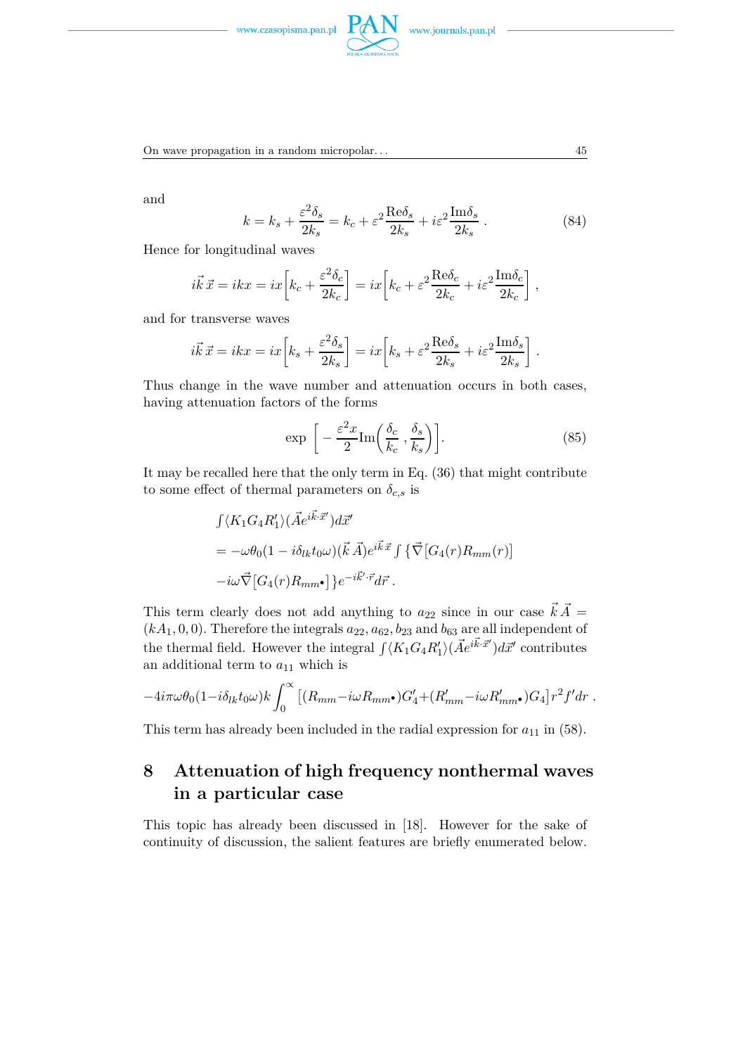and

$$k = k_s + \frac{\varepsilon^2 \delta_s}{2k_s} = k_c + \varepsilon^2 \frac{\mathrm{Re}\delta_s}{2k_s} + i\varepsilon^2 \frac{\mathrm{Im}\delta_s}{2k_s} \,. \tag{84}$$

Hence for longitudinal waves

$$i\vec{k}\,\vec{x} = ikx = ix\left[k_c + \frac{\varepsilon^2 \delta_c}{2k_c}\right] = ix\left[k_c + \varepsilon^2 \frac{\mathrm{Re}\delta_c}{2k_c} + i\varepsilon^2 \frac{\mathrm{Im}\delta_c}{2k_c}\right],$$

and for transverse waves

$$i\vec{k}\,\vec{x} = ikx = ix\left[k_s + \frac{\varepsilon^2 \delta_s}{2k_s}\right] = ix\left[k_s + \varepsilon^2 \frac{\mathrm{Re}\delta_s}{2k_s} + i\varepsilon^2 \frac{\mathrm{Im}\delta_s}{2k_s}\right].$$

Thus change in the wave number and attenuation occurs in both cases, having attenuation factors of the forms

$$\exp\left[-\frac{\varepsilon^2 x}{2}\mathrm{Im}\left(\frac{\delta_c}{k_c}, \frac{\delta_s}{k_s}\right)\right]. \tag{85}$$

It may be recalled here that the only term in Eq. (36) that might contribute to some effect of thermal parameters on $\delta_{c,s}$ is

$$\begin{aligned}
&\int \langle K_1 G_4 R_1' \rangle (\vec{A} e^{i\vec{k}\cdot\vec{x}'}) d\vec{x}' \\
&= -\omega\theta_0(1 - i\delta_{lk}t_0\omega)(\vec{k}\,\vec{A}) e^{i\vec{k}\,\vec{x}} \int \{\vec{\nabla}[G_4(r)R_{mm}(r)] \\
&-i\omega\vec{\nabla}[G_4(r)R_{mm\bullet}]\} e^{-i\vec{k}'\cdot\vec{r}} d\vec{r}\,.
\end{aligned}$$

This term clearly does not add anything to $a_{22}$ since in our case $\vec{k}\,\vec{A} = (kA_1, 0, 0)$. Therefore the integrals $a_{22}, a_{62}, b_{23}$ and $b_{63}$ are all independent of the thermal field. However the integral $\int \langle K_1 G_4 R_1' \rangle (\vec{A} e^{i\vec{k}\cdot\vec{x}'}) d\vec{x}'$ contributes an additional term to $a_{11}$ which is

$$-4i\pi\omega\theta_0(1 - i\delta_{lk}t_0\omega)k \int_0^\infty \left[(R_{mm} - i\omega R_{mm\bullet})G_4' + (R_{mm}' - i\omega R_{mm\bullet}')G_4\right] r^2 f' dr\,.$$

This term has already been included in the radial expression for $a_{11}$ in (58).

## 8 Attenuation of high frequency nonthermal waves in a particular case

This topic has already been discussed in [18]. However for the sake of continuity of discussion, the salient features are briefly enumerated below.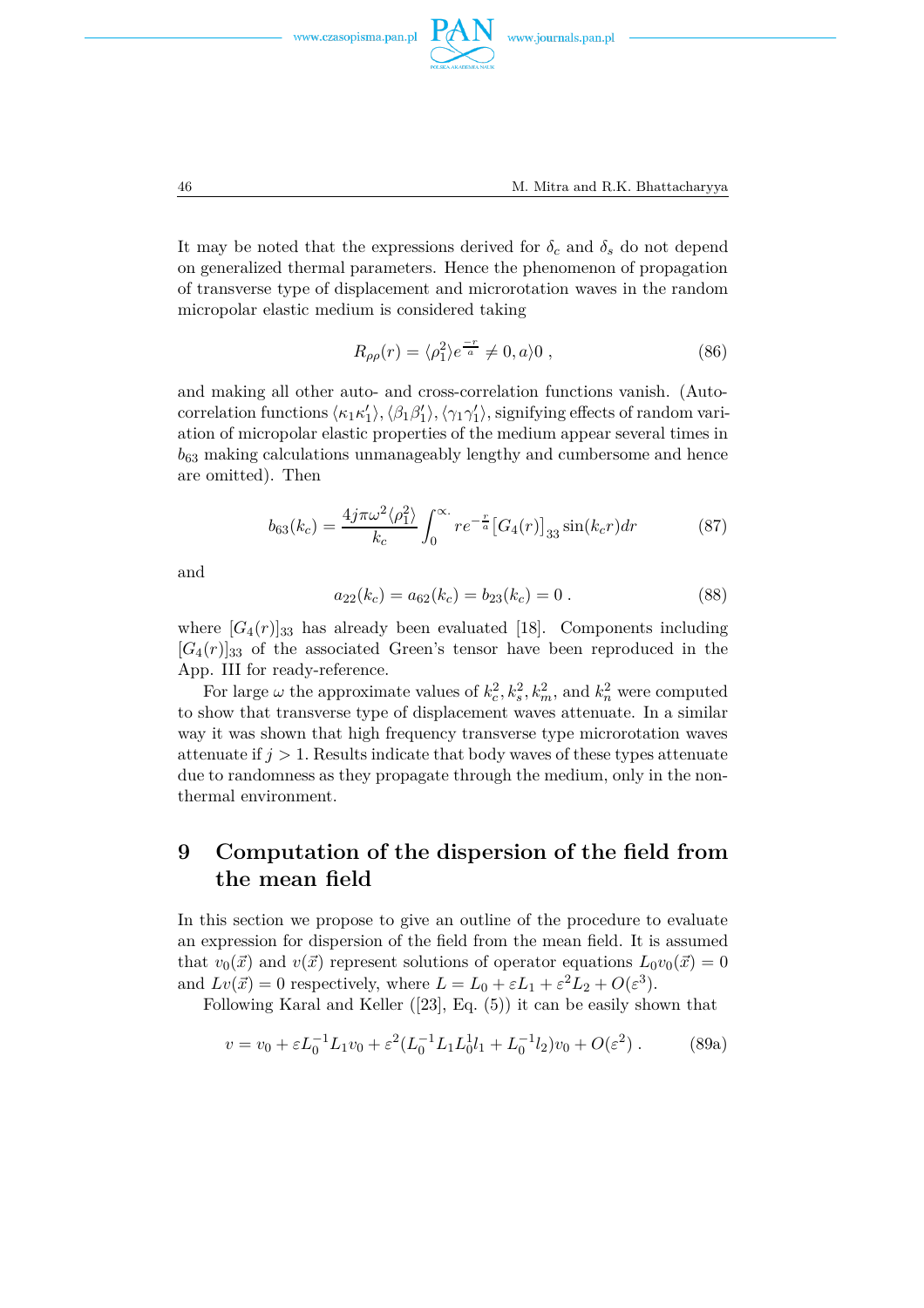It may be noted that the expressions derived for $\delta_c$ and $\delta_s$ do not depend on generalized thermal parameters. Hence the phenomenon of propagation of transverse type of displacement and microrotation waves in the random micropolar elastic medium is considered taking

$$R_{\rho\rho}(r) = \langle \rho_1^2 \rangle e^{\frac{-r}{a}} \neq 0, a \rangle 0 \; , \tag{86}$$

and making all other auto- and cross-correlation functions vanish. (Autocorrelation functions $\langle \kappa_1 \kappa_1' \rangle, \langle \beta_1 \beta_1' \rangle, \langle \gamma_1 \gamma_1' \rangle$, signifying effects of random variation of micropolar elastic properties of the medium appear several times in $b_{63}$ making calculations unmanageably lengthy and cumbersome and hence are omitted). Then

$$b_{63}(k_c) = \frac{4j\pi\omega^2 \langle \rho_1^2 \rangle}{k_c} \int_0^{\propto.} r e^{-\frac{r}{a}} \left[ G_4(r) \right]_{33} \sin(k_c r) dr \tag{87}$$

and

$$a_{22}(k_c) = a_{62}(k_c) = b_{23}(k_c) = 0 \; . \tag{88}$$

where $[G_4(r)]_{33}$ has already been evaluated [18]. Components including $[G_4(r)]_{33}$ of the associated Green's tensor have been reproduced in the App. III for ready-reference.

For large $\omega$ the approximate values of $k_c^2, k_s^2, k_m^2$, and $k_n^2$ were computed to show that transverse type of displacement waves attenuate. In a similar way it was shown that high frequency transverse type microrotation waves attenuate if $j > 1$. Results indicate that body waves of these types attenuate due to randomness as they propagate through the medium, only in the non-thermal environment.

# 9 Computation of the dispersion of the field from the mean field

In this section we propose to give an outline of the procedure to evaluate an expression for dispersion of the field from the mean field. It is assumed that $v_0(\vec{x})$ and $v(\vec{x})$ represent solutions of operator equations $L_0 v_0(\vec{x}) = 0$ and $Lv(\vec{x}) = 0$ respectively, where $L = L_0 + \varepsilon L_1 + \varepsilon^2 L_2 + O(\varepsilon^3)$.

Following Karal and Keller ([23], Eq. (5)) it can be easily shown that

$$v = v_0 + \varepsilon L_0^{-1} L_1 v_0 + \varepsilon^2 (L_0^{-1} L_1 L_0^1 l_1 + L_0^{-1} l_2) v_0 + O(\varepsilon^2) \; . \tag{89a}$$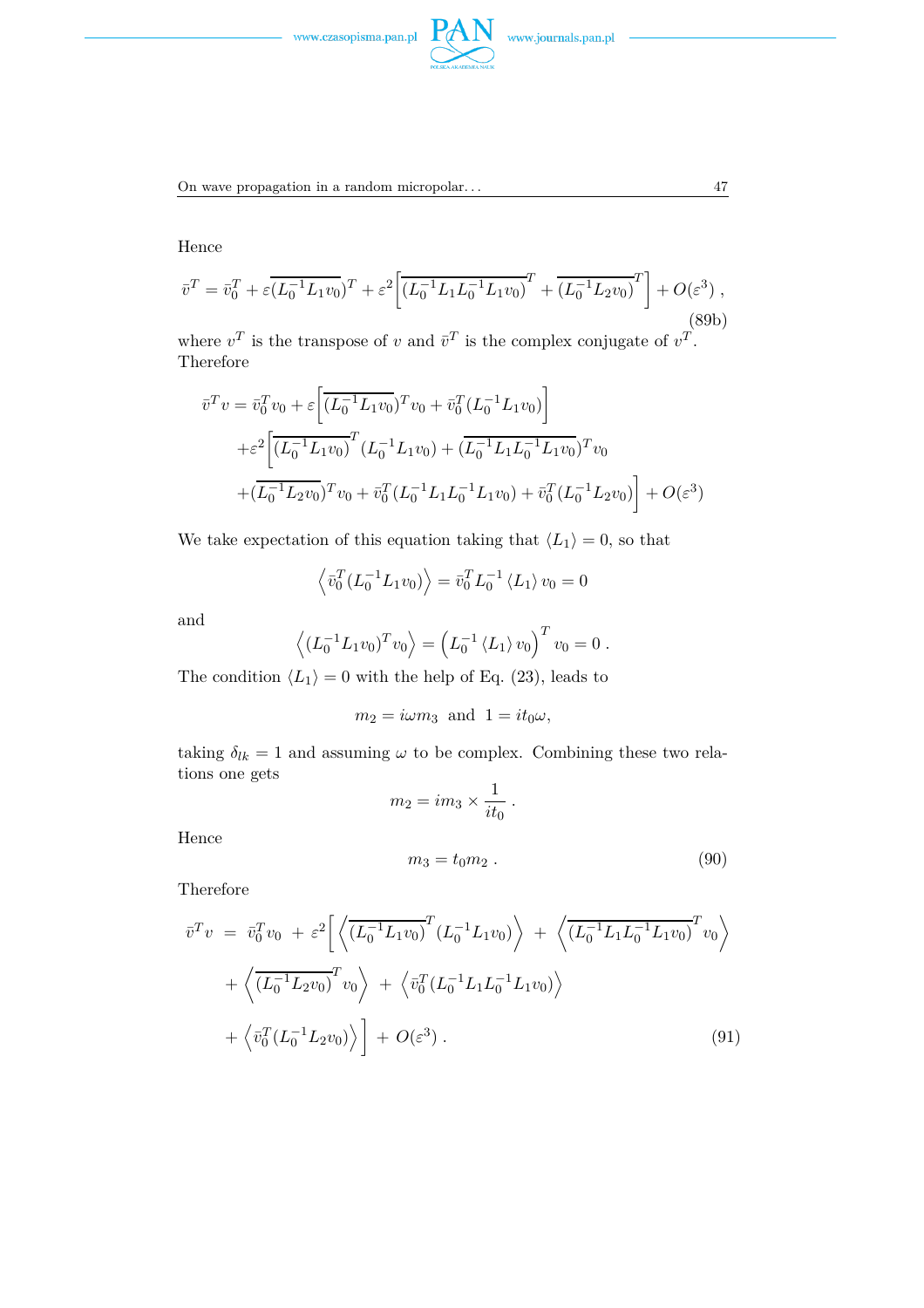Hence

$$\bar{v}^T = \bar{v}_0^T + \varepsilon\overline{(L_0^{-1}L_1v_0)}^T + \varepsilon^2\left[\overline{(L_0^{-1}L_1L_0^{-1}L_1v_0)}^T + \overline{(L_0^{-1}L_2v_0)}^T\right] + O(\varepsilon^3)\ , \tag{89b}$$

where $v^T$ is the transpose of $v$ and $\bar{v}^T$ is the complex conjugate of $v^T$. Therefore

$$\begin{aligned}
\bar{v}^T v = \bar{v}_0^T v_0 &+ \varepsilon\left[\overline{(L_0^{-1}L_1v_0)}^T v_0 + \bar{v}_0^T(L_0^{-1}L_1v_0)\right] \\
&+\varepsilon^2\left[\overline{(L_0^{-1}L_1v_0)}^T(L_0^{-1}L_1v_0) + \overline{(L_0^{-1}L_1L_0^{-1}L_1v_0)}^T v_0\right. \\
&\left.+\overline{(L_0^{-1}L_2v_0)}^T v_0 + \bar{v}_0^T(L_0^{-1}L_1L_0^{-1}L_1v_0) + \bar{v}_0^T(L_0^{-1}L_2v_0)\right] + O(\varepsilon^3)
\end{aligned}$$

We take expectation of this equation taking that $\langle L_1\rangle = 0$, so that

$$\left\langle \bar{v}_0^T(L_0^{-1}L_1v_0)\right\rangle = \bar{v}_0^T L_0^{-1}\langle L_1\rangle v_0 = 0$$

and

$$\left\langle (L_0^{-1}L_1v_0)^T v_0\right\rangle = \left(L_0^{-1}\langle L_1\rangle v_0\right)^T v_0 = 0\ .$$

The condition $\langle L_1\rangle = 0$ with the help of Eq. (23), leads to

$$m_2 = i\omega m_3 \ \text{ and } \ 1 = it_0\omega,$$

taking $\delta_{lk} = 1$ and assuming $\omega$ to be complex. Combining these two relations one gets

$$m_2 = im_3 \times \frac{1}{it_0}\ .$$

Hence

$$m_3 = t_0 m_2\ . \tag{90}$$

Therefore

$$\begin{aligned}
\bar{v}^T v \ = \ \bar{v}_0^T v_0 \ &+ \ \varepsilon^2\left[\left\langle\overline{(L_0^{-1}L_1v_0)}^T(L_0^{-1}L_1v_0)\right\rangle \ + \ \left\langle\overline{(L_0^{-1}L_1L_0^{-1}L_1v_0)}^T v_0\right\rangle\right. \\
&+ \left\langle\overline{(L_0^{-1}L_2v_0)}^T v_0\right\rangle \ + \ \left\langle\bar{v}_0^T(L_0^{-1}L_1L_0^{-1}L_1v_0)\right\rangle \\
&\left.+ \left\langle\bar{v}_0^T(L_0^{-1}L_2v_0)\right\rangle\right] \ + \ O(\varepsilon^3)\ .
\end{aligned} \tag{91}$$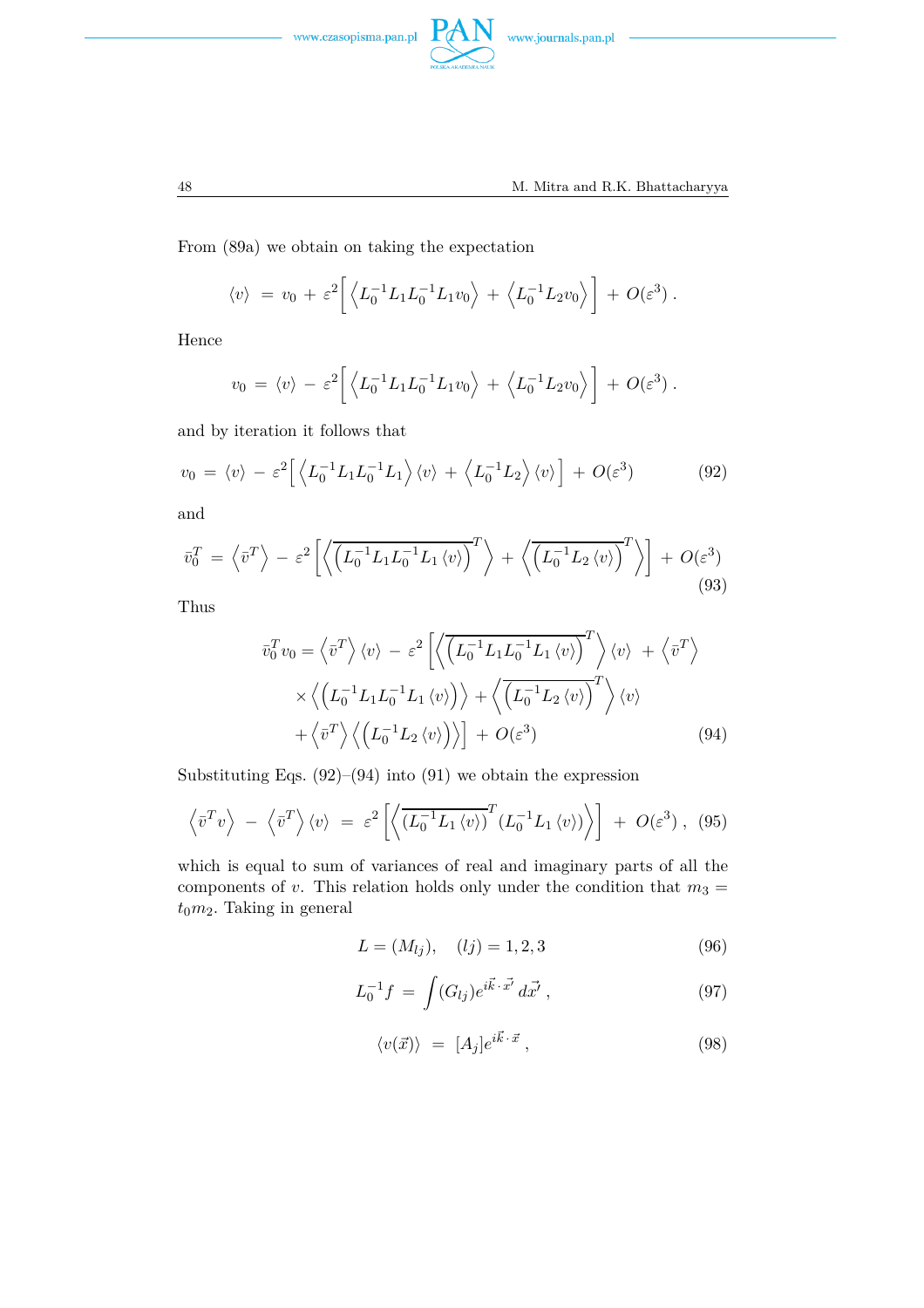From (89a) we obtain on taking the expectation

$$\langle v \rangle \;=\; v_0 \,+\, \varepsilon^2 \Big[ \Big\langle L_0^{-1} L_1 L_0^{-1} L_1 v_0 \Big\rangle \,+\, \Big\langle L_0^{-1} L_2 v_0 \Big\rangle \Big] \,+\, O(\varepsilon^3)\,.$$

Hence

$$v_0 \;=\; \langle v \rangle \,-\, \varepsilon^2 \Big[ \Big\langle L_0^{-1} L_1 L_0^{-1} L_1 v_0 \Big\rangle \,+\, \Big\langle L_0^{-1} L_2 v_0 \Big\rangle \Big] \,+\, O(\varepsilon^3)\,.$$

and by iteration it follows that

$$v_0 \;=\; \langle v \rangle \,-\, \varepsilon^2 \Big[ \Big\langle L_0^{-1} L_1 L_0^{-1} L_1 \Big\rangle \langle v \rangle \,+\, \Big\langle L_0^{-1} L_2 \Big\rangle \langle v \rangle \Big] \,+\, O(\varepsilon^3) \tag{92}$$

and

$$\bar{v}_0^T \;=\; \Big\langle \bar{v}^T \Big\rangle \,-\, \varepsilon^2 \left[ \Big\langle \overline{\Big(L_0^{-1} L_1 L_0^{-1} L_1 \langle v \rangle\Big)}^T \Big\rangle \,+\, \Big\langle \overline{\Big(L_0^{-1} L_2 \langle v \rangle\Big)}^T \Big\rangle \right] \,+\, O(\varepsilon^3) \tag{93}$$

Thus

$$\begin{aligned}
\bar{v}_0^T v_0 = \Big\langle \bar{v}^T \Big\rangle \langle v \rangle \,&-\, \varepsilon^2 \left[ \Big\langle \overline{\Big(L_0^{-1} L_1 L_0^{-1} L_1 \langle v \rangle\Big)}^T \Big\rangle \langle v \rangle \,+\, \Big\langle \bar{v}^T \Big\rangle \right. \\
&\times \Big\langle \Big(L_0^{-1} L_1 L_0^{-1} L_1 \langle v \rangle\Big) \Big\rangle + \Big\langle \overline{\Big(L_0^{-1} L_2 \langle v \rangle\Big)}^T \Big\rangle \langle v \rangle \\
&\left. + \Big\langle \bar{v}^T \Big\rangle \Big\langle \Big(L_0^{-1} L_2 \langle v \rangle\Big) \Big\rangle \right] \,+\, O(\varepsilon^3)
\end{aligned} \tag{94}$$

Substituting Eqs. (92)–(94) into (91) we obtain the expression

$$\Big\langle \bar{v}^T v \Big\rangle \,-\, \Big\langle \bar{v}^T \Big\rangle \langle v \rangle \;=\; \varepsilon^2 \left[ \Big\langle \overline{(L_0^{-1} L_1 \langle v \rangle)}^T (L_0^{-1} L_1 \langle v \rangle) \Big\rangle \right] \,+\, O(\varepsilon^3)\,, \tag{95}$$

which is equal to sum of variances of real and imaginary parts of all the components of $v$. This relation holds only under the condition that $m_3 = t_0 m_2$. Taking in general

$$L = (M_{lj}), \quad (lj) = 1, 2, 3 \tag{96}$$

$$L_0^{-1} f \;=\; \int (G_{lj}) e^{i\vec{k}\cdot\vec{x}'}\, d\vec{x}'\,, \tag{97}$$

$$\langle v(\vec{x}) \rangle \;=\; [A_j] e^{i\vec{k}\cdot\vec{x}}\,, \tag{98}$$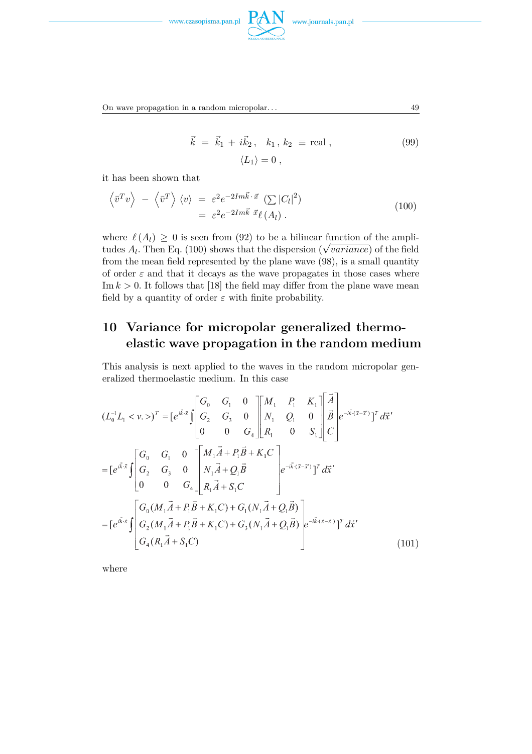$$\vec{k} \;=\; \vec{k}_1 \,+\, i\vec{k}_2\,, \quad k_1\,,\, k_2 \;\equiv\; \text{real}\,, \tag{99}$$

$$\langle L_1 \rangle = 0\,,$$

it has been shown that

$$\begin{aligned} \left\langle \bar{v}^T v \right\rangle \;-\; \left\langle \bar{v}^T \right\rangle \langle v \rangle \;&=\; \varepsilon^2 e^{-2Im\vec{k}\cdot\vec{x}} \;\left(\sum |C_l|^2\right) \\ &=\; \varepsilon^2 e^{-2Im\vec{k}\;\vec{x}} \ell\,(A_l)\;. \end{aligned} \tag{100}$$

where $\ell\,(A_l) \,\geq\, 0$ is seen from (92) to be a bilinear function of the amplitudes $A_l$. Then Eq. (100) shows that the dispersion ($\sqrt{variance}$) of the field from the mean field represented by the plane wave (98), is a small quantity of order $\varepsilon$ and that it decays as the wave propagates in those cases where $\operatorname{Im} k > 0$. It follows that [18] the field may differ from the plane wave mean field by a quantity of order $\varepsilon$ with finite probability.

## 10 Variance for micropolar generalized thermoelastic wave propagation in the random medium

This analysis is next applied to the waves in the random micropolar generalized thermoelastic medium. In this case

$$(L_0^{-1}L_1 < v. >)^T = [e^{i\vec{k}\cdot\vec{x}} \int \begin{bmatrix} G_0 & G_1 & 0 \\ G_2 & G_3 & 0 \\ 0 & 0 & G_4 \end{bmatrix} \begin{bmatrix} M_1 & P_1 & K_1 \\ N_1 & Q_1 & 0 \\ R_1 & 0 & S_1 \end{bmatrix} \begin{bmatrix} \vec{A} \\ \vec{B} \\ C \end{bmatrix} e^{-i\vec{k}\cdot(\vec{x}-\vec{x}')}]^T\, d\vec{x}'$$

$$= [e^{i\vec{k}\cdot\vec{x}} \int \begin{bmatrix} G_0 & G_1 & 0 \\ G_2 & G_3 & 0 \\ 0 & 0 & G_4 \end{bmatrix} \begin{bmatrix} M_1\vec{A} + P_1\vec{B} + K_1 C \\ N_1\vec{A} + Q_1\vec{B} \\ R_1\vec{A} + S_1 C \end{bmatrix} e^{-i\vec{k}\cdot(\vec{x}-\vec{x}')}]^T\, d\vec{x}'$$

$$= [e^{i\vec{k}\cdot\vec{x}} \int \begin{bmatrix} G_0(M_1\vec{A} + P_1\vec{B} + K_1 C) + G_1(N_1\vec{A} + Q_1\vec{B}) \\ G_2(M_1\vec{A} + P_1\vec{B} + K_1 C) + G_3(N_1\vec{A} + Q_1\vec{B}) \\ G_4(R_1\vec{A} + S_1 C) \end{bmatrix} e^{-i\vec{k}\cdot(\vec{x}-\vec{x}')}]^T\, d\vec{x}' \tag{101}$$

where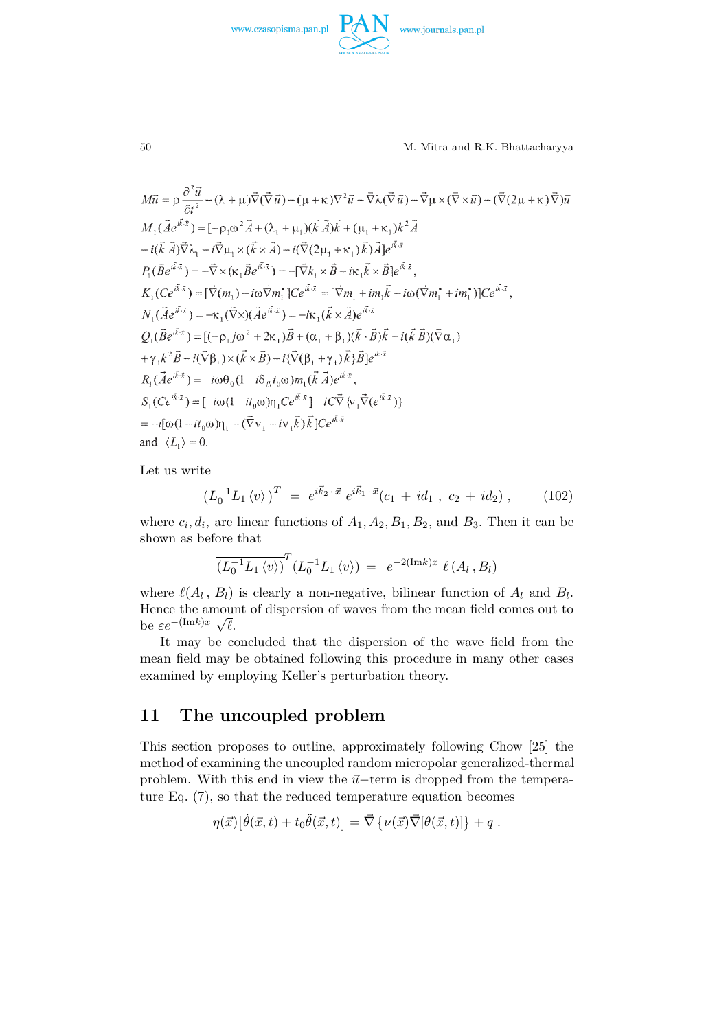$$M\vec{u} = \rho\frac{\partial^2\vec{u}}{\partial t^2} - (\lambda+\mu)\vec{\nabla}(\vec{\nabla}\vec{u}) - (\mu+\kappa)\nabla^2\vec{u} - \vec{\nabla}\lambda(\vec{\nabla}\vec{u}) - \vec{\nabla}\mu\times(\vec{\nabla}\times\vec{u}) - (\vec{\nabla}(2\mu+\kappa)\vec{\nabla})\vec{u}$$

$$M_1(\vec{A}e^{i\vec{k}\cdot\vec{x}}) = [-\rho_1\omega^2\vec{A} + (\lambda_1+\mu_1)(\vec{k}\,\vec{A})\vec{k} + (\mu_1+\kappa_1)k^2\vec{A}$$

$$-i(\vec{k}\,\vec{A})\vec{\nabla}\lambda_1 - i\vec{\nabla}\mu_1\times(\vec{k}\times\vec{A}) - i(\vec{\nabla}(2\mu_1+\kappa_1)\vec{k})\vec{A}]e^{i\vec{k}\cdot\vec{x}}$$

$$P_1(\vec{B}e^{i\vec{k}\cdot\vec{x}}) = -\vec{\nabla}\times(\kappa_1\vec{B}e^{i\vec{k}\cdot\vec{x}}) = -[\vec{\nabla}k_1\times\vec{B} + i\kappa_1\vec{k}\times\vec{B}]e^{i\vec{k}\cdot\vec{x}},$$

$$K_1(Ce^{i\vec{k}\cdot\vec{x}}) = [\vec{\nabla}(m_1) - i\omega\vec{\nabla}m_1^{\bullet}]Ce^{i\vec{k}\cdot\vec{x}} = [\vec{\nabla}m_1 + im_1\vec{k} - i\omega(\vec{\nabla}m_1^{\bullet} + im_1^{\bullet})]Ce^{i\vec{k}\cdot\vec{x}},$$

$$N_1(\vec{A}e^{i\vec{k}\cdot\vec{x}}) = -\kappa_1(\vec{\nabla}\times)(\vec{A}e^{i\vec{k}\cdot\vec{x}}) = -i\kappa_1(\vec{k}\times\vec{A})e^{i\vec{k}\cdot\vec{x}}$$

$$Q_1(\vec{B}e^{i\vec{k}\cdot\vec{x}}) = [(-\rho_1 j\omega^2 + 2\kappa_1)\vec{B} + (\alpha_1+\beta_1)(\vec{k}\cdot\vec{B})\vec{k} - i(\vec{k}\,\vec{B})(\vec{\nabla}\alpha_1)$$

$$+\gamma_1 k^2\vec{B} - i(\vec{\nabla}\beta_1)\times(\vec{k}\times\vec{B}) - i\{\vec{\nabla}(\beta_1+\gamma_1)\vec{k}\}\vec{B}]e^{i\vec{k}\cdot\vec{x}}$$

$$R_1(\vec{A}e^{i\vec{k}\cdot\vec{x}}) = -i\omega\theta_0(1 - i\delta_{i k}t_0\omega)m_1(\vec{k}\,\vec{A})e^{i\vec{k}\cdot\vec{x}},$$

$$S_1(Ce^{i\vec{k}\cdot\vec{x}}) = [-i\omega(1-it_0\omega)\eta_1 Ce^{i\vec{k}\cdot\vec{x}}] - iC\vec{\nabla}\{\nu_1\vec{\nabla}(e^{i\vec{k}\cdot\vec{x}})\}$$

$$= -i[\omega(1-it_0\omega)\eta_1 + (\vec{\nabla}\nu_1 + i\nu_1\vec{k})\vec{k}]Ce^{i\vec{k}\cdot\vec{x}}$$

and $\langle L_1\rangle = 0.$

Let us write

$$\left(L_0^{-1}L_1\langle v\rangle\right)^T = e^{i\vec{k}_2\cdot\vec{x}}\,e^{i\vec{k}_1\cdot\vec{x}}(c_1 + id_1\,,\;c_2 + id_2)\,, \tag{102}$$

where $c_i, d_i$, are linear functions of $A_1, A_2, B_1, B_2$, and $B_3$. Then it can be shown as before that

$$\overline{\left(L_0^{-1}L_1\langle v\rangle\right)}^T\left(L_0^{-1}L_1\langle v\rangle\right) = e^{-2(\mathrm{Im}k)x}\,\ell\,(A_l\,,B_l)$$

where $\ell(A_l\,,B_l)$ is clearly a non-negative, bilinear function of $A_l$ and $B_l$. Hence the amount of dispersion of waves from the mean field comes out to be $\varepsilon e^{-(\mathrm{Im}k)x}\sqrt{\ell}$.

It may be concluded that the dispersion of the wave field from the mean field may be obtained following this procedure in many other cases examined by employing Keller's perturbation theory.

## 11 The uncoupled problem

This section proposes to outline, approximately following Chow [25] the method of examining the uncoupled random micropolar generalized-thermal problem. With this end in view the $\vec{u}$–term is dropped from the temperature Eq. (7), so that the reduced temperature equation becomes

$$\eta(\vec{x})[\dot{\theta}(\vec{x},t) + t_0\ddot{\theta}(\vec{x},t)] = \vec{\nabla}\{\nu(\vec{x})\vec{\nabla}[\theta(\vec{x},t)]\} + q\,.$$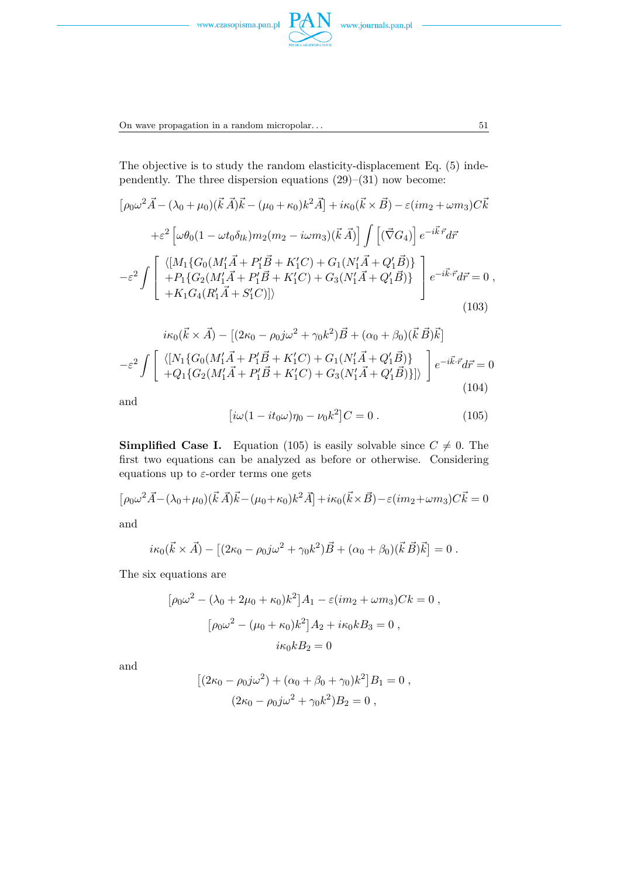The objective is to study the random elasticity-displacement Eq. (5) independently. The three dispersion equations (29)–(31) now become:

$$
\begin{aligned}
&\left[\rho_0\omega^2\vec{A} - (\lambda_0+\mu_0)(\vec{k}\,\vec{A})\vec{k} - (\mu_0+\kappa_0)k^2\vec{A}\right] + i\kappa_0(\vec{k}\times\vec{B}) - \varepsilon(im_2+\omega m_3)C\vec{k} \\
&\quad + \varepsilon^2\left[\omega\theta_0(1-\omega t_0\delta_{lk})m_2(m_2-i\omega m_3)(\vec{k}\,\vec{A})\right]\int\left[(\vec{\nabla}G_4)\right]e^{-i\vec{k}\,\vec{r}}d\vec{r} \\
&-\varepsilon^2\int\left[\begin{array}{l}\langle[M_1\{G_0(M_1'\vec{A}+P_1'\vec{B}+K_1'C)+G_1(N_1'\vec{A}+Q_1'\vec{B})\}\\ +P_1\{G_2(M_1'\vec{A}+P_1'\vec{B}+K_1'C)+G_3(N_1'\vec{A}+Q_1'\vec{B})\}\\ +K_1G_4(R_1'\vec{A}+S_1'C)]\rangle\end{array}\right]e^{-i\vec{k}\cdot\vec{r}}d\vec{r} = 0\,,
\end{aligned}
\tag{103}
$$

$$
\begin{aligned}
&i\kappa_0(\vec{k}\times\vec{A}) - \left[(2\kappa_0-\rho_0j\omega^2+\gamma_0k^2)\vec{B} + (\alpha_0+\beta_0)(\vec{k}\,\vec{B})\vec{k}\right] \\
&-\varepsilon^2\int\left[\begin{array}{l}\langle[N_1\{G_0(M_1'\vec{A}+P_1'\vec{B}+K_1'C)+G_1(N_1'\vec{A}+Q_1'\vec{B})\}\\ +Q_1\{G_2(M_1'\vec{A}+P_1'\vec{B}+K_1'C)+G_3(N_1'\vec{A}+Q_1'\vec{B})\}]\rangle\end{array}\right]e^{-i\vec{k}\cdot\vec{r}}d\vec{r} = 0
\end{aligned}
\tag{104}
$$

and

$$
\left[i\omega(1-it_0\omega)\eta_0 - \nu_0k^2\right]C = 0\,. \tag{105}
$$

**Simplified Case I.** Equation (105) is easily solvable since $C \neq 0$. The first two equations can be analyzed as before or otherwise. Considering equations up to $\varepsilon$-order terms one gets

$$
\left[\rho_0\omega^2\vec{A}-(\lambda_0+\mu_0)(\vec{k}\,\vec{A})\vec{k}-(\mu_0+\kappa_0)k^2\vec{A}\right]+i\kappa_0(\vec{k}\times\vec{B})-\varepsilon(im_2+\omega m_3)C\vec{k}=0
$$

and

$$
i\kappa_0(\vec{k}\times\vec{A}) - \left[(2\kappa_0-\rho_0j\omega^2+\gamma_0k^2)\vec{B}+(\alpha_0+\beta_0)(\vec{k}\,\vec{B})\vec{k}\right] = 0\,.
$$

The six equations are

$$
\begin{gathered}
\left[\rho_0\omega^2-(\lambda_0+2\mu_0+\kappa_0)k^2\right]A_1 - \varepsilon(im_2+\omega m_3)Ck = 0\,,\\
\left[\rho_0\omega^2-(\mu_0+\kappa_0)k^2\right]A_2 + i\kappa_0kB_3 = 0\,,\\
i\kappa_0kB_2 = 0
\end{gathered}
$$

and

$$
\begin{gathered}
\left[(2\kappa_0-\rho_0j\omega^2)+(\alpha_0+\beta_0+\gamma_0)k^2\right]B_1 = 0\,,\\
(2\kappa_0-\rho_0j\omega^2+\gamma_0k^2)B_2 = 0\,,
\end{gathered}
$$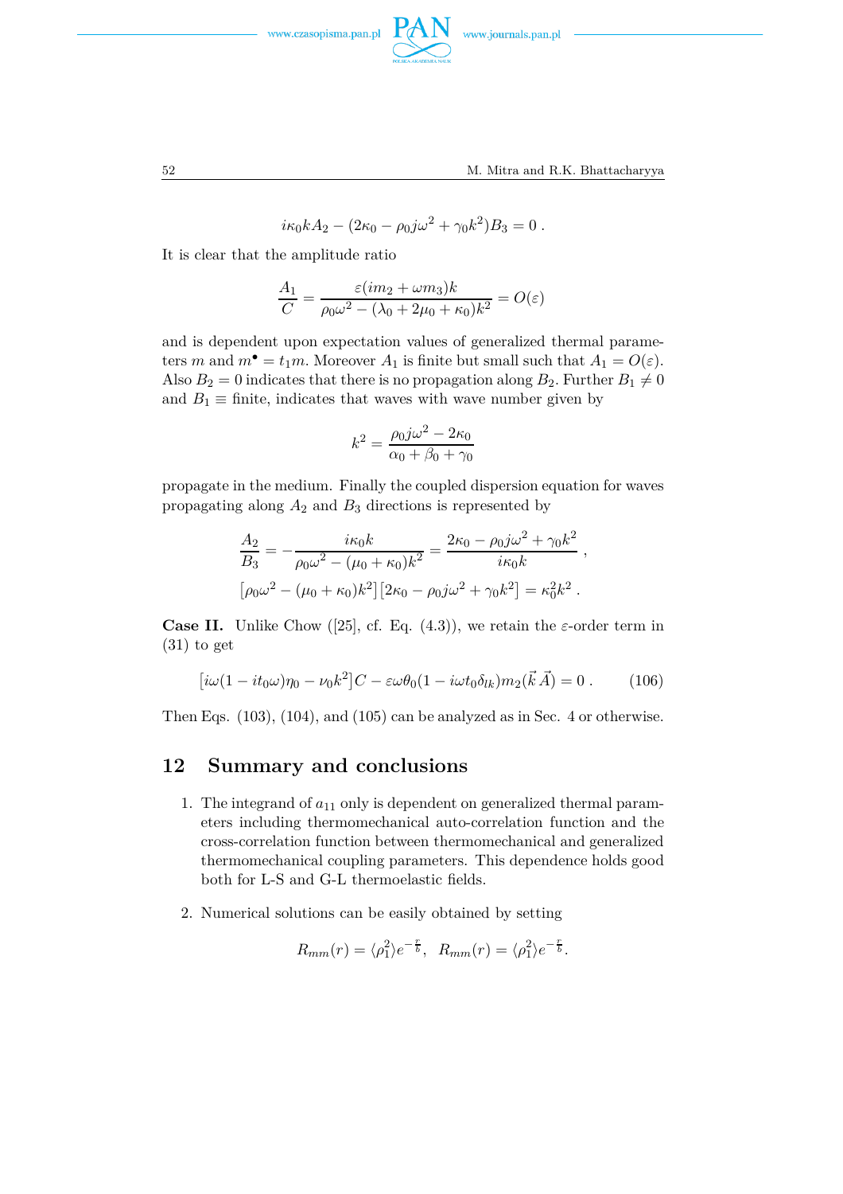$$i\kappa_0 k A_2 - (2\kappa_0 - \rho_0 j\omega^2 + \gamma_0 k^2) B_3 = 0 \, .$$

It is clear that the amplitude ratio

$$\frac{A_1}{C} = \frac{\varepsilon(im_2 + \omega m_3)k}{\rho_0\omega^2 - (\lambda_0 + 2\mu_0 + \kappa_0)k^2} = O(\varepsilon)$$

and is dependent upon expectation values of generalized thermal parameters $m$ and $m^\bullet = t_1 m$. Moreover $A_1$ is finite but small such that $A_1 = O(\varepsilon)$. Also $B_2 = 0$ indicates that there is no propagation along $B_2$. Further $B_1 \neq 0$ and $B_1 \equiv$ finite, indicates that waves with wave number given by

$$k^2 = \frac{\rho_0 j\omega^2 - 2\kappa_0}{\alpha_0 + \beta_0 + \gamma_0}$$

propagate in the medium. Finally the coupled dispersion equation for waves propagating along $A_2$ and $B_3$ directions is represented by

$$\frac{A_2}{B_3} = -\frac{i\kappa_0 k}{\rho_0\omega^2 - (\mu_0 + \kappa_0)k^2} = \frac{2\kappa_0 - \rho_0 j\omega^2 + \gamma_0 k^2}{i\kappa_0 k} \, ,$$

$$\left[\rho_0\omega^2 - (\mu_0 + \kappa_0)k^2\right]\left[2\kappa_0 - \rho_0 j\omega^2 + \gamma_0 k^2\right] = \kappa_0^2 k^2 \, .$$

**Case II.** Unlike Chow ([25], cf. Eq. (4.3)), we retain the $\varepsilon$-order term in (31) to get

$$\left[i\omega(1 - it_0\omega)\eta_0 - \nu_0 k^2\right]C - \varepsilon\omega\theta_0(1 - i\omega t_0\delta_{lk})m_2(\vec{k}\,\vec{A}) = 0 \, . \qquad (106)$$

Then Eqs. (103), (104), and (105) can be analyzed as in Sec. 4 or otherwise.

## 12 Summary and conclusions

1. The integrand of $a_{11}$ only is dependent on generalized thermal parameters including thermomechanical auto-correlation function and the cross-correlation function between thermomechanical and generalized thermomechanical coupling parameters. This dependence holds good both for L-S and G-L thermoelastic fields.

2. Numerical solutions can be easily obtained by setting

$$R_{mm}(r) = \langle\rho_1^2\rangle e^{-\frac{r}{b}}, \;\; R_{mm}(r) = \langle\rho_1^2\rangle e^{-\frac{r}{b}}.$$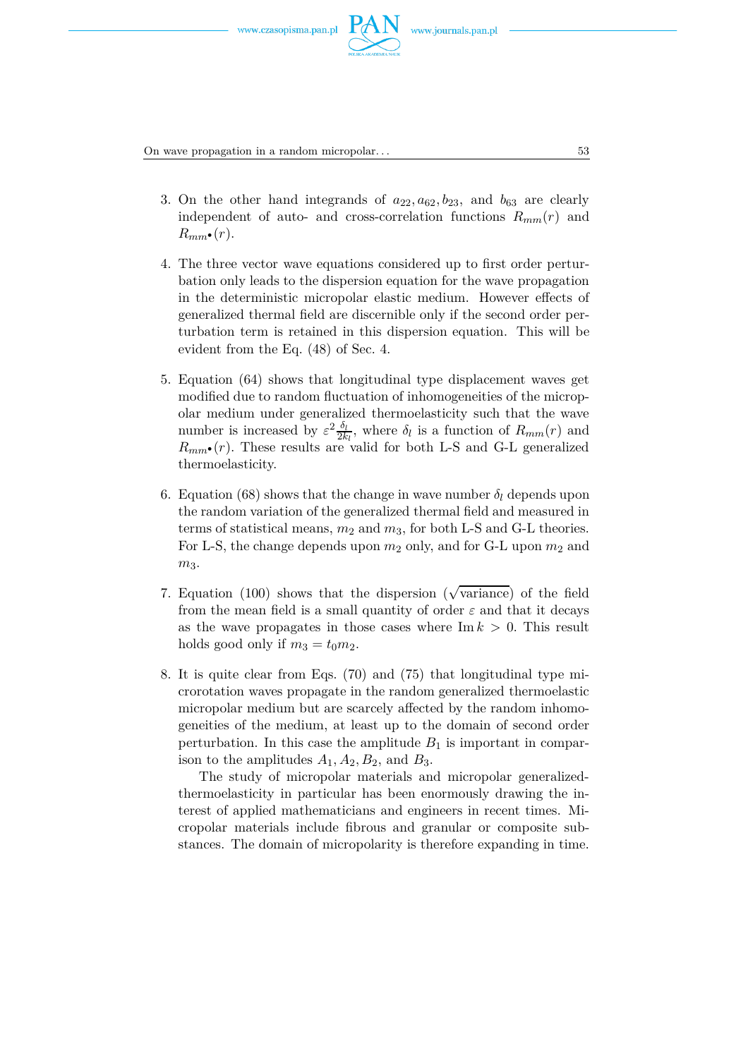3. On the other hand integrands of $a_{22}, a_{62}, b_{23}$, and $b_{63}$ are clearly independent of auto- and cross-correlation functions $R_{mm}(r)$ and $R_{mm^\bullet}(r)$.

4. The three vector wave equations considered up to first order perturbation only leads to the dispersion equation for the wave propagation in the deterministic micropolar elastic medium. However effects of generalized thermal field are discernible only if the second order perturbation term is retained in this dispersion equation. This will be evident from the Eq. (48) of Sec. 4.

5. Equation (64) shows that longitudinal type displacement waves get modified due to random fluctuation of inhomogeneities of the micropolar medium under generalized thermoelasticity such that the wave number is increased by $\varepsilon^2 \frac{\delta_l}{2k_l}$, where $\delta_l$ is a function of $R_{mm}(r)$ and $R_{mm^\bullet}(r)$. These results are valid for both L-S and G-L generalized thermoelasticity.

6. Equation (68) shows that the change in wave number $\delta_l$ depends upon the random variation of the generalized thermal field and measured in terms of statistical means, $m_2$ and $m_3$, for both L-S and G-L theories. For L-S, the change depends upon $m_2$ only, and for G-L upon $m_2$ and $m_3$.

7. Equation (100) shows that the dispersion ($\sqrt{\text{variance}}$) of the field from the mean field is a small quantity of order $\varepsilon$ and that it decays as the wave propagates in those cases where $\operatorname{Im} k > 0$. This result holds good only if $m_3 = t_0 m_2$.

8. It is quite clear from Eqs. (70) and (75) that longitudinal type microrotation waves propagate in the random generalized thermoelastic micropolar medium but are scarcely affected by the random inhomogeneities of the medium, at least up to the domain of second order perturbation. In this case the amplitude $B_1$ is important in comparison to the amplitudes $A_1, A_2, B_2$, and $B_3$.

   The study of micropolar materials and micropolar generalized-thermoelasticity in particular has been enormously drawing the interest of applied mathematicians and engineers in recent times. Micropolar materials include fibrous and granular or composite substances. The domain of micropolarity is therefore expanding in time.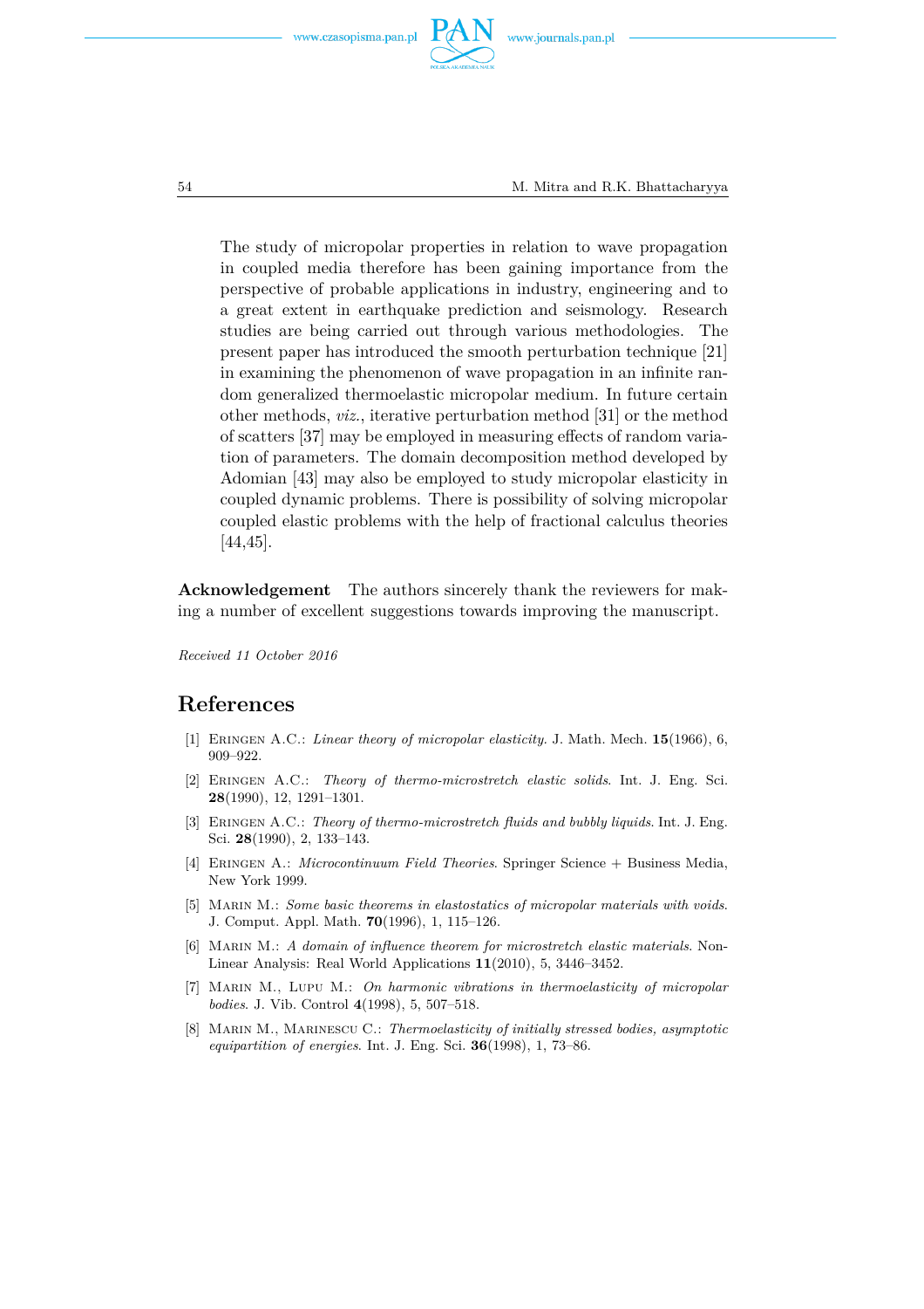The study of micropolar properties in relation to wave propagation in coupled media therefore has been gaining importance from the perspective of probable applications in industry, engineering and to a great extent in earthquake prediction and seismology. Research studies are being carried out through various methodologies. The present paper has introduced the smooth perturbation technique [21] in examining the phenomenon of wave propagation in an infinite random generalized thermoelastic micropolar medium. In future certain other methods, *viz.*, iterative perturbation method [31] or the method of scatters [37] may be employed in measuring effects of random variation of parameters. The domain decomposition method developed by Adomian [43] may also be employed to study micropolar elasticity in coupled dynamic problems. There is possibility of solving micropolar coupled elastic problems with the help of fractional calculus theories [44,45].

**Acknowledgement** The authors sincerely thank the reviewers for making a number of excellent suggestions towards improving the manuscript.

*Received 11 October 2016*

## References

[1] Eringen A.C.: *Linear theory of micropolar elasticity*. J. Math. Mech. **15**(1966), 6, 909–922.

[2] Eringen A.C.: *Theory of thermo-microstretch elastic solids*. Int. J. Eng. Sci. **28**(1990), 12, 1291–1301.

[3] Eringen A.C.: *Theory of thermo-microstretch fluids and bubbly liquids*. Int. J. Eng. Sci. **28**(1990), 2, 133–143.

[4] Eringen A.: *Microcontinuum Field Theories*. Springer Science + Business Media, New York 1999.

[5] Marin M.: *Some basic theorems in elastostatics of micropolar materials with voids*. J. Comput. Appl. Math. **70**(1996), 1, 115–126.

[6] Marin M.: *A domain of influence theorem for microstretch elastic materials*. Non-Linear Analysis: Real World Applications **11**(2010), 5, 3446–3452.

[7] Marin M., Lupu M.: *On harmonic vibrations in thermoelasticity of micropolar bodies*. J. Vib. Control **4**(1998), 5, 507–518.

[8] Marin M., Marinescu C.: *Thermoelasticity of initially stressed bodies, asymptotic equipartition of energies*. Int. J. Eng. Sci. **36**(1998), 1, 73–86.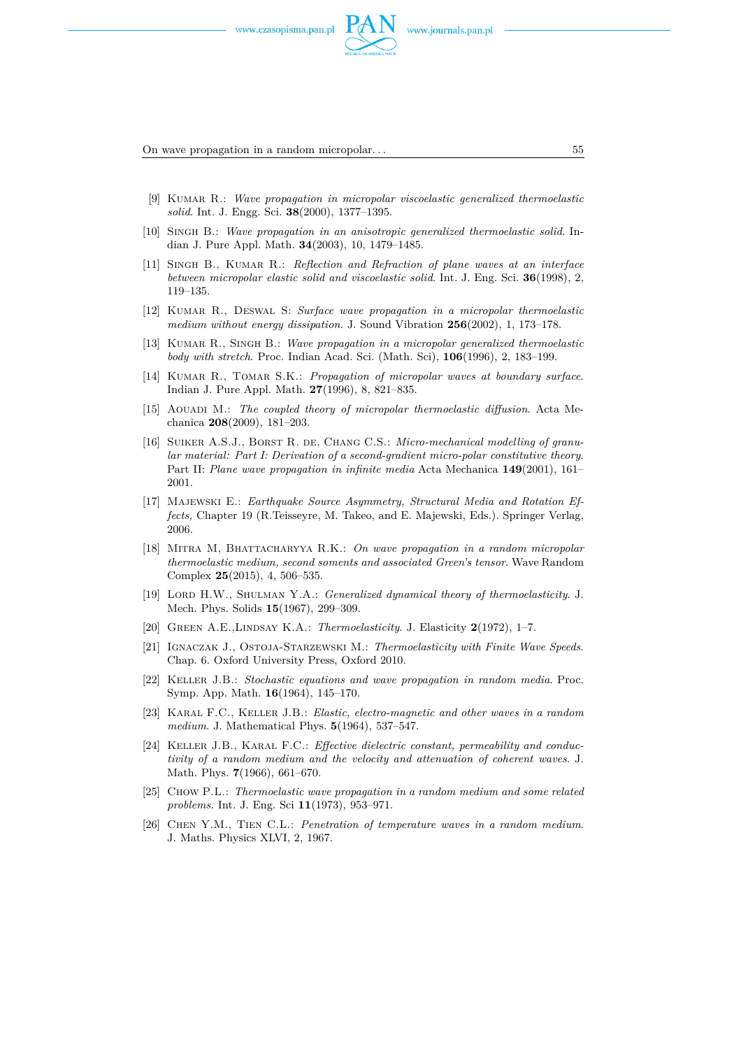[9] Kumar R.: *Wave propagation in micropolar viscoelastic generalized thermoelastic solid*. Int. J. Engg. Sci. **38**(2000), 1377–1395.

[10] Singh B.: *Wave propagation in an anisotropic generalized thermoelastic solid*. Indian J. Pure Appl. Math. **34**(2003), 10, 1479–1485.

[11] Singh B., Kumar R.: *Reflection and Refraction of plane waves at an interface between micropolar elastic solid and viscoelastic solid*. Int. J. Eng. Sci. **36**(1998), 2, 119–135.

[12] Kumar R., Deswal S: *Surface wave propagation in a micropolar thermoelastic medium without energy dissipation*. J. Sound Vibration **256**(2002), 1, 173–178.

[13] Kumar R., Singh B.: *Wave propagation in a micropolar generalized thermoelastic body with stretch*. Proc. Indian Acad. Sci. (Math. Sci), **106**(1996), 2, 183–199.

[14] Kumar R., Tomar S.K.: *Propagation of micropolar waves at boundary surface*. Indian J. Pure Appl. Math. **27**(1996), 8, 821–835.

[15] Aouadi M.: *The coupled theory of micropolar thermoelastic diffusion*. Acta Mechanica **208**(2009), 181–203.

[16] Suiker A.S.J., Borst R. de, Chang C.S.: *Micro-mechanical modelling of granular material: Part I: Derivation of a second-gradient micro-polar constitutive theory*. Part II: *Plane wave propagation in infinite media* Acta Mechanica **149**(2001), 161–2001.

[17] Majewski E.: *Earthquake Source Asymmetry, Structural Media and Rotation Effects*, Chapter 19 (R.Teisseyre, M. Takeo, and E. Majewski, Eds.). Springer Verlag, 2006.

[18] Mitra M, Bhattacharyya R.K.: *On wave propagation in a random micropolar thermoelastic medium, second soments and associated Green's tensor*. Wave Random Complex **25**(2015), 4, 506–535.

[19] Lord H.W., Shulman Y.A.: *Generalized dynamical theory of thermoelasticity*. J. Mech. Phys. Solids **15**(1967), 299–309.

[20] Green A.E.,Lindsay K.A.: *Thermoelasticity*. J. Elasticity **2**(1972), 1–7.

[21] Ignaczak J., Ostoja-Starzewski M.: *Thermoelasticity with Finite Wave Speeds*. Chap. 6. Oxford University Press, Oxford 2010.

[22] Keller J.B.: *Stochastic equations and wave propagation in random media*. Proc. Symp. App. Math. **16**(1964), 145–170.

[23] Karal F.C., Keller J.B.: *Elastic, electro-magnetic and other waves in a random medium*. J. Mathematical Phys. **5**(1964), 537–547.

[24] Keller J.B., Karal F.C.: *Effective dielectric constant, permeability and conductivity of a random medium and the velocity and attenuation of coherent waves*. J. Math. Phys. **7**(1966), 661–670.

[25] Chow P.L.: *Thermoelastic wave propagation in a random medium and some related problems*. Int. J. Eng. Sci **11**(1973), 953–971.

[26] Chen Y.M., Tien C.L.: *Penetration of temperature waves in a random medium*. J. Maths. Physics XLVI, 2, 1967.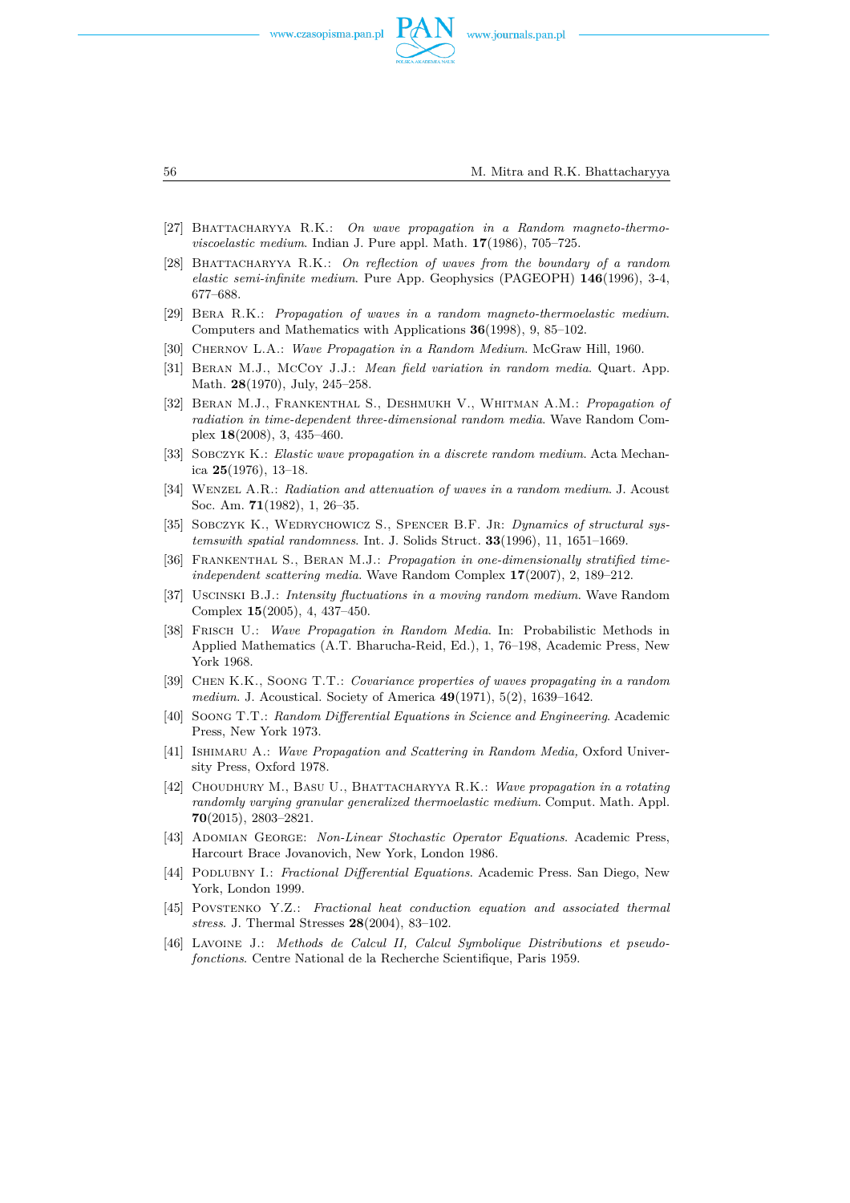[27] Bhattacharyya R.K.: *On wave propagation in a Random magneto-thermo-viscoelastic medium*. Indian J. Pure appl. Math. **17**(1986), 705–725.

[28] Bhattacharyya R.K.: *On reflection of waves from the boundary of a random elastic semi-infinite medium*. Pure App. Geophysics (PAGEOPH) **146**(1996), 3-4, 677–688.

[29] Bera R.K.: *Propagation of waves in a random magneto-thermoelastic medium*. Computers and Mathematics with Applications **36**(1998), 9, 85–102.

[30] Chernov L.A.: *Wave Propagation in a Random Medium*. McGraw Hill, 1960.

[31] Beran M.J., McCoy J.J.: *Mean field variation in random media*. Quart. App. Math. **28**(1970), July, 245–258.

[32] Beran M.J., Frankenthal S., Deshmukh V., Whitman A.M.: *Propagation of radiation in time-dependent three-dimensional random media*. Wave Random Complex **18**(2008), 3, 435–460.

[33] Sobczyk K.: *Elastic wave propagation in a discrete random medium*. Acta Mechanica **25**(1976), 13–18.

[34] Wenzel A.R.: *Radiation and attenuation of waves in a random medium*. J. Acoust Soc. Am. **71**(1982), 1, 26–35.

[35] Sobczyk K., Wedrychowicz S., Spencer B.F. Jr: *Dynamics of structural systemswith spatial randomness*. Int. J. Solids Struct. **33**(1996), 11, 1651–1669.

[36] Frankenthal S., Beran M.J.: *Propagation in one-dimensionally stratified time-independent scattering media*. Wave Random Complex **17**(2007), 2, 189–212.

[37] Uscinski B.J.: *Intensity fluctuations in a moving random medium*. Wave Random Complex **15**(2005), 4, 437–450.

[38] Frisch U.: *Wave Propagation in Random Media*. In: Probabilistic Methods in Applied Mathematics (A.T. Bharucha-Reid, Ed.), 1, 76–198, Academic Press, New York 1968.

[39] Chen K.K., Soong T.T.: *Covariance properties of waves propagating in a random medium*. J. Acoustical. Society of America **49**(1971), 5(2), 1639–1642.

[40] Soong T.T.: *Random Differential Equations in Science and Engineering*. Academic Press, New York 1973.

[41] Ishimaru A.: *Wave Propagation and Scattering in Random Media,* Oxford University Press, Oxford 1978.

[42] Choudhury M., Basu U., Bhattacharyya R.K.: *Wave propagation in a rotating randomly varying granular generalized thermoelastic medium*. Comput. Math. Appl. **70**(2015), 2803–2821.

[43] Adomian George: *Non-Linear Stochastic Operator Equations*. Academic Press, Harcourt Brace Jovanovich, New York, London 1986.

[44] Podlubny I.: *Fractional Differential Equations.* Academic Press. San Diego, New York, London 1999.

[45] Povstenko Y.Z.: *Fractional heat conduction equation and associated thermal stress*. J. Thermal Stresses **28**(2004), 83–102.

[46] Lavoine J.: *Methods de Calcul II, Calcul Symbolique Distributions et pseudo-fonctions*. Centre National de la Recherche Scientifique, Paris 1959.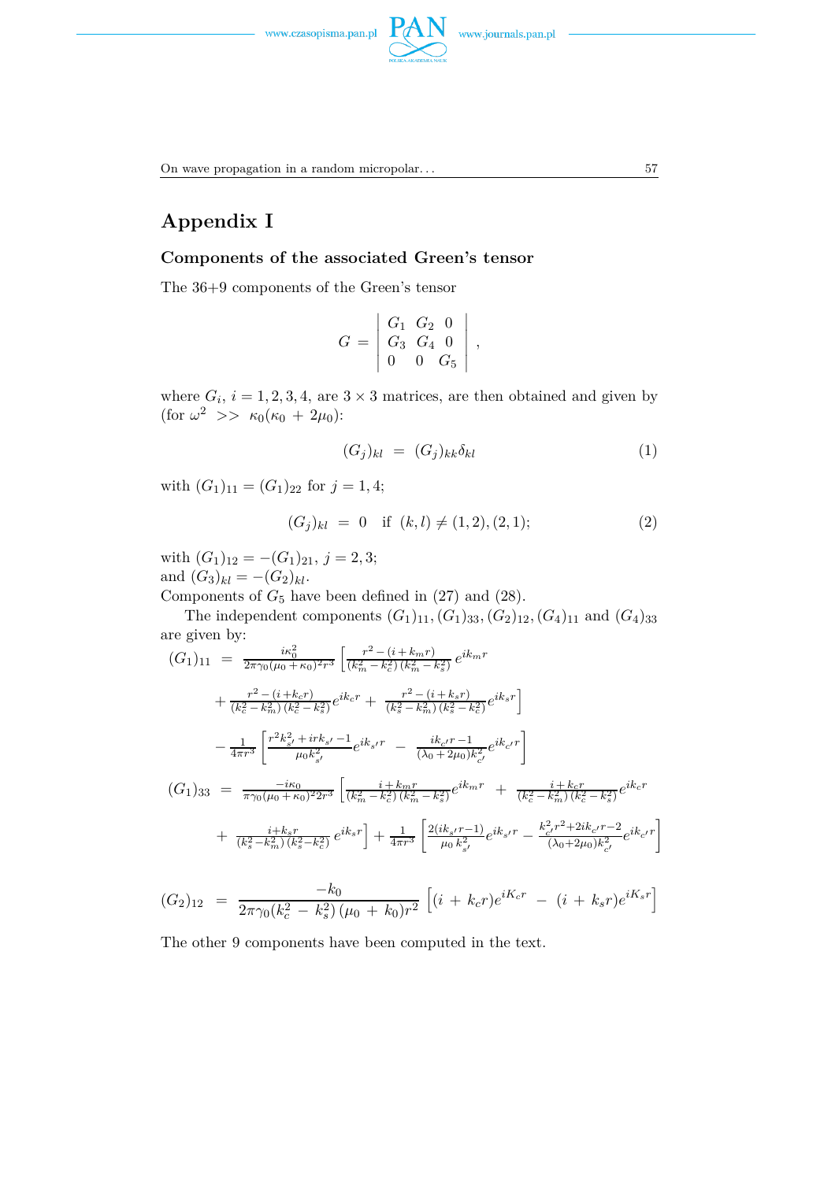# Appendix I

### Components of the associated Green's tensor

The 36+9 components of the Green's tensor

$$G = \begin{vmatrix} G_1 & G_2 & 0 \\ G_3 & G_4 & 0 \\ 0 & 0 & G_5 \end{vmatrix},$$

where $G_i$, $i = 1,2,3,4$, are $3 \times 3$ matrices, are then obtained and given by (for $\omega^2 >> \kappa_0(\kappa_0 + 2\mu_0)$:

$$(G_j)_{kl} = (G_j)_{kk}\delta_{kl} \tag{1}$$

with $(G_1)_{11} = (G_1)_{22}$ for $j = 1,4$;

$$(G_j)_{kl} = 0 \quad \text{if } (k,l) \neq (1,2),(2,1); \tag{2}$$

with $(G_1)_{12} = -(G_1)_{21}$, $j = 2,3$;
and $(G_3)_{kl} = -(G_2)_{kl}$.
Components of $G_5$ have been defined in (27) and (28).

The independent components $(G_1)_{11}, (G_1)_{33}, (G_2)_{12}, (G_4)_{11}$ and $(G_4)_{33}$ are given by:

$$\begin{aligned}
(G_1)_{11} = {} & \frac{i\kappa_0^2}{2\pi\gamma_0(\mu_0+\kappa_0)^2 r^3}\left[\frac{r^2-(i+k_m r)}{(k_m^2-k_c^2)(k_m^2-k_s^2)}e^{ik_m r}\right. \\
& \left. + \frac{r^2-(i+k_c r)}{(k_c^2-k_m^2)(k_c^2-k_s^2)}e^{ik_c r} + \frac{r^2-(i+k_s r)}{(k_s^2-k_m^2)(k_s^2-k_c^2)}e^{ik_s r}\right] \\
& - \frac{1}{4\pi r^3}\left[\frac{r^2 k_{s'}^2 + irk_{s'} - 1}{\mu_0 k_{s'}^2}e^{ik_{s'} r} - \frac{ik_{c'} r - 1}{(\lambda_0+2\mu_0)k_{c'}^2}e^{ik_{c'} r}\right] \\
(G_1)_{33} = {} & \frac{-i\kappa_0}{\pi\gamma_0(\mu_0+\kappa_0)^2 2r^3}\left[\frac{i+k_m r}{(k_m^2-k_c^2)(k_m^2-k_s^2)}e^{ik_m r} + \frac{i+k_c r}{(k_c^2-k_m^2)(k_c^2-k_s^2)}e^{ik_c r}\right. \\
& \left. + \frac{i+k_s r}{(k_s^2-k_m^2)(k_s^2-k_c^2)}e^{ik_s r}\right] + \frac{1}{4\pi r^3}\left[\frac{2(ik_{s'} r-1)}{\mu_0 k_{s'}^2}e^{ik_{s'} r} - \frac{k_{c'}^2 r^2 + 2ik_{c'} r - 2}{(\lambda_0+2\mu_0)k_{c'}^2}e^{ik_{c'} r}\right]
\end{aligned}$$

$$(G_2)_{12} = \frac{-k_0}{2\pi\gamma_0(k_c^2-k_s^2)(\mu_0+k_0)r^2}\left[(i+k_c r)e^{iK_c r} - (i+k_s r)e^{iK_s r}\right]$$

The other 9 components have been computed in the text.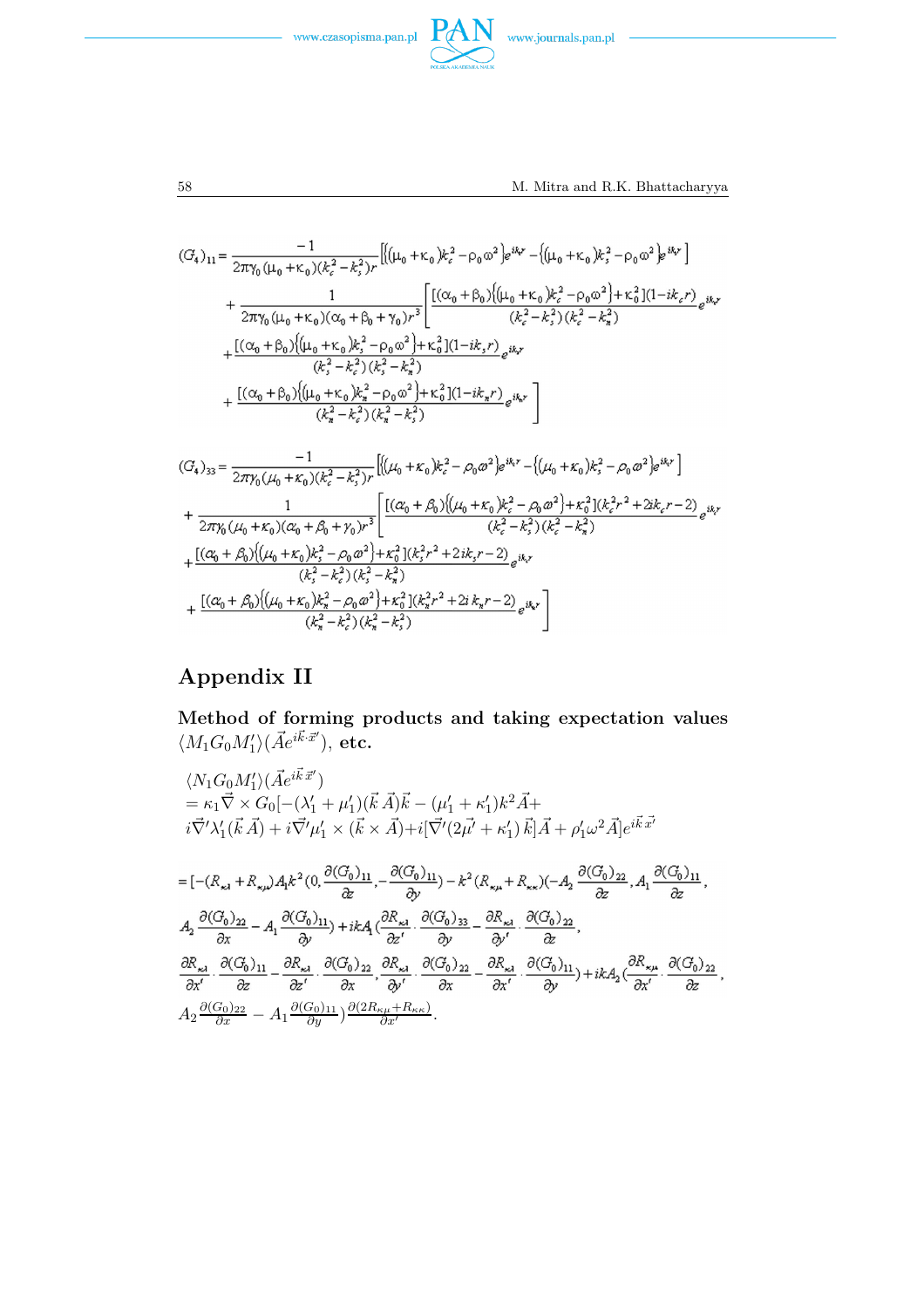$$(G_4)_{11} = \frac{-1}{2\pi\gamma_0(\mu_0+\kappa_0)(k_c^2-k_s^2)r}\left[\{(\mu_0+\kappa_0)k_c^2-\rho_0\omega^2\}e^{ik_c r}-\{(\mu_0+\kappa_0)k_s^2-\rho_0\omega^2\}e^{ik_s r}\right]$$

$$+\frac{1}{2\pi\gamma_0(\mu_0+\kappa_0)(\alpha_0+\beta_0+\gamma_0)r^3}\left[\frac{[(\alpha_0+\beta_0)\{(\mu_0+\kappa_0)k_c^2-\rho_0\omega^2\}+\kappa_0^2](1-ik_c r)}{(k_c^2-k_s^2)(k_c^2-k_\pi^2)}e^{ik_c r}\right.$$

$$+\frac{[(\alpha_0+\beta_0)\{(\mu_0+\kappa_0)k_s^2-\rho_0\omega^2\}+\kappa_0^2](1-ik_s r)}{(k_s^2-k_c^2)(k_s^2-k_\pi^2)}e^{ik_s r}$$

$$\left.+\frac{[(\alpha_0+\beta_0)\{(\mu_0+\kappa_0)k_\pi^2-\rho_0\omega^2\}+\kappa_0^2](1-ik_\pi r)}{(k_\pi^2-k_c^2)(k_\pi^2-k_s^2)}e^{ik_\pi r}\right]$$

$$(G_4)_{33} = \frac{-1}{2\pi\gamma_0(\mu_0+\kappa_0)(k_c^2-k_s^2)r}\left[\{(\mu_0+\kappa_0)k_c^2-\rho_0\omega^2\}e^{ik_c r}-\{(\mu_0+\kappa_0)k_s^2-\rho_0\omega^2\}e^{ik_s r}\right]$$

$$+\frac{1}{2\pi\gamma_0(\mu_0+\kappa_0)(\alpha_0+\beta_0+\gamma_0)r^3}\left[\frac{[(\alpha_0+\beta_0)\{(\mu_0+\kappa_0)k_c^2-\rho_0\omega^2\}+\kappa_0^2](k_c^2r^2+2ik_c r-2)}{(k_c^2-k_s^2)(k_c^2-k_\pi^2)}e^{ik_c r}\right.$$

$$+\frac{[(\alpha_0+\beta_0)\{(\mu_0+\kappa_0)k_s^2-\rho_0\omega^2\}+\kappa_0^2](k_s^2r^2+2ik_s r-2)}{(k_s^2-k_c^2)(k_s^2-k_\pi^2)}e^{ik_s r}$$

$$\left.+\frac{[(\alpha_0+\beta_0)\{(\mu_0+\kappa_0)k_\pi^2-\rho_0\omega^2\}+\kappa_0^2](k_\pi^2r^2+2i\,k_\pi r-2)}{(k_\pi^2-k_c^2)(k_\pi^2-k_s^2)}e^{ik_\pi r}\right]$$

## Appendix II

### Method of forming products and taking expectation values $\langle M_1 G_0 M_1' \rangle (\vec{A} e^{i\vec{k}\cdot\vec{x}'})$, etc.

$$\langle N_1 G_0 M_1' \rangle (\vec{A} e^{i\vec{k}\vec{x}'})$$
$$= \kappa_1 \vec{\nabla} \times G_0[-(\lambda_1'+\mu_1')(\vec{k}\,\vec{A})\vec{k} - (\mu_1'+\kappa_1')k^2\vec{A} +$$
$$i\vec{\nabla}'\lambda_1'(\vec{k}\,\vec{A}) + i\vec{\nabla}'\mu_1' \times (\vec{k}\times\vec{A}) + i[\vec{\nabla}'(2\mu'+\kappa_1')\,\vec{k}]\vec{A} + \rho_1'\omega^2\vec{A}]e^{i\vec{k}\,\vec{x}'}$$

$$= [-(R_{\kappa\lambda}+R_{\kappa\mu})A_1 k^2 (0, \frac{\partial (G_0)_{11}}{\partial z}, -\frac{\partial (G_0)_{11}}{\partial y}) - k^2(R_{\kappa\mu}+R_{\kappa\kappa})(-A_2\frac{\partial (G_0)_{22}}{\partial z}, A_1\frac{\partial (G_0)_{11}}{\partial z},$$
$$A_2\frac{\partial (G_0)_{22}}{\partial x} - A_1\frac{\partial (G_0)_{11}}{\partial y}) + ikA_1(\frac{\partial R_{\kappa\lambda}}{\partial z'}\cdot\frac{\partial (G_0)_{33}}{\partial y} - \frac{\partial R_{\kappa\lambda}}{\partial y'}\cdot\frac{\partial (G_0)_{22}}{\partial z},$$
$$\frac{\partial R_{\kappa\lambda}}{\partial x'}\cdot\frac{\partial (G_0)_{11}}{\partial z} - \frac{\partial R_{\kappa\lambda}}{\partial z'}\cdot\frac{\partial (G_0)_{22}}{\partial x}, \frac{\partial R_{\kappa\lambda}}{\partial y'}\cdot\frac{\partial (G_0)_{22}}{\partial x} - \frac{\partial R_{\kappa\lambda}}{\partial x'}\cdot\frac{\partial (G_0)_{11}}{\partial y}) + ikA_2(\frac{\partial R_{\kappa\mu}}{\partial x'}\cdot\frac{\partial (G_0)_{22}}{\partial z},$$
$$A_2\frac{\partial (G_0)_{22}}{\partial x} - A_1\frac{\partial (G_0)_{11}}{\partial y})\frac{\partial(2R_{\kappa\mu}+R_{\kappa\kappa})}{\partial x'}.$$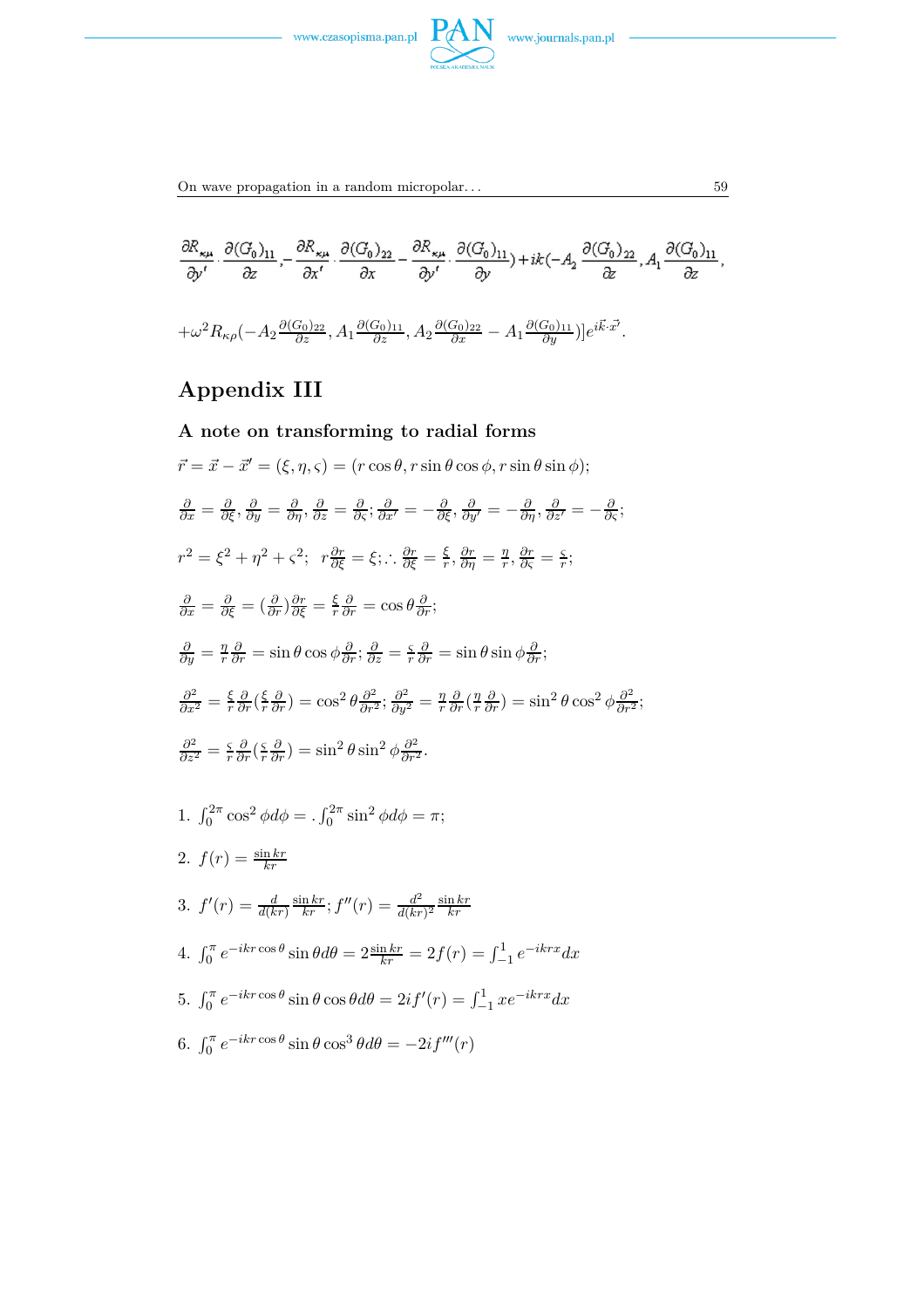$$\frac{\partial R_{\kappa\mu}}{\partial y'}\cdot\frac{\partial (G_0)_{11}}{\partial z},-\frac{\partial R_{\kappa\mu}}{\partial x'}\cdot\frac{\partial (G_0)_{22}}{\partial x}-\frac{\partial R_{\kappa\mu}}{\partial y'}\cdot\frac{\partial (G_0)_{11}}{\partial y})+ik(-A_2\frac{\partial (G_0)_{22}}{\partial z},A_1\frac{\partial (G_0)_{11}}{\partial z},$$

$$+\omega^2 R_{\kappa\rho}(-A_2\frac{\partial (G_0)_{22}}{\partial z},A_1\frac{\partial (G_0)_{11}}{\partial z},A_2\frac{\partial (G_0)_{22}}{\partial x}-A_1\frac{\partial (G_0)_{11}}{\partial y})]e^{i\vec{k}\cdot\vec{x}'}.$$

## Appendix III

### A note on transforming to radial forms

$\vec{r}=\vec{x}-\vec{x}'=(\xi,\eta,\varsigma)=(r\cos\theta,r\sin\theta\cos\phi,r\sin\theta\sin\phi);$

$\frac{\partial}{\partial x}=\frac{\partial}{\partial \xi},\frac{\partial}{\partial y}=\frac{\partial}{\partial \eta},\frac{\partial}{\partial z}=\frac{\partial}{\partial \varsigma};\frac{\partial}{\partial x'}=-\frac{\partial}{\partial \xi},\frac{\partial}{\partial y'}=-\frac{\partial}{\partial \eta},\frac{\partial}{\partial z'}=-\frac{\partial}{\partial \varsigma};$

$r^2=\xi^2+\eta^2+\varsigma^2;\;\; r\frac{\partial r}{\partial \xi}=\xi;\therefore \frac{\partial r}{\partial \xi}=\frac{\xi}{r},\frac{\partial r}{\partial \eta}=\frac{\eta}{r},\frac{\partial r}{\partial \varsigma}=\frac{\varsigma}{r};$

$\frac{\partial}{\partial x}=\frac{\partial}{\partial \xi}=(\frac{\partial}{\partial r})\frac{\partial r}{\partial \xi}=\frac{\xi}{r}\frac{\partial}{\partial r}=\cos\theta\frac{\partial}{\partial r};$

$\frac{\partial}{\partial y}=\frac{\eta}{r}\frac{\partial}{\partial r}=\sin\theta\cos\phi\frac{\partial}{\partial r};\frac{\partial}{\partial z}=\frac{\varsigma}{r}\frac{\partial}{\partial r}=\sin\theta\sin\phi\frac{\partial}{\partial r};$

$\frac{\partial^2}{\partial x^2}=\frac{\xi}{r}\frac{\partial}{\partial r}(\frac{\xi}{r}\frac{\partial}{\partial r})=\cos^2\theta\frac{\partial^2}{\partial r^2};\frac{\partial^2}{\partial y^2}=\frac{\eta}{r}\frac{\partial}{\partial r}(\frac{\eta}{r}\frac{\partial}{\partial r})=\sin^2\theta\cos^2\phi\frac{\partial^2}{\partial r^2};$

$\frac{\partial^2}{\partial z^2}=\frac{\varsigma}{r}\frac{\partial}{\partial r}(\frac{\varsigma}{r}\frac{\partial}{\partial r})=\sin^2\theta\sin^2\phi\frac{\partial^2}{\partial r^2}.$

1. $\int_0^{2\pi}\cos^2\phi d\phi=.\int_0^{2\pi}\sin^2\phi d\phi=\pi;$

2. $f(r)=\frac{\sin kr}{kr}$

3. $f'(r)=\frac{d}{d(kr)}\frac{\sin kr}{kr};f''(r)=\frac{d^2}{d(kr)^2}\frac{\sin kr}{kr}$

4. $\int_0^{\pi}e^{-ikr\cos\theta}\sin\theta d\theta=2\frac{\sin kr}{kr}=2f(r)=\int_{-1}^{1}e^{-ikrx}dx$

5. $\int_0^{\pi}e^{-ikr\cos\theta}\sin\theta\cos\theta d\theta=2if'(r)=\int_{-1}^{1}xe^{-ikrx}dx$

6. $\int_0^{\pi}e^{-ikr\cos\theta}\sin\theta\cos^3\theta d\theta=-2if'''(r)$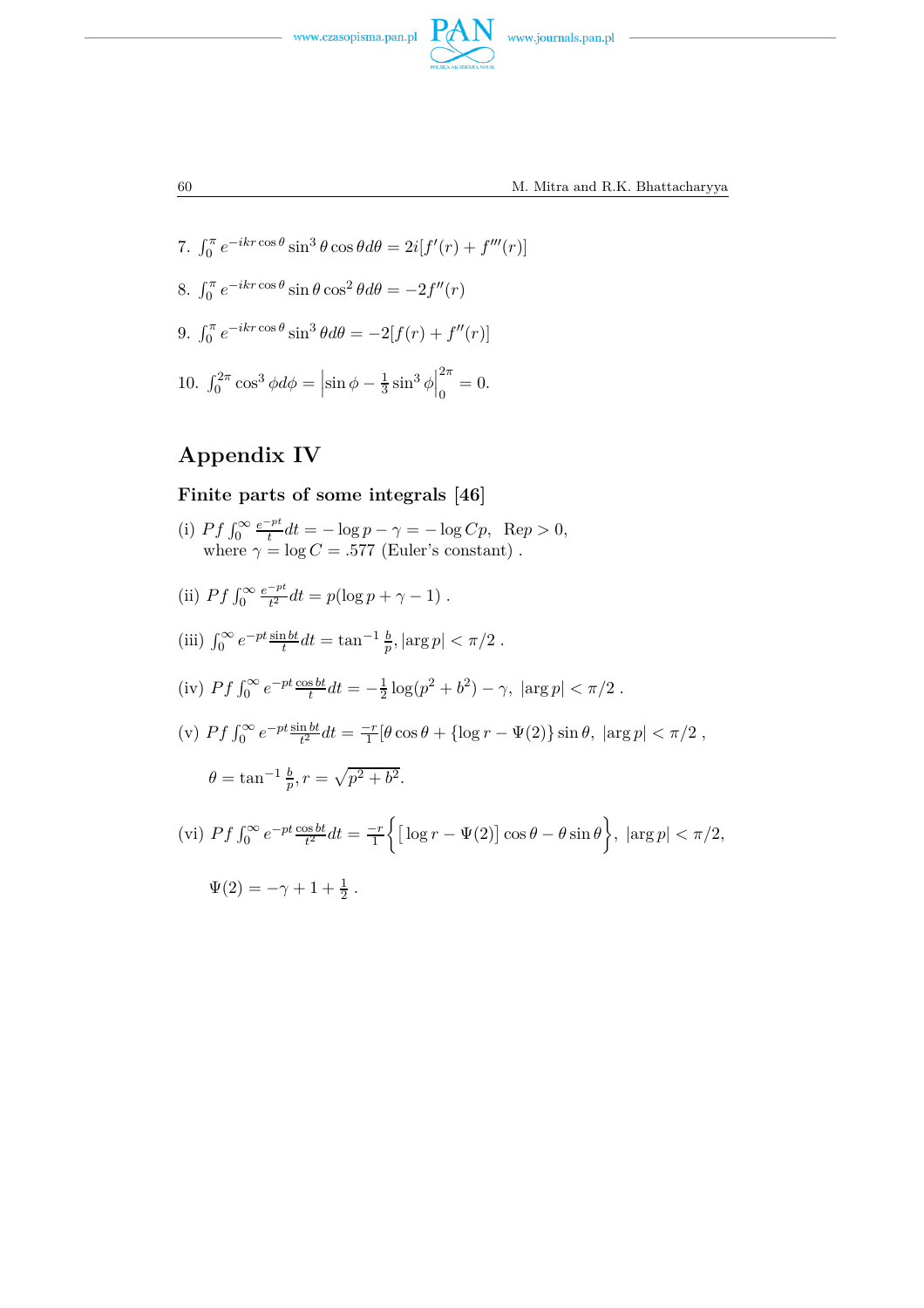7. $\int_0^\pi e^{-ikr\cos\theta}\sin^3\theta\cos\theta d\theta = 2i[f'(r) + f'''(r)]$

8. $\int_0^\pi e^{-ikr\cos\theta}\sin\theta\cos^2\theta d\theta = -2f''(r)$

9. $\int_0^\pi e^{-ikr\cos\theta}\sin^3\theta d\theta = -2[f(r) + f''(r)]$

10. $\int_0^{2\pi}\cos^3\phi d\phi = \left|\sin\phi - \frac{1}{3}\sin^3\phi\right|_0^{2\pi} = 0.$

# Appendix IV

## Finite parts of some integrals [46]

(i) $Pf\int_0^\infty \frac{e^{-pt}}{t}dt = -\log p - \gamma = -\log Cp,\ \ \text{Re}p > 0,$
 where $\gamma = \log C = .577$ (Euler's constant) .

(ii) $Pf\int_0^\infty \frac{e^{-pt}}{t^2}dt = p(\log p + \gamma - 1)$ .

(iii) $\int_0^\infty e^{-pt}\frac{\sin bt}{t}dt = \tan^{-1}\frac{b}{p}, |\arg p| < \pi/2$ .

(iv) $Pf\int_0^\infty e^{-pt}\frac{\cos bt}{t}dt = -\frac{1}{2}\log(p^2 + b^2) - \gamma,\ |\arg p| < \pi/2$ .

(v) $Pf\int_0^\infty e^{-pt}\frac{\sin bt}{t^2}dt = \frac{-r}{1}[\theta\cos\theta + \{\log r - \Psi(2)\}\sin\theta,\ |\arg p| < \pi/2$ ,

$\theta = \tan^{-1}\frac{b}{p}, r = \sqrt{p^2 + b^2}.$

(vi) $Pf\int_0^\infty e^{-pt}\frac{\cos bt}{t^2}dt = \frac{-r}{1}\Big\{\big[\log r - \Psi(2)\big]\cos\theta - \theta\sin\theta\Big\},\ |\arg p| < \pi/2,$

$\Psi(2) = -\gamma + 1 + \frac{1}{2}$ .